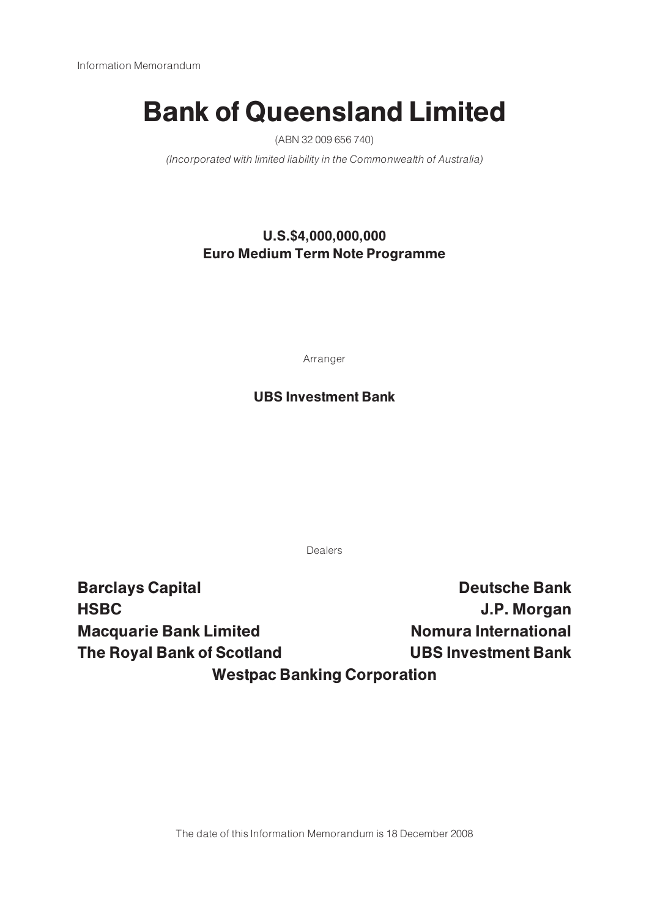Information Memorandum

# Bank of Queensland Limited

(ABN 32 009 656 740)

*(Incorporated with limited liability in the Commonwealth of Australia)*

**U.S.$4,000,000,000**
**Euro Medium Term Note Programme**

Arranger

**UBS Investment Bank**

Dealers

**Barclays Capital**

**Deutsche Bank**

**HSBC**

**J.P. Morgan**

**Macquarie Bank Limited**

**Nomura International**

**The Royal Bank of Scotland**

**UBS Investment Bank**

**Westpac Banking Corporation**

The date of this Information Memorandum is 18 December 2008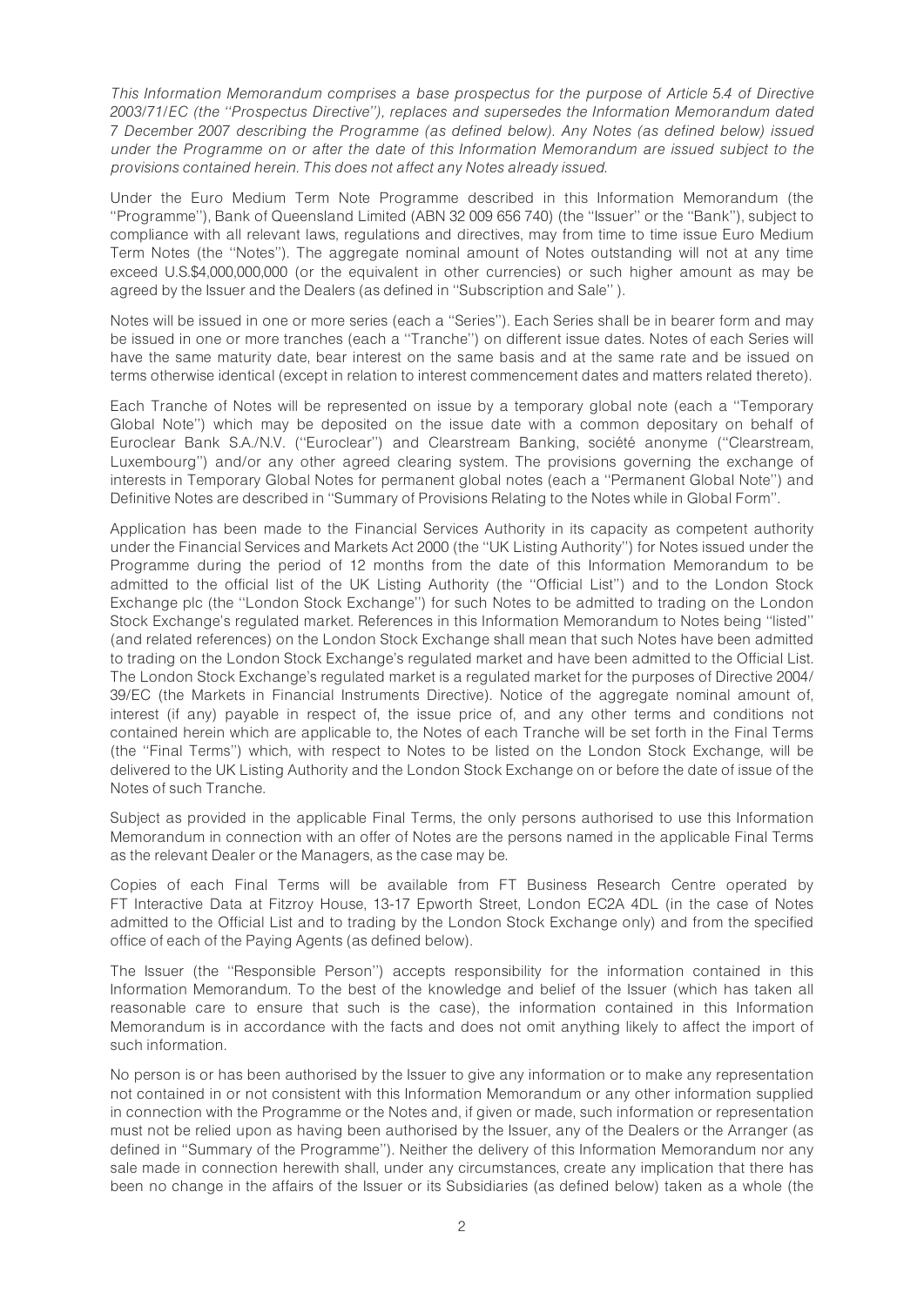*This Information Memorandum comprises a base prospectus for the purpose of Article 5.4 of Directive 2003/71/EC (the ''Prospectus Directive''), replaces and supersedes the Information Memorandum dated 7 December 2007 describing the Programme (as defined below). Any Notes (as defined below) issued under the Programme on or after the date of this Information Memorandum are issued subject to the provisions contained herein. This does not affect any Notes already issued.*

Under the Euro Medium Term Note Programme described in this Information Memorandum (the ''Programme''), Bank of Queensland Limited (ABN 32 009 656 740) (the ''Issuer'' or the ''Bank''), subject to compliance with all relevant laws, regulations and directives, may from time to time issue Euro Medium Term Notes (the ''Notes''). The aggregate nominal amount of Notes outstanding will not at any time exceed U.S.$4,000,000,000 (or the equivalent in other currencies) or such higher amount as may be agreed by the Issuer and the Dealers (as defined in ''Subscription and Sale'' ).

Notes will be issued in one or more series (each a ''Series''). Each Series shall be in bearer form and may be issued in one or more tranches (each a ''Tranche'') on different issue dates. Notes of each Series will have the same maturity date, bear interest on the same basis and at the same rate and be issued on terms otherwise identical (except in relation to interest commencement dates and matters related thereto).

Each Tranche of Notes will be represented on issue by a temporary global note (each a ''Temporary Global Note'') which may be deposited on the issue date with a common depositary on behalf of Euroclear Bank S.A./N.V. (''Euroclear'') and Clearstream Banking, société anonyme (''Clearstream, Luxembourg'') and/or any other agreed clearing system. The provisions governing the exchange of interests in Temporary Global Notes for permanent global notes (each a ''Permanent Global Note'') and Definitive Notes are described in ''Summary of Provisions Relating to the Notes while in Global Form''.

Application has been made to the Financial Services Authority in its capacity as competent authority under the Financial Services and Markets Act 2000 (the ''UK Listing Authority'') for Notes issued under the Programme during the period of 12 months from the date of this Information Memorandum to be admitted to the official list of the UK Listing Authority (the ''Official List'') and to the London Stock Exchange plc (the ''London Stock Exchange'') for such Notes to be admitted to trading on the London Stock Exchange's regulated market. References in this Information Memorandum to Notes being ''listed'' (and related references) on the London Stock Exchange shall mean that such Notes have been admitted to trading on the London Stock Exchange's regulated market and have been admitted to the Official List. The London Stock Exchange's regulated market is a regulated market for the purposes of Directive 2004/39/EC (the Markets in Financial Instruments Directive). Notice of the aggregate nominal amount of, interest (if any) payable in respect of, the issue price of, and any other terms and conditions not contained herein which are applicable to, the Notes of each Tranche will be set forth in the Final Terms (the ''Final Terms'') which, with respect to Notes to be listed on the London Stock Exchange, will be delivered to the UK Listing Authority and the London Stock Exchange on or before the date of issue of the Notes of such Tranche.

Subject as provided in the applicable Final Terms, the only persons authorised to use this Information Memorandum in connection with an offer of Notes are the persons named in the applicable Final Terms as the relevant Dealer or the Managers, as the case may be.

Copies of each Final Terms will be available from FT Business Research Centre operated by FT Interactive Data at Fitzroy House, 13-17 Epworth Street, London EC2A 4DL (in the case of Notes admitted to the Official List and to trading by the London Stock Exchange only) and from the specified office of each of the Paying Agents (as defined below).

The Issuer (the ''Responsible Person'') accepts responsibility for the information contained in this Information Memorandum. To the best of the knowledge and belief of the Issuer (which has taken all reasonable care to ensure that such is the case), the information contained in this Information Memorandum is in accordance with the facts and does not omit anything likely to affect the import of such information.

No person is or has been authorised by the Issuer to give any information or to make any representation not contained in or not consistent with this Information Memorandum or any other information supplied in connection with the Programme or the Notes and, if given or made, such information or representation must not be relied upon as having been authorised by the Issuer, any of the Dealers or the Arranger (as defined in ''Summary of the Programme''). Neither the delivery of this Information Memorandum nor any sale made in connection herewith shall, under any circumstances, create any implication that there has been no change in the affairs of the Issuer or its Subsidiaries (as defined below) taken as a whole (the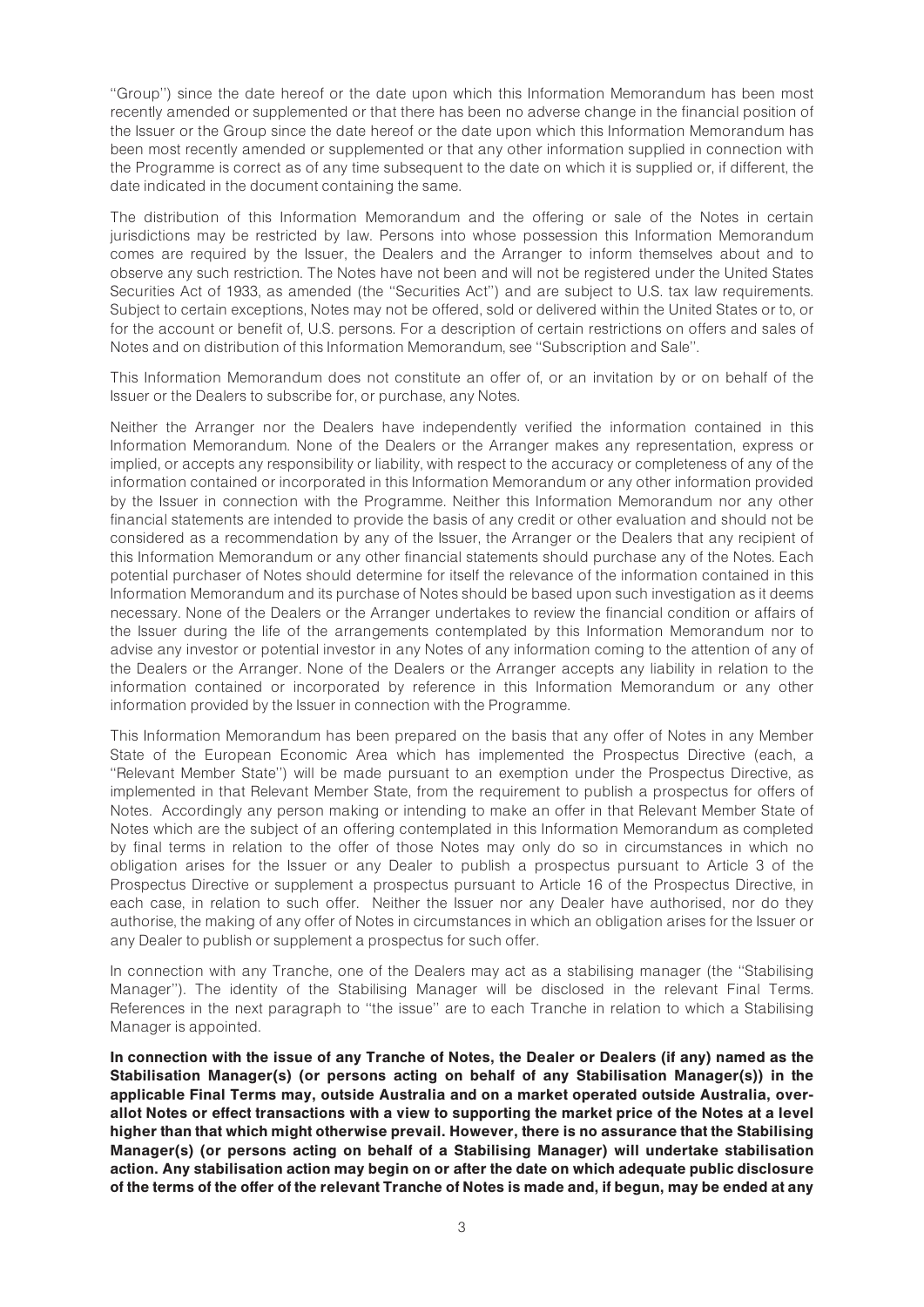''Group'') since the date hereof or the date upon which this Information Memorandum has been most recently amended or supplemented or that there has been no adverse change in the financial position of the Issuer or the Group since the date hereof or the date upon which this Information Memorandum has been most recently amended or supplemented or that any other information supplied in connection with the Programme is correct as of any time subsequent to the date on which it is supplied or, if different, the date indicated in the document containing the same.

The distribution of this Information Memorandum and the offering or sale of the Notes in certain jurisdictions may be restricted by law. Persons into whose possession this Information Memorandum comes are required by the Issuer, the Dealers and the Arranger to inform themselves about and to observe any such restriction. The Notes have not been and will not be registered under the United States Securities Act of 1933, as amended (the ''Securities Act'') and are subject to U.S. tax law requirements. Subject to certain exceptions, Notes may not be offered, sold or delivered within the United States or to, or for the account or benefit of, U.S. persons. For a description of certain restrictions on offers and sales of Notes and on distribution of this Information Memorandum, see ''Subscription and Sale''.

This Information Memorandum does not constitute an offer of, or an invitation by or on behalf of the Issuer or the Dealers to subscribe for, or purchase, any Notes.

Neither the Arranger nor the Dealers have independently verified the information contained in this Information Memorandum. None of the Dealers or the Arranger makes any representation, express or implied, or accepts any responsibility or liability, with respect to the accuracy or completeness of any of the information contained or incorporated in this Information Memorandum or any other information provided by the Issuer in connection with the Programme. Neither this Information Memorandum nor any other financial statements are intended to provide the basis of any credit or other evaluation and should not be considered as a recommendation by any of the Issuer, the Arranger or the Dealers that any recipient of this Information Memorandum or any other financial statements should purchase any of the Notes. Each potential purchaser of Notes should determine for itself the relevance of the information contained in this Information Memorandum and its purchase of Notes should be based upon such investigation as it deems necessary. None of the Dealers or the Arranger undertakes to review the financial condition or affairs of the Issuer during the life of the arrangements contemplated by this Information Memorandum nor to advise any investor or potential investor in any Notes of any information coming to the attention of any of the Dealers or the Arranger. None of the Dealers or the Arranger accepts any liability in relation to the information contained or incorporated by reference in this Information Memorandum or any other information provided by the Issuer in connection with the Programme.

This Information Memorandum has been prepared on the basis that any offer of Notes in any Member State of the European Economic Area which has implemented the Prospectus Directive (each, a ''Relevant Member State'') will be made pursuant to an exemption under the Prospectus Directive, as implemented in that Relevant Member State, from the requirement to publish a prospectus for offers of Notes. Accordingly any person making or intending to make an offer in that Relevant Member State of Notes which are the subject of an offering contemplated in this Information Memorandum as completed by final terms in relation to the offer of those Notes may only do so in circumstances in which no obligation arises for the Issuer or any Dealer to publish a prospectus pursuant to Article 3 of the Prospectus Directive or supplement a prospectus pursuant to Article 16 of the Prospectus Directive, in each case, in relation to such offer. Neither the Issuer nor any Dealer have authorised, nor do they authorise, the making of any offer of Notes in circumstances in which an obligation arises for the Issuer or any Dealer to publish or supplement a prospectus for such offer.

In connection with any Tranche, one of the Dealers may act as a stabilising manager (the ''Stabilising Manager''). The identity of the Stabilising Manager will be disclosed in the relevant Final Terms. References in the next paragraph to ''the issue'' are to each Tranche in relation to which a Stabilising Manager is appointed.

**In connection with the issue of any Tranche of Notes, the Dealer or Dealers (if any) named as the Stabilisation Manager(s) (or persons acting on behalf of any Stabilisation Manager(s)) in the applicable Final Terms may, outside Australia and on a market operated outside Australia, over-allot Notes or effect transactions with a view to supporting the market price of the Notes at a level higher than that which might otherwise prevail. However, there is no assurance that the Stabilising Manager(s) (or persons acting on behalf of a Stabilising Manager) will undertake stabilisation action. Any stabilisation action may begin on or after the date on which adequate public disclosure of the terms of the offer of the relevant Tranche of Notes is made and, if begun, may be ended at any**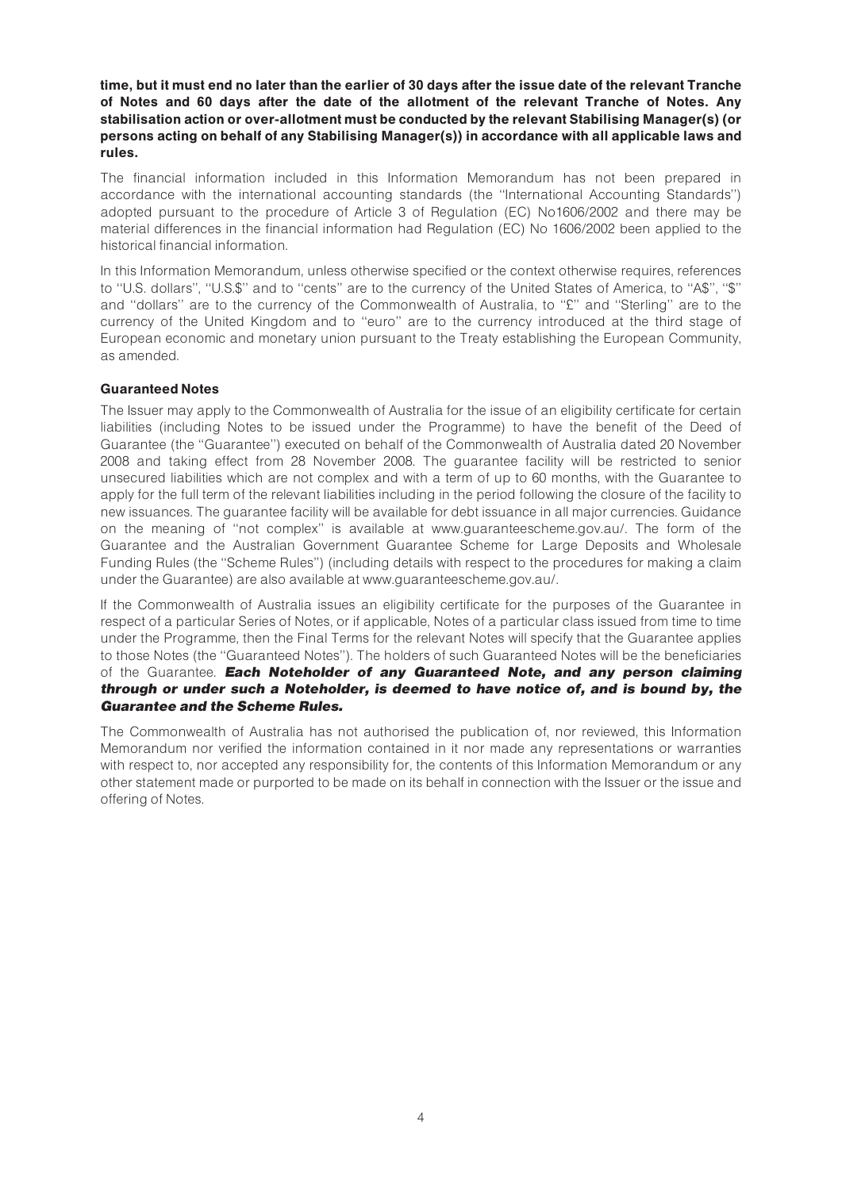**time, but it must end no later than the earlier of 30 days after the issue date of the relevant Tranche of Notes and 60 days after the date of the allotment of the relevant Tranche of Notes. Any stabilisation action or over-allotment must be conducted by the relevant Stabilising Manager(s) (or persons acting on behalf of any Stabilising Manager(s)) in accordance with all applicable laws and rules.**

The financial information included in this Information Memorandum has not been prepared in accordance with the international accounting standards (the ''International Accounting Standards'') adopted pursuant to the procedure of Article 3 of Regulation (EC) No1606/2002 and there may be material differences in the financial information had Regulation (EC) No 1606/2002 been applied to the historical financial information.

In this Information Memorandum, unless otherwise specified or the context otherwise requires, references to ''U.S. dollars'', ''U.S.$'' and to ''cents'' are to the currency of the United States of America, to ''A$'', ''$'' and ''dollars'' are to the currency of the Commonwealth of Australia, to ''£'' and ''Sterling'' are to the currency of the United Kingdom and to ''euro'' are to the currency introduced at the third stage of European economic and monetary union pursuant to the Treaty establishing the European Community, as amended.

### Guaranteed Notes

The Issuer may apply to the Commonwealth of Australia for the issue of an eligibility certificate for certain liabilities (including Notes to be issued under the Programme) to have the benefit of the Deed of Guarantee (the ''Guarantee'') executed on behalf of the Commonwealth of Australia dated 20 November 2008 and taking effect from 28 November 2008. The guarantee facility will be restricted to senior unsecured liabilities which are not complex and with a term of up to 60 months, with the Guarantee to apply for the full term of the relevant liabilities including in the period following the closure of the facility to new issuances. The guarantee facility will be available for debt issuance in all major currencies. Guidance on the meaning of ''not complex'' is available at www.guaranteescheme.gov.au/. The form of the Guarantee and the Australian Government Guarantee Scheme for Large Deposits and Wholesale Funding Rules (the ''Scheme Rules'') (including details with respect to the procedures for making a claim under the Guarantee) are also available at www.guaranteescheme.gov.au/.

If the Commonwealth of Australia issues an eligibility certificate for the purposes of the Guarantee in respect of a particular Series of Notes, or if applicable, Notes of a particular class issued from time to time under the Programme, then the Final Terms for the relevant Notes will specify that the Guarantee applies to those Notes (the ''Guaranteed Notes''). The holders of such Guaranteed Notes will be the beneficiaries of the Guarantee. ***Each Noteholder of any Guaranteed Note, and any person claiming through or under such a Noteholder, is deemed to have notice of, and is bound by, the Guarantee and the Scheme Rules.***

The Commonwealth of Australia has not authorised the publication of, nor reviewed, this Information Memorandum nor verified the information contained in it nor made any representations or warranties with respect to, nor accepted any responsibility for, the contents of this Information Memorandum or any other statement made or purported to be made on its behalf in connection with the Issuer or the issue and offering of Notes.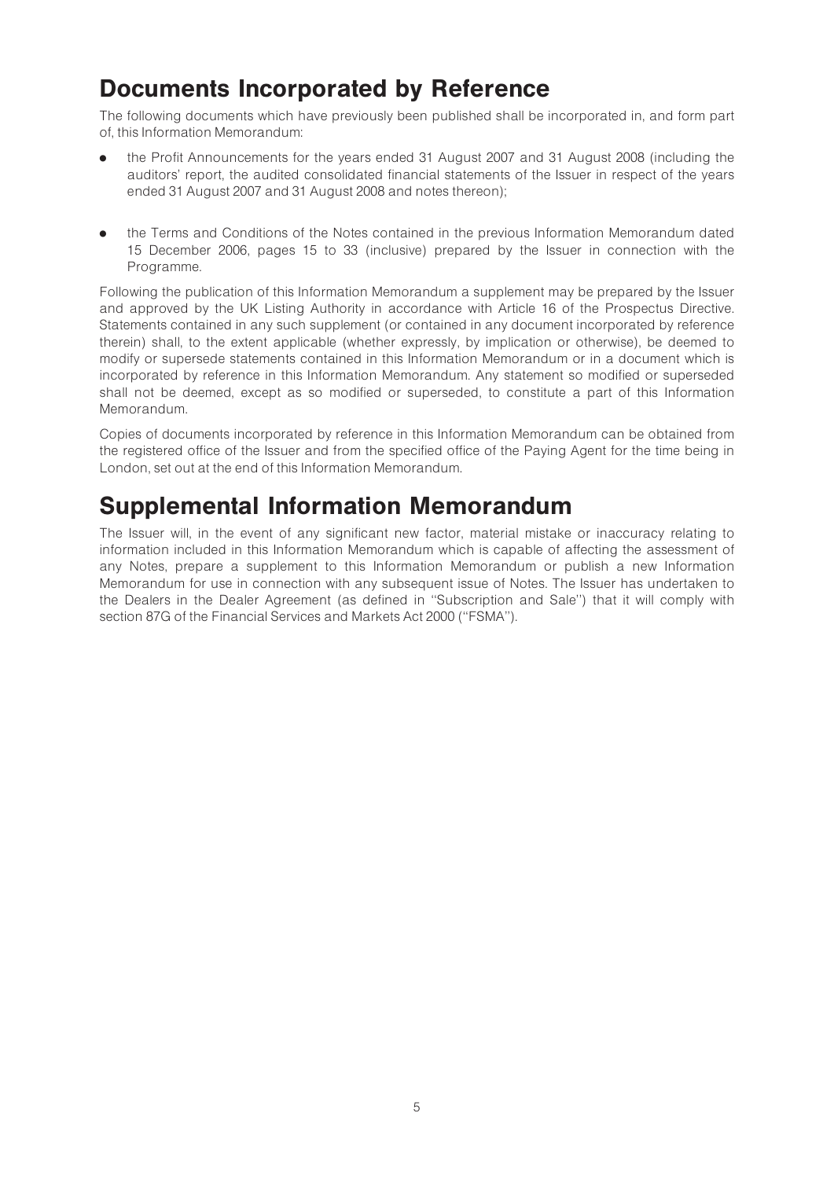# Documents Incorporated by Reference

The following documents which have previously been published shall be incorporated in, and form part of, this Information Memorandum:

- the Profit Announcements for the years ended 31 August 2007 and 31 August 2008 (including the auditors' report, the audited consolidated financial statements of the Issuer in respect of the years ended 31 August 2007 and 31 August 2008 and notes thereon);
- the Terms and Conditions of the Notes contained in the previous Information Memorandum dated 15 December 2006, pages 15 to 33 (inclusive) prepared by the Issuer in connection with the Programme.

Following the publication of this Information Memorandum a supplement may be prepared by the Issuer and approved by the UK Listing Authority in accordance with Article 16 of the Prospectus Directive. Statements contained in any such supplement (or contained in any document incorporated by reference therein) shall, to the extent applicable (whether expressly, by implication or otherwise), be deemed to modify or supersede statements contained in this Information Memorandum or in a document which is incorporated by reference in this Information Memorandum. Any statement so modified or superseded shall not be deemed, except as so modified or superseded, to constitute a part of this Information Memorandum.

Copies of documents incorporated by reference in this Information Memorandum can be obtained from the registered office of the Issuer and from the specified office of the Paying Agent for the time being in London, set out at the end of this Information Memorandum.

# Supplemental Information Memorandum

The Issuer will, in the event of any significant new factor, material mistake or inaccuracy relating to information included in this Information Memorandum which is capable of affecting the assessment of any Notes, prepare a supplement to this Information Memorandum or publish a new Information Memorandum for use in connection with any subsequent issue of Notes. The Issuer has undertaken to the Dealers in the Dealer Agreement (as defined in ''Subscription and Sale'') that it will comply with section 87G of the Financial Services and Markets Act 2000 (''FSMA'').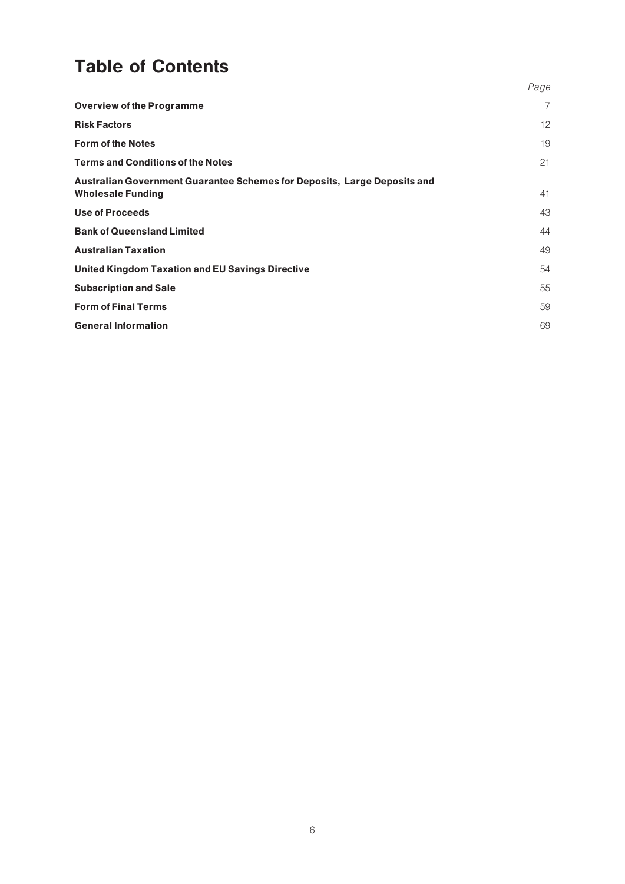# Table of Contents

| | Page |
|---|---|
| **Overview of the Programme** | 7 |
| **Risk Factors** | 12 |
| **Form of the Notes** | 19 |
| **Terms and Conditions of the Notes** | 21 |
| **Australian Government Guarantee Schemes for Deposits, Large Deposits and Wholesale Funding** | 41 |
| **Use of Proceeds** | 43 |
| **Bank of Queensland Limited** | 44 |
| **Australian Taxation** | 49 |
| **United Kingdom Taxation and EU Savings Directive** | 54 |
| **Subscription and Sale** | 55 |
| **Form of Final Terms** | 59 |
| **General Information** | 69 |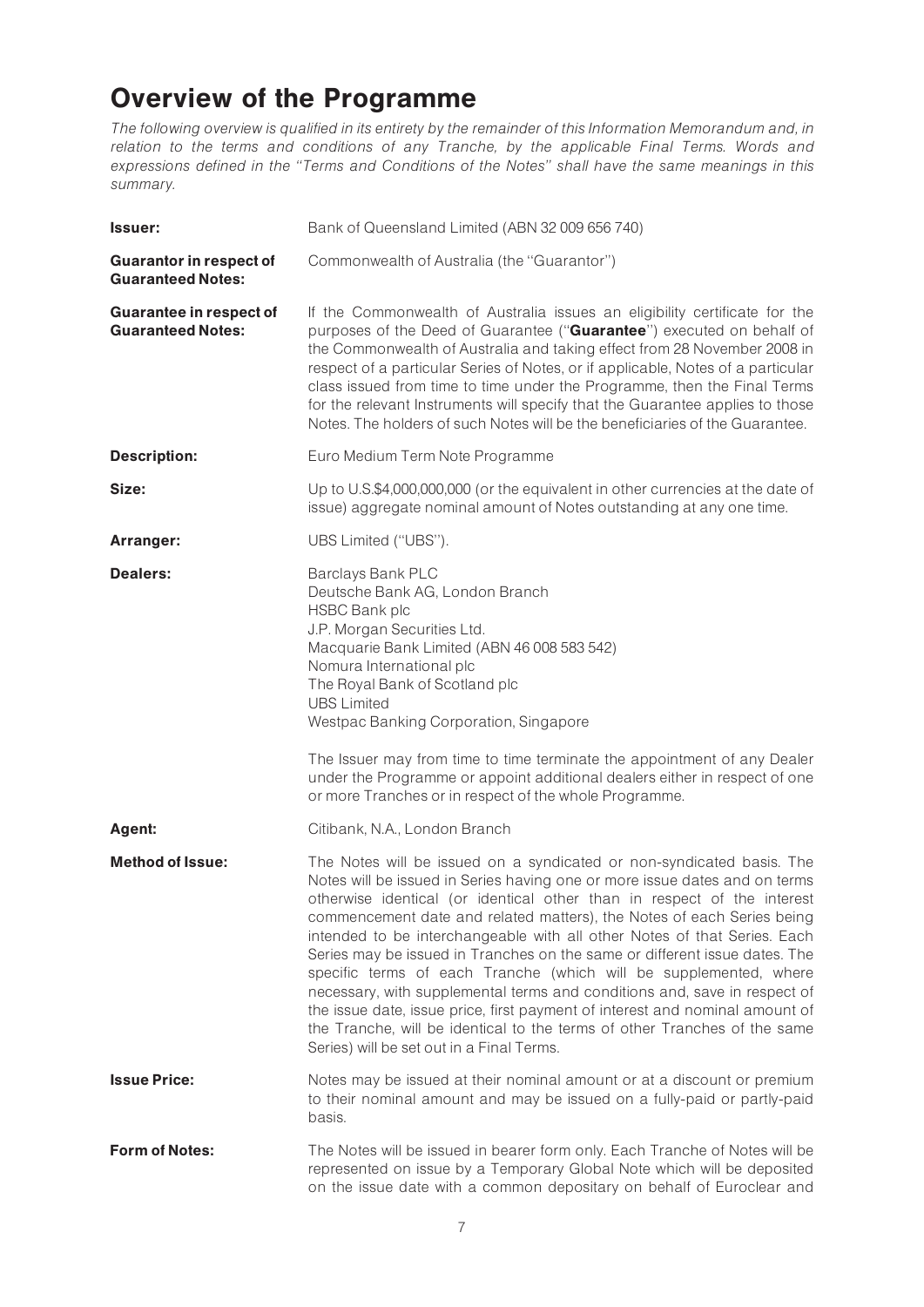# Overview of the Programme

*The following overview is qualified in its entirety by the remainder of this Information Memorandum and, in relation to the terms and conditions of any Tranche, by the applicable Final Terms. Words and expressions defined in the "Terms and Conditions of the Notes" shall have the same meanings in this summary.*

| | |
|---|---|
| **Issuer:** | Bank of Queensland Limited (ABN 32 009 656 740) |
| **Guarantor in respect of Guaranteed Notes:** | Commonwealth of Australia (the "Guarantor") |
| **Guarantee in respect of Guaranteed Notes:** | If the Commonwealth of Australia issues an eligibility certificate for the purposes of the Deed of Guarantee ("**Guarantee**") executed on behalf of the Commonwealth of Australia and taking effect from 28 November 2008 in respect of a particular Series of Notes, or if applicable, Notes of a particular class issued from time to time under the Programme, then the Final Terms for the relevant Instruments will specify that the Guarantee applies to those Notes. The holders of such Notes will be the beneficiaries of the Guarantee. |
| **Description:** | Euro Medium Term Note Programme |
| **Size:** | Up to U.S.$4,000,000,000 (or the equivalent in other currencies at the date of issue) aggregate nominal amount of Notes outstanding at any one time. |
| **Arranger:** | UBS Limited ("UBS"). |
| **Dealers:** | Barclays Bank PLC<br>Deutsche Bank AG, London Branch<br>HSBC Bank plc<br>J.P. Morgan Securities Ltd.<br>Macquarie Bank Limited (ABN 46 008 583 542)<br>Nomura International plc<br>The Royal Bank of Scotland plc<br>UBS Limited<br>Westpac Banking Corporation, Singapore<br><br>The Issuer may from time to time terminate the appointment of any Dealer under the Programme or appoint additional dealers either in respect of one or more Tranches or in respect of the whole Programme. |
| **Agent:** | Citibank, N.A., London Branch |
| **Method of Issue:** | The Notes will be issued on a syndicated or non-syndicated basis. The Notes will be issued in Series having one or more issue dates and on terms otherwise identical (or identical other than in respect of the interest commencement date and related matters), the Notes of each Series being intended to be interchangeable with all other Notes of that Series. Each Series may be issued in Tranches on the same or different issue dates. The specific terms of each Tranche (which will be supplemented, where necessary, with supplemental terms and conditions and, save in respect of the issue date, issue price, first payment of interest and nominal amount of the Tranche, will be identical to the terms of other Tranches of the same Series) will be set out in a Final Terms. |
| **Issue Price:** | Notes may be issued at their nominal amount or at a discount or premium to their nominal amount and may be issued on a fully-paid or partly-paid basis. |
| **Form of Notes:** | The Notes will be issued in bearer form only. Each Tranche of Notes will be represented on issue by a Temporary Global Note which will be deposited on the issue date with a common depositary on behalf of Euroclear and |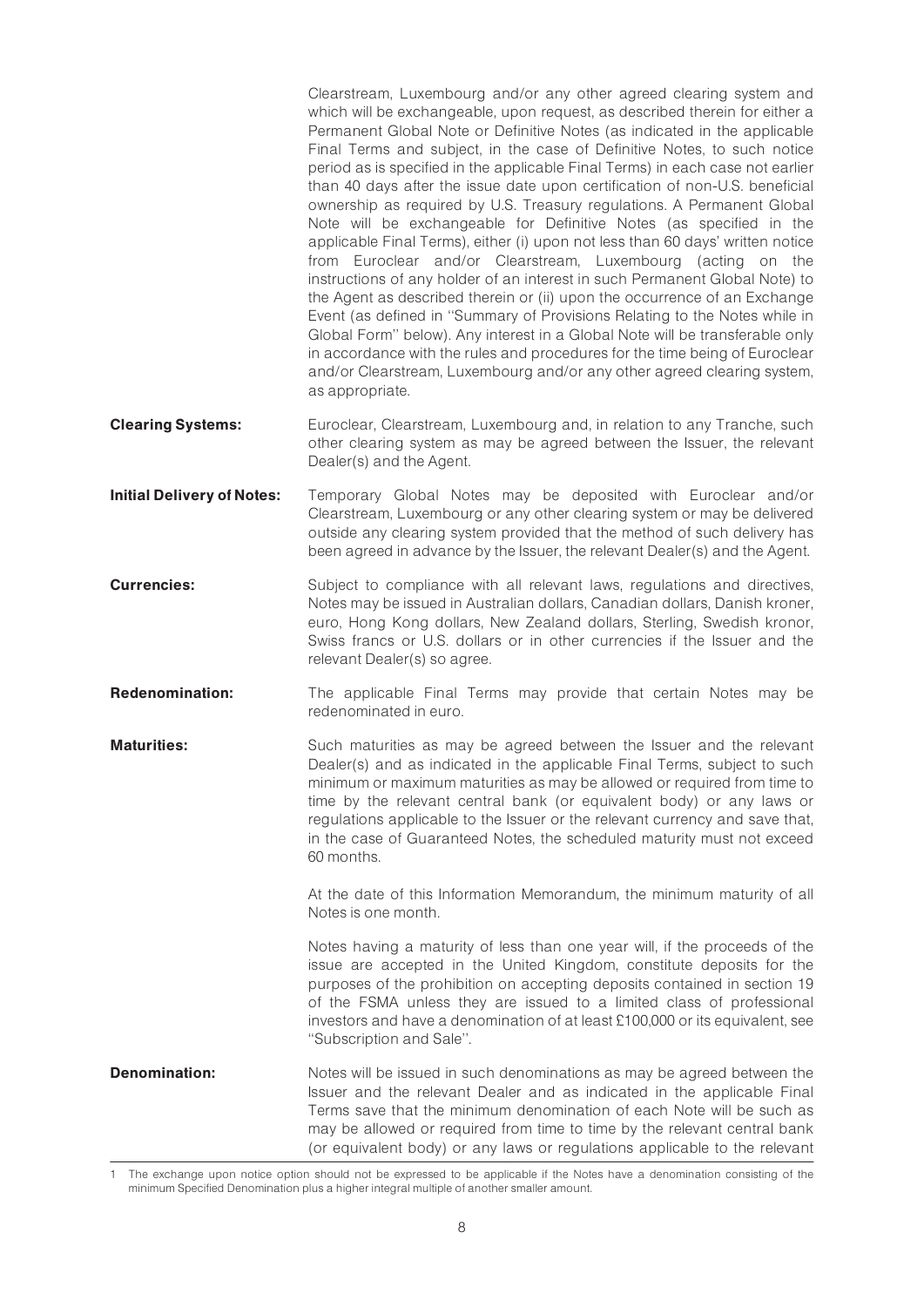Clearstream, Luxembourg and/or any other agreed clearing system and which will be exchangeable, upon request, as described therein for either a Permanent Global Note or Definitive Notes (as indicated in the applicable Final Terms and subject, in the case of Definitive Notes, to such notice period as is specified in the applicable Final Terms) in each case not earlier than 40 days after the issue date upon certification of non-U.S. beneficial ownership as required by U.S. Treasury regulations. A Permanent Global Note will be exchangeable for Definitive Notes (as specified in the applicable Final Terms), either (i) upon not less than 60 days' written notice from Euroclear and/or Clearstream, Luxembourg (acting on the instructions of any holder of an interest in such Permanent Global Note) to the Agent as described therein or (ii) upon the occurrence of an Exchange Event (as defined in ''Summary of Provisions Relating to the Notes while in Global Form'' below). Any interest in a Global Note will be transferable only in accordance with the rules and procedures for the time being of Euroclear and/or Clearstream, Luxembourg and/or any other agreed clearing system, as appropriate.

**Clearing Systems:** Euroclear, Clearstream, Luxembourg and, in relation to any Tranche, such other clearing system as may be agreed between the Issuer, the relevant Dealer(s) and the Agent.

**Initial Delivery of Notes:** Temporary Global Notes may be deposited with Euroclear and/or Clearstream, Luxembourg or any other clearing system or may be delivered outside any clearing system provided that the method of such delivery has been agreed in advance by the Issuer, the relevant Dealer(s) and the Agent.

**Currencies:** Subject to compliance with all relevant laws, regulations and directives, Notes may be issued in Australian dollars, Canadian dollars, Danish kroner, euro, Hong Kong dollars, New Zealand dollars, Sterling, Swedish kronor, Swiss francs or U.S. dollars or in other currencies if the Issuer and the relevant Dealer(s) so agree.

**Redenomination:** The applicable Final Terms may provide that certain Notes may be redenominated in euro.

**Maturities:** Such maturities as may be agreed between the Issuer and the relevant Dealer(s) and as indicated in the applicable Final Terms, subject to such minimum or maximum maturities as may be allowed or required from time to time by the relevant central bank (or equivalent body) or any laws or regulations applicable to the Issuer or the relevant currency and save that, in the case of Guaranteed Notes, the scheduled maturity must not exceed 60 months.

At the date of this Information Memorandum, the minimum maturity of all Notes is one month.

Notes having a maturity of less than one year will, if the proceeds of the issue are accepted in the United Kingdom, constitute deposits for the purposes of the prohibition on accepting deposits contained in section 19 of the FSMA unless they are issued to a limited class of professional investors and have a denomination of at least £100,000 or its equivalent, see ''Subscription and Sale''.

**Denomination:** Notes will be issued in such denominations as may be agreed between the Issuer and the relevant Dealer and as indicated in the applicable Final Terms save that the minimum denomination of each Note will be such as may be allowed or required from time to time by the relevant central bank (or equivalent body) or any laws or regulations applicable to the relevant

1 The exchange upon notice option should not be expressed to be applicable if the Notes have a denomination consisting of the minimum Specified Denomination plus a higher integral multiple of another smaller amount.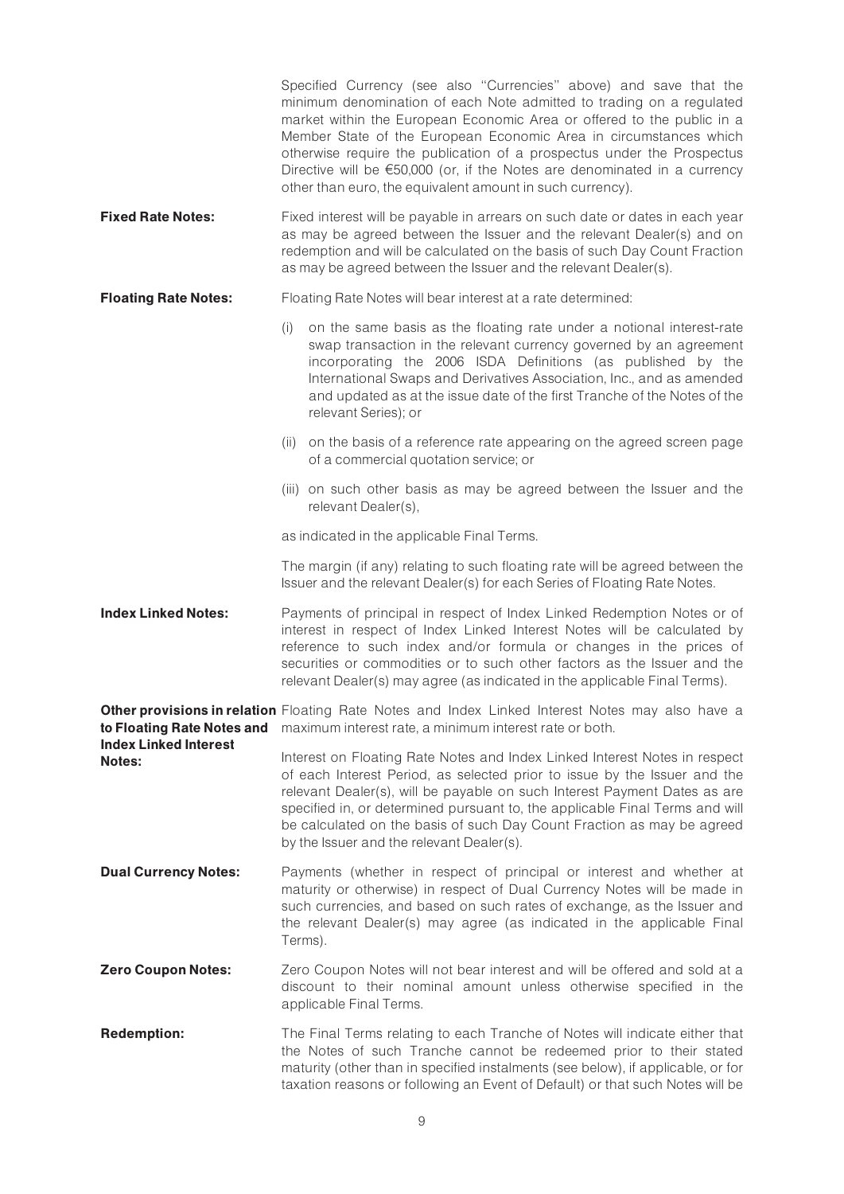Specified Currency (see also "Currencies" above) and save that the minimum denomination of each Note admitted to trading on a regulated market within the European Economic Area or offered to the public in a Member State of the European Economic Area in circumstances which otherwise require the publication of a prospectus under the Prospectus Directive will be €50,000 (or, if the Notes are denominated in a currency other than euro, the equivalent amount in such currency).

**Fixed Rate Notes:** Fixed interest will be payable in arrears on such date or dates in each year as may be agreed between the Issuer and the relevant Dealer(s) and on redemption and will be calculated on the basis of such Day Count Fraction as may be agreed between the Issuer and the relevant Dealer(s).

**Floating Rate Notes:** Floating Rate Notes will bear interest at a rate determined:

(i) on the same basis as the floating rate under a notional interest-rate swap transaction in the relevant currency governed by an agreement incorporating the 2006 ISDA Definitions (as published by the International Swaps and Derivatives Association, Inc., and as amended and updated as at the issue date of the first Tranche of the Notes of the relevant Series); or

(ii) on the basis of a reference rate appearing on the agreed screen page of a commercial quotation service; or

(iii) on such other basis as may be agreed between the Issuer and the relevant Dealer(s),

as indicated in the applicable Final Terms.

The margin (if any) relating to such floating rate will be agreed between the Issuer and the relevant Dealer(s) for each Series of Floating Rate Notes.

**Index Linked Notes:** Payments of principal in respect of Index Linked Redemption Notes or of interest in respect of Index Linked Interest Notes will be calculated by reference to such index and/or formula or changes in the prices of securities or commodities or to such other factors as the Issuer and the relevant Dealer(s) may agree (as indicated in the applicable Final Terms).

**Other provisions in relation to Floating Rate Notes and Index Linked Interest Notes:** Floating Rate Notes and Index Linked Interest Notes may also have a maximum interest rate, a minimum interest rate or both.

Interest on Floating Rate Notes and Index Linked Interest Notes in respect of each Interest Period, as selected prior to issue by the Issuer and the relevant Dealer(s), will be payable on such Interest Payment Dates as are specified in, or determined pursuant to, the applicable Final Terms and will be calculated on the basis of such Day Count Fraction as may be agreed by the Issuer and the relevant Dealer(s).

**Dual Currency Notes:** Payments (whether in respect of principal or interest and whether at maturity or otherwise) in respect of Dual Currency Notes will be made in such currencies, and based on such rates of exchange, as the Issuer and the relevant Dealer(s) may agree (as indicated in the applicable Final Terms).

**Zero Coupon Notes:** Zero Coupon Notes will not bear interest and will be offered and sold at a discount to their nominal amount unless otherwise specified in the applicable Final Terms.

**Redemption:** The Final Terms relating to each Tranche of Notes will indicate either that the Notes of such Tranche cannot be redeemed prior to their stated maturity (other than in specified instalments (see below), if applicable, or for taxation reasons or following an Event of Default) or that such Notes will be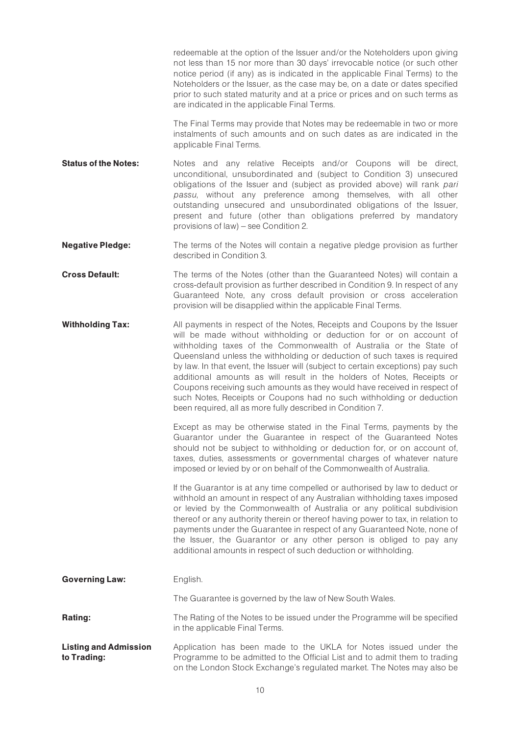redeemable at the option of the Issuer and/or the Noteholders upon giving not less than 15 nor more than 30 days' irrevocable notice (or such other notice period (if any) as is indicated in the applicable Final Terms) to the Noteholders or the Issuer, as the case may be, on a date or dates specified prior to such stated maturity and at a price or prices and on such terms as are indicated in the applicable Final Terms.

The Final Terms may provide that Notes may be redeemable in two or more instalments of such amounts and on such dates as are indicated in the applicable Final Terms.

**Status of the Notes:** Notes and any relative Receipts and/or Coupons will be direct, unconditional, unsubordinated and (subject to Condition 3) unsecured obligations of the Issuer and (subject as provided above) will rank *pari passu*, without any preference among themselves, with all other outstanding unsecured and unsubordinated obligations of the Issuer, present and future (other than obligations preferred by mandatory provisions of law) – see Condition 2.

**Negative Pledge:** The terms of the Notes will contain a negative pledge provision as further described in Condition 3.

**Cross Default:** The terms of the Notes (other than the Guaranteed Notes) will contain a cross-default provision as further described in Condition 9. In respect of any Guaranteed Note, any cross default provision or cross acceleration provision will be disapplied within the applicable Final Terms.

**Withholding Tax:** All payments in respect of the Notes, Receipts and Coupons by the Issuer will be made without withholding or deduction for or on account of withholding taxes of the Commonwealth of Australia or the State of Queensland unless the withholding or deduction of such taxes is required by law. In that event, the Issuer will (subject to certain exceptions) pay such additional amounts as will result in the holders of Notes, Receipts or Coupons receiving such amounts as they would have received in respect of such Notes, Receipts or Coupons had no such withholding or deduction been required, all as more fully described in Condition 7.

Except as may be otherwise stated in the Final Terms, payments by the Guarantor under the Guarantee in respect of the Guaranteed Notes should not be subject to withholding or deduction for, or on account of, taxes, duties, assessments or governmental charges of whatever nature imposed or levied by or on behalf of the Commonwealth of Australia.

If the Guarantor is at any time compelled or authorised by law to deduct or withhold an amount in respect of any Australian withholding taxes imposed or levied by the Commonwealth of Australia or any political subdivision thereof or any authority therein or thereof having power to tax, in relation to payments under the Guarantee in respect of any Guaranteed Note, none of the Issuer, the Guarantor or any other person is obliged to pay any additional amounts in respect of such deduction or withholding.

**Governing Law:** English.

The Guarantee is governed by the law of New South Wales.

**Rating:** The Rating of the Notes to be issued under the Programme will be specified in the applicable Final Terms.

**Listing and Admission to Trading:** Application has been made to the UKLA for Notes issued under the Programme to be admitted to the Official List and to admit them to trading on the London Stock Exchange's regulated market. The Notes may also be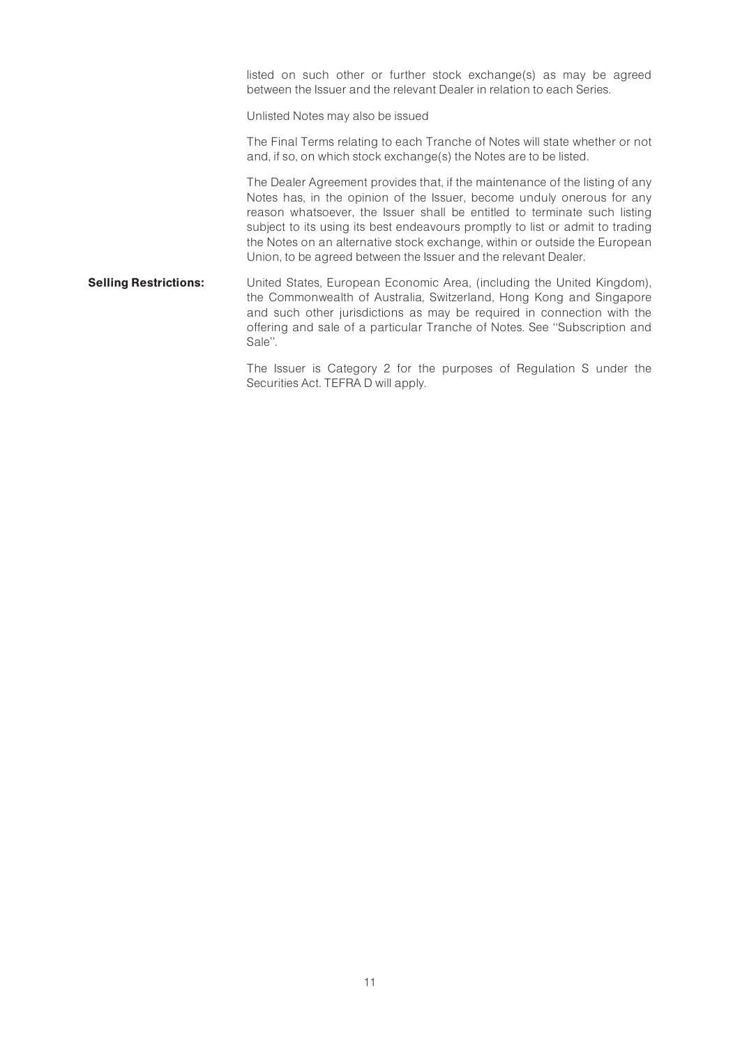listed on such other or further stock exchange(s) as may be agreed between the Issuer and the relevant Dealer in relation to each Series.

Unlisted Notes may also be issued

The Final Terms relating to each Tranche of Notes will state whether or not and, if so, on which stock exchange(s) the Notes are to be listed.

The Dealer Agreement provides that, if the maintenance of the listing of any Notes has, in the opinion of the Issuer, become unduly onerous for any reason whatsoever, the Issuer shall be entitled to terminate such listing subject to its using its best endeavours promptly to list or admit to trading the Notes on an alternative stock exchange, within or outside the European Union, to be agreed between the Issuer and the relevant Dealer.

**Selling Restrictions:** United States, European Economic Area, (including the United Kingdom), the Commonwealth of Australia, Switzerland, Hong Kong and Singapore and such other jurisdictions as may be required in connection with the offering and sale of a particular Tranche of Notes. See ''Subscription and Sale''.

The Issuer is Category 2 for the purposes of Regulation S under the Securities Act. TEFRA D will apply.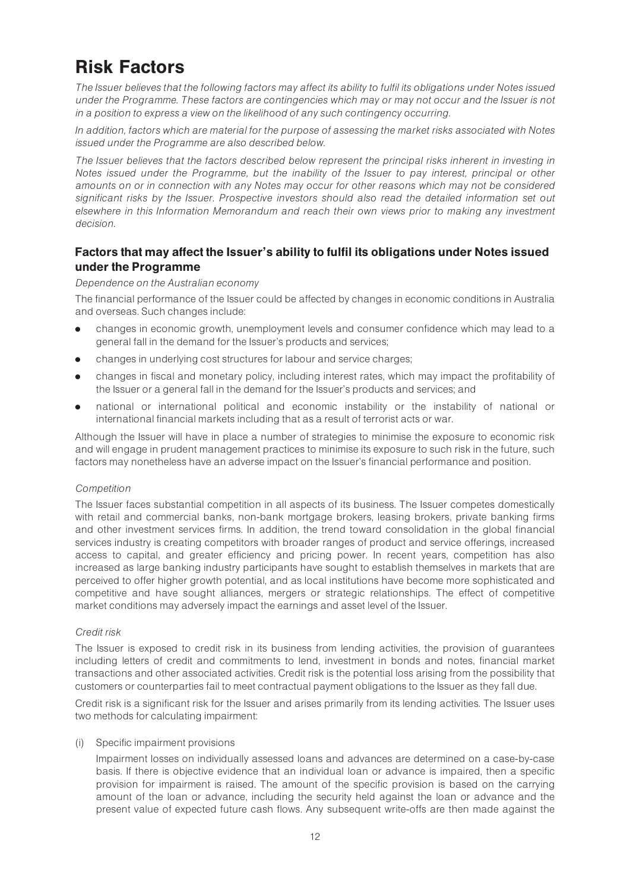# Risk Factors

*The Issuer believes that the following factors may affect its ability to fulfil its obligations under Notes issued under the Programme. These factors are contingencies which may or may not occur and the Issuer is not in a position to express a view on the likelihood of any such contingency occurring.*

*In addition, factors which are material for the purpose of assessing the market risks associated with Notes issued under the Programme are also described below.*

*The Issuer believes that the factors described below represent the principal risks inherent in investing in Notes issued under the Programme, but the inability of the Issuer to pay interest, principal or other amounts on or in connection with any Notes may occur for other reasons which may not be considered significant risks by the Issuer. Prospective investors should also read the detailed information set out elsewhere in this Information Memorandum and reach their own views prior to making any investment decision.*

## Factors that may affect the Issuer's ability to fulfil its obligations under Notes issued under the Programme

*Dependence on the Australian economy*

The financial performance of the Issuer could be affected by changes in economic conditions in Australia and overseas. Such changes include:

- changes in economic growth, unemployment levels and consumer confidence which may lead to a general fall in the demand for the Issuer's products and services;
- changes in underlying cost structures for labour and service charges;
- changes in fiscal and monetary policy, including interest rates, which may impact the profitability of the Issuer or a general fall in the demand for the Issuer's products and services; and
- national or international political and economic instability or the instability of national or international financial markets including that as a result of terrorist acts or war.

Although the Issuer will have in place a number of strategies to minimise the exposure to economic risk and will engage in prudent management practices to minimise its exposure to such risk in the future, such factors may nonetheless have an adverse impact on the Issuer's financial performance and position.

*Competition*

The Issuer faces substantial competition in all aspects of its business. The Issuer competes domestically with retail and commercial banks, non-bank mortgage brokers, leasing brokers, private banking firms and other investment services firms. In addition, the trend toward consolidation in the global financial services industry is creating competitors with broader ranges of product and service offerings, increased access to capital, and greater efficiency and pricing power. In recent years, competition has also increased as large banking industry participants have sought to establish themselves in markets that are perceived to offer higher growth potential, and as local institutions have become more sophisticated and competitive and have sought alliances, mergers or strategic relationships. The effect of competitive market conditions may adversely impact the earnings and asset level of the Issuer.

*Credit risk*

The Issuer is exposed to credit risk in its business from lending activities, the provision of guarantees including letters of credit and commitments to lend, investment in bonds and notes, financial market transactions and other associated activities. Credit risk is the potential loss arising from the possibility that customers or counterparties fail to meet contractual payment obligations to the Issuer as they fall due.

Credit risk is a significant risk for the Issuer and arises primarily from its lending activities. The Issuer uses two methods for calculating impairment:

(i) Specific impairment provisions

Impairment losses on individually assessed loans and advances are determined on a case-by-case basis. If there is objective evidence that an individual loan or advance is impaired, then a specific provision for impairment is raised. The amount of the specific provision is based on the carrying amount of the loan or advance, including the security held against the loan or advance and the present value of expected future cash flows. Any subsequent write-offs are then made against the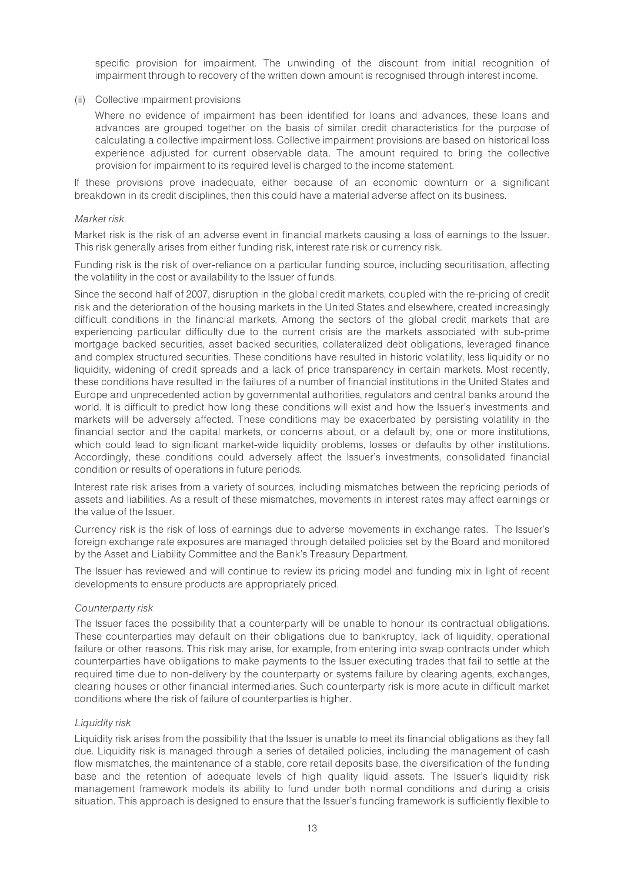specific provision for impairment. The unwinding of the discount from initial recognition of impairment through to recovery of the written down amount is recognised through interest income.

(ii) Collective impairment provisions

Where no evidence of impairment has been identified for loans and advances, these loans and advances are grouped together on the basis of similar credit characteristics for the purpose of calculating a collective impairment loss. Collective impairment provisions are based on historical loss experience adjusted for current observable data. The amount required to bring the collective provision for impairment to its required level is charged to the income statement.

If these provisions prove inadequate, either because of an economic downturn or a significant breakdown in its credit disciplines, then this could have a material adverse affect on its business.

*Market risk*

Market risk is the risk of an adverse event in financial markets causing a loss of earnings to the Issuer. This risk generally arises from either funding risk, interest rate risk or currency risk.

Funding risk is the risk of over-reliance on a particular funding source, including securitisation, affecting the volatility in the cost or availability to the Issuer of funds.

Since the second half of 2007, disruption in the global credit markets, coupled with the re-pricing of credit risk and the deterioration of the housing markets in the United States and elsewhere, created increasingly difficult conditions in the financial markets. Among the sectors of the global credit markets that are experiencing particular difficulty due to the current crisis are the markets associated with sub-prime mortgage backed securities, asset backed securities, collateralized debt obligations, leveraged finance and complex structured securities. These conditions have resulted in historic volatility, less liquidity or no liquidity, widening of credit spreads and a lack of price transparency in certain markets. Most recently, these conditions have resulted in the failures of a number of financial institutions in the United States and Europe and unprecedented action by governmental authorities, regulators and central banks around the world. It is difficult to predict how long these conditions will exist and how the Issuer's investments and markets will be adversely affected. These conditions may be exacerbated by persisting volatility in the financial sector and the capital markets, or concerns about, or a default by, one or more institutions, which could lead to significant market-wide liquidity problems, losses or defaults by other institutions. Accordingly, these conditions could adversely affect the Issuer's investments, consolidated financial condition or results of operations in future periods.

Interest rate risk arises from a variety of sources, including mismatches between the repricing periods of assets and liabilities. As a result of these mismatches, movements in interest rates may affect earnings or the value of the Issuer.

Currency risk is the risk of loss of earnings due to adverse movements in exchange rates. The Issuer's foreign exchange rate exposures are managed through detailed policies set by the Board and monitored by the Asset and Liability Committee and the Bank's Treasury Department.

The Issuer has reviewed and will continue to review its pricing model and funding mix in light of recent developments to ensure products are appropriately priced.

*Counterparty risk*

The Issuer faces the possibility that a counterparty will be unable to honour its contractual obligations. These counterparties may default on their obligations due to bankruptcy, lack of liquidity, operational failure or other reasons. This risk may arise, for example, from entering into swap contracts under which counterparties have obligations to make payments to the Issuer executing trades that fail to settle at the required time due to non-delivery by the counterparty or systems failure by clearing agents, exchanges, clearing houses or other financial intermediaries. Such counterparty risk is more acute in difficult market conditions where the risk of failure of counterparties is higher.

*Liquidity risk*

Liquidity risk arises from the possibility that the Issuer is unable to meet its financial obligations as they fall due. Liquidity risk is managed through a series of detailed policies, including the management of cash flow mismatches, the maintenance of a stable, core retail deposits base, the diversification of the funding base and the retention of adequate levels of high quality liquid assets. The Issuer's liquidity risk management framework models its ability to fund under both normal conditions and during a crisis situation. This approach is designed to ensure that the Issuer's funding framework is sufficiently flexible to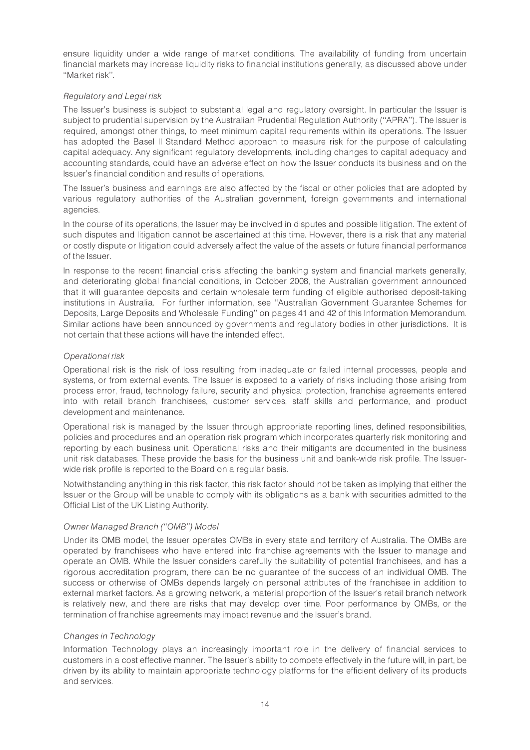ensure liquidity under a wide range of market conditions. The availability of funding from uncertain financial markets may increase liquidity risks to financial institutions generally, as discussed above under ''Market risk''.

*Regulatory and Legal risk*

The Issuer's business is subject to substantial legal and regulatory oversight. In particular the Issuer is subject to prudential supervision by the Australian Prudential Regulation Authority (''APRA''). The Issuer is required, amongst other things, to meet minimum capital requirements within its operations. The Issuer has adopted the Basel II Standard Method approach to measure risk for the purpose of calculating capital adequacy. Any significant regulatory developments, including changes to capital adequacy and accounting standards, could have an adverse effect on how the Issuer conducts its business and on the Issuer's financial condition and results of operations.

The Issuer's business and earnings are also affected by the fiscal or other policies that are adopted by various regulatory authorities of the Australian government, foreign governments and international agencies.

In the course of its operations, the Issuer may be involved in disputes and possible litigation. The extent of such disputes and litigation cannot be ascertained at this time. However, there is a risk that any material or costly dispute or litigation could adversely affect the value of the assets or future financial performance of the Issuer.

In response to the recent financial crisis affecting the banking system and financial markets generally, and deteriorating global financial conditions, in October 2008, the Australian government announced that it will guarantee deposits and certain wholesale term funding of eligible authorised deposit-taking institutions in Australia. For further information, see ''Australian Government Guarantee Schemes for Deposits, Large Deposits and Wholesale Funding'' on pages 41 and 42 of this Information Memorandum. Similar actions have been announced by governments and regulatory bodies in other jurisdictions. It is not certain that these actions will have the intended effect.

*Operational risk*

Operational risk is the risk of loss resulting from inadequate or failed internal processes, people and systems, or from external events. The Issuer is exposed to a variety of risks including those arising from process error, fraud, technology failure, security and physical protection, franchise agreements entered into with retail branch franchisees, customer services, staff skills and performance, and product development and maintenance.

Operational risk is managed by the Issuer through appropriate reporting lines, defined responsibilities, policies and procedures and an operation risk program which incorporates quarterly risk monitoring and reporting by each business unit. Operational risks and their mitigants are documented in the business unit risk databases. These provide the basis for the business unit and bank-wide risk profile. The Issuer-wide risk profile is reported to the Board on a regular basis.

Notwithstanding anything in this risk factor, this risk factor should not be taken as implying that either the Issuer or the Group will be unable to comply with its obligations as a bank with securities admitted to the Official List of the UK Listing Authority.

*Owner Managed Branch (''OMB'') Model*

Under its OMB model, the Issuer operates OMBs in every state and territory of Australia. The OMBs are operated by franchisees who have entered into franchise agreements with the Issuer to manage and operate an OMB. While the Issuer considers carefully the suitability of potential franchisees, and has a rigorous accreditation program, there can be no guarantee of the success of an individual OMB. The success or otherwise of OMBs depends largely on personal attributes of the franchisee in addition to external market factors. As a growing network, a material proportion of the Issuer's retail branch network is relatively new, and there are risks that may develop over time. Poor performance by OMBs, or the termination of franchise agreements may impact revenue and the Issuer's brand.

*Changes in Technology*

Information Technology plays an increasingly important role in the delivery of financial services to customers in a cost effective manner. The Issuer's ability to compete effectively in the future will, in part, be driven by its ability to maintain appropriate technology platforms for the efficient delivery of its products and services.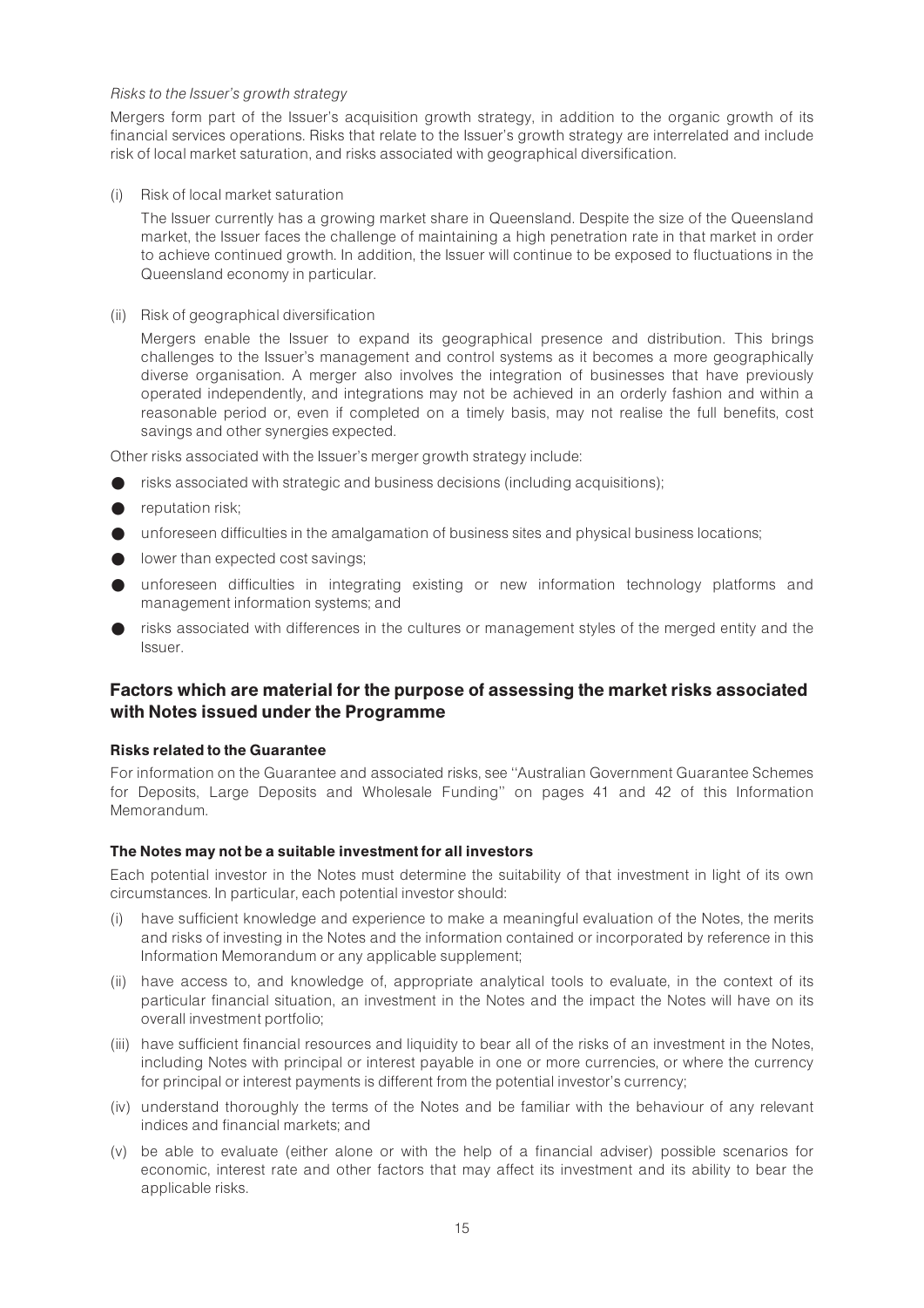*Risks to the Issuer's growth strategy*

Mergers form part of the Issuer's acquisition growth strategy, in addition to the organic growth of its financial services operations. Risks that relate to the Issuer's growth strategy are interrelated and include risk of local market saturation, and risks associated with geographical diversification.

(i) Risk of local market saturation

The Issuer currently has a growing market share in Queensland. Despite the size of the Queensland market, the Issuer faces the challenge of maintaining a high penetration rate in that market in order to achieve continued growth. In addition, the Issuer will continue to be exposed to fluctuations in the Queensland economy in particular.

(ii) Risk of geographical diversification

Mergers enable the Issuer to expand its geographical presence and distribution. This brings challenges to the Issuer's management and control systems as it becomes a more geographically diverse organisation. A merger also involves the integration of businesses that have previously operated independently, and integrations may not be achieved in an orderly fashion and within a reasonable period or, even if completed on a timely basis, may not realise the full benefits, cost savings and other synergies expected.

Other risks associated with the Issuer's merger growth strategy include:

- risks associated with strategic and business decisions (including acquisitions);
- reputation risk;
- unforeseen difficulties in the amalgamation of business sites and physical business locations;
- lower than expected cost savings;
- unforeseen difficulties in integrating existing or new information technology platforms and management information systems; and
- risks associated with differences in the cultures or management styles of the merged entity and the Issuer.

## Factors which are material for the purpose of assessing the market risks associated with Notes issued under the Programme

### Risks related to the Guarantee

For information on the Guarantee and associated risks, see ''Australian Government Guarantee Schemes for Deposits, Large Deposits and Wholesale Funding'' on pages 41 and 42 of this Information Memorandum.

### The Notes may not be a suitable investment for all investors

Each potential investor in the Notes must determine the suitability of that investment in light of its own circumstances. In particular, each potential investor should:

(i) have sufficient knowledge and experience to make a meaningful evaluation of the Notes, the merits and risks of investing in the Notes and the information contained or incorporated by reference in this Information Memorandum or any applicable supplement;

(ii) have access to, and knowledge of, appropriate analytical tools to evaluate, in the context of its particular financial situation, an investment in the Notes and the impact the Notes will have on its overall investment portfolio;

(iii) have sufficient financial resources and liquidity to bear all of the risks of an investment in the Notes, including Notes with principal or interest payable in one or more currencies, or where the currency for principal or interest payments is different from the potential investor's currency;

(iv) understand thoroughly the terms of the Notes and be familiar with the behaviour of any relevant indices and financial markets; and

(v) be able to evaluate (either alone or with the help of a financial adviser) possible scenarios for economic, interest rate and other factors that may affect its investment and its ability to bear the applicable risks.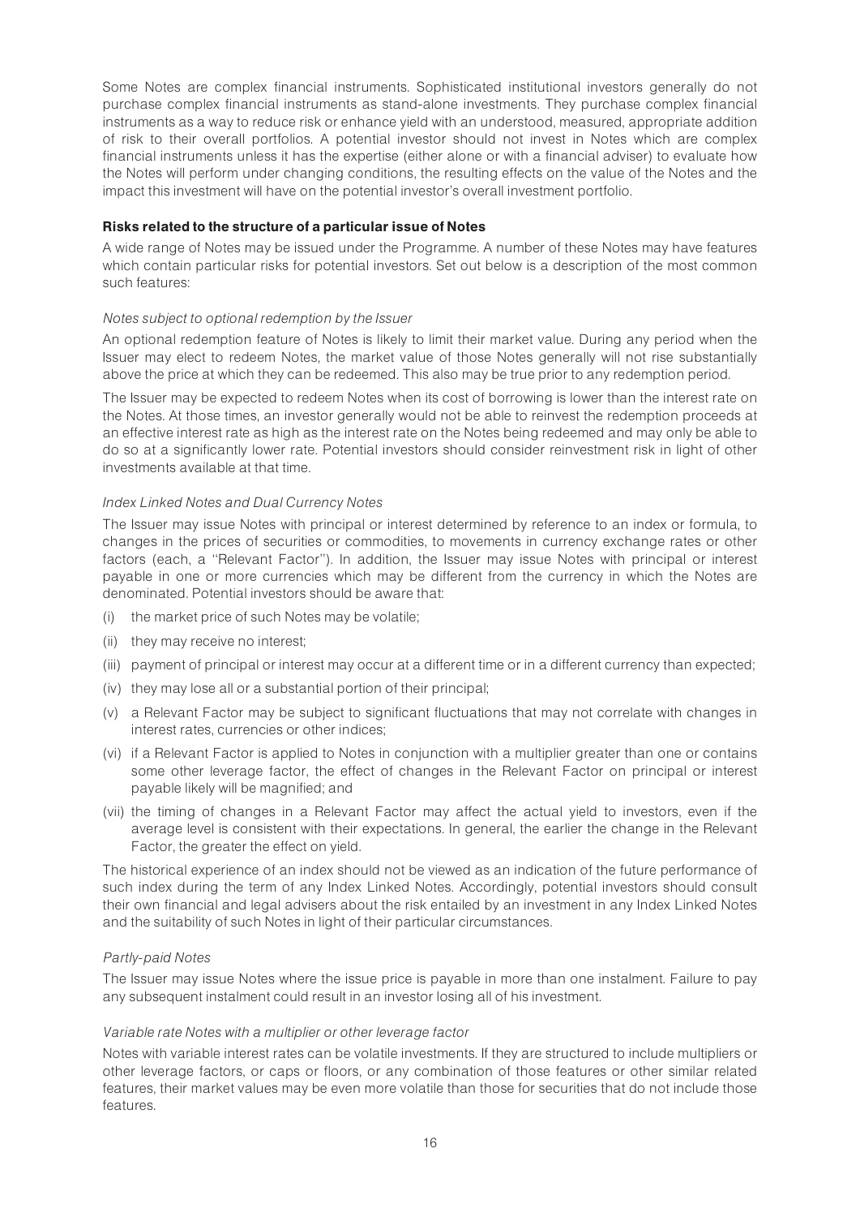Some Notes are complex financial instruments. Sophisticated institutional investors generally do not purchase complex financial instruments as stand-alone investments. They purchase complex financial instruments as a way to reduce risk or enhance yield with an understood, measured, appropriate addition of risk to their overall portfolios. A potential investor should not invest in Notes which are complex financial instruments unless it has the expertise (either alone or with a financial adviser) to evaluate how the Notes will perform under changing conditions, the resulting effects on the value of the Notes and the impact this investment will have on the potential investor's overall investment portfolio.

**Risks related to the structure of a particular issue of Notes**

A wide range of Notes may be issued under the Programme. A number of these Notes may have features which contain particular risks for potential investors. Set out below is a description of the most common such features:

*Notes subject to optional redemption by the Issuer*

An optional redemption feature of Notes is likely to limit their market value. During any period when the Issuer may elect to redeem Notes, the market value of those Notes generally will not rise substantially above the price at which they can be redeemed. This also may be true prior to any redemption period.

The Issuer may be expected to redeem Notes when its cost of borrowing is lower than the interest rate on the Notes. At those times, an investor generally would not be able to reinvest the redemption proceeds at an effective interest rate as high as the interest rate on the Notes being redeemed and may only be able to do so at a significantly lower rate. Potential investors should consider reinvestment risk in light of other investments available at that time.

*Index Linked Notes and Dual Currency Notes*

The Issuer may issue Notes with principal or interest determined by reference to an index or formula, to changes in the prices of securities or commodities, to movements in currency exchange rates or other factors (each, a "Relevant Factor"). In addition, the Issuer may issue Notes with principal or interest payable in one or more currencies which may be different from the currency in which the Notes are denominated. Potential investors should be aware that:

(i) the market price of such Notes may be volatile;

(ii) they may receive no interest;

(iii) payment of principal or interest may occur at a different time or in a different currency than expected;

(iv) they may lose all or a substantial portion of their principal;

(v) a Relevant Factor may be subject to significant fluctuations that may not correlate with changes in interest rates, currencies or other indices;

(vi) if a Relevant Factor is applied to Notes in conjunction with a multiplier greater than one or contains some other leverage factor, the effect of changes in the Relevant Factor on principal or interest payable likely will be magnified; and

(vii) the timing of changes in a Relevant Factor may affect the actual yield to investors, even if the average level is consistent with their expectations. In general, the earlier the change in the Relevant Factor, the greater the effect on yield.

The historical experience of an index should not be viewed as an indication of the future performance of such index during the term of any Index Linked Notes. Accordingly, potential investors should consult their own financial and legal advisers about the risk entailed by an investment in any Index Linked Notes and the suitability of such Notes in light of their particular circumstances.

*Partly-paid Notes*

The Issuer may issue Notes where the issue price is payable in more than one instalment. Failure to pay any subsequent instalment could result in an investor losing all of his investment.

*Variable rate Notes with a multiplier or other leverage factor*

Notes with variable interest rates can be volatile investments. If they are structured to include multipliers or other leverage factors, or caps or floors, or any combination of those features or other similar related features, their market values may be even more volatile than those for securities that do not include those features.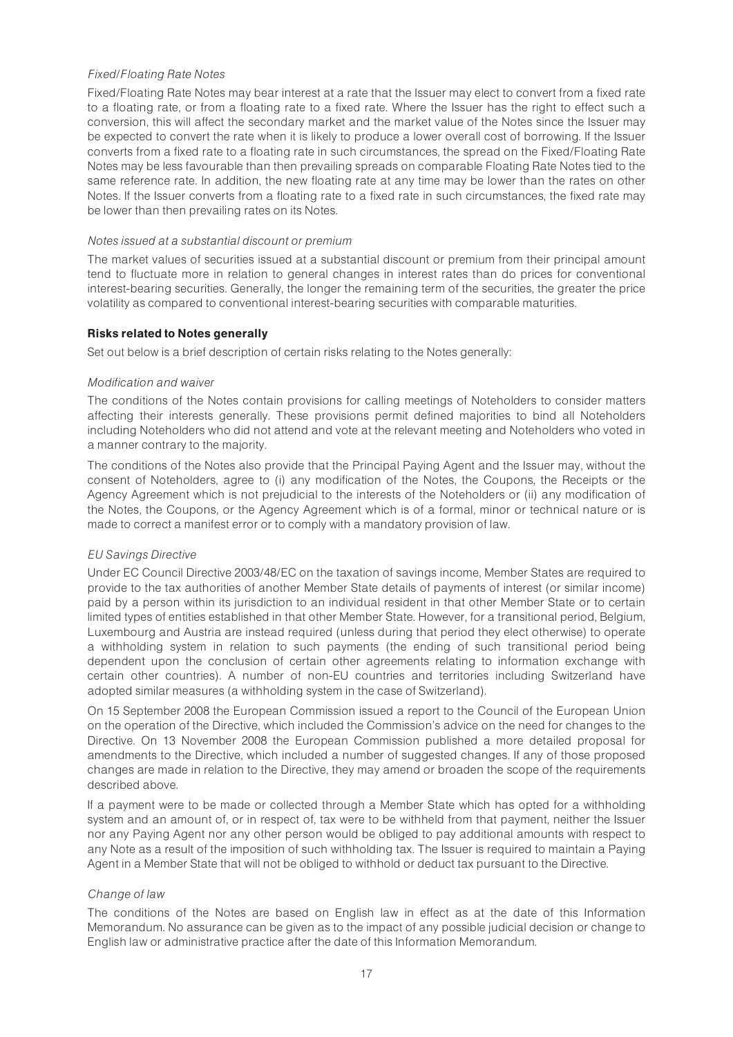*Fixed/Floating Rate Notes*

Fixed/Floating Rate Notes may bear interest at a rate that the Issuer may elect to convert from a fixed rate to a floating rate, or from a floating rate to a fixed rate. Where the Issuer has the right to effect such a conversion, this will affect the secondary market and the market value of the Notes since the Issuer may be expected to convert the rate when it is likely to produce a lower overall cost of borrowing. If the Issuer converts from a fixed rate to a floating rate in such circumstances, the spread on the Fixed/Floating Rate Notes may be less favourable than then prevailing spreads on comparable Floating Rate Notes tied to the same reference rate. In addition, the new floating rate at any time may be lower than the rates on other Notes. If the Issuer converts from a floating rate to a fixed rate in such circumstances, the fixed rate may be lower than then prevailing rates on its Notes.

*Notes issued at a substantial discount or premium*

The market values of securities issued at a substantial discount or premium from their principal amount tend to fluctuate more in relation to general changes in interest rates than do prices for conventional interest-bearing securities. Generally, the longer the remaining term of the securities, the greater the price volatility as compared to conventional interest-bearing securities with comparable maturities.

**Risks related to Notes generally**

Set out below is a brief description of certain risks relating to the Notes generally:

*Modification and waiver*

The conditions of the Notes contain provisions for calling meetings of Noteholders to consider matters affecting their interests generally. These provisions permit defined majorities to bind all Noteholders including Noteholders who did not attend and vote at the relevant meeting and Noteholders who voted in a manner contrary to the majority.

The conditions of the Notes also provide that the Principal Paying Agent and the Issuer may, without the consent of Noteholders, agree to (i) any modification of the Notes, the Coupons, the Receipts or the Agency Agreement which is not prejudicial to the interests of the Noteholders or (ii) any modification of the Notes, the Coupons, or the Agency Agreement which is of a formal, minor or technical nature or is made to correct a manifest error or to comply with a mandatory provision of law.

*EU Savings Directive*

Under EC Council Directive 2003/48/EC on the taxation of savings income, Member States are required to provide to the tax authorities of another Member State details of payments of interest (or similar income) paid by a person within its jurisdiction to an individual resident in that other Member State or to certain limited types of entities established in that other Member State. However, for a transitional period, Belgium, Luxembourg and Austria are instead required (unless during that period they elect otherwise) to operate a withholding system in relation to such payments (the ending of such transitional period being dependent upon the conclusion of certain other agreements relating to information exchange with certain other countries). A number of non-EU countries and territories including Switzerland have adopted similar measures (a withholding system in the case of Switzerland).

On 15 September 2008 the European Commission issued a report to the Council of the European Union on the operation of the Directive, which included the Commission's advice on the need for changes to the Directive. On 13 November 2008 the European Commission published a more detailed proposal for amendments to the Directive, which included a number of suggested changes. If any of those proposed changes are made in relation to the Directive, they may amend or broaden the scope of the requirements described above.

If a payment were to be made or collected through a Member State which has opted for a withholding system and an amount of, or in respect of, tax were to be withheld from that payment, neither the Issuer nor any Paying Agent nor any other person would be obliged to pay additional amounts with respect to any Note as a result of the imposition of such withholding tax. The Issuer is required to maintain a Paying Agent in a Member State that will not be obliged to withhold or deduct tax pursuant to the Directive.

*Change of law*

The conditions of the Notes are based on English law in effect as at the date of this Information Memorandum. No assurance can be given as to the impact of any possible judicial decision or change to English law or administrative practice after the date of this Information Memorandum.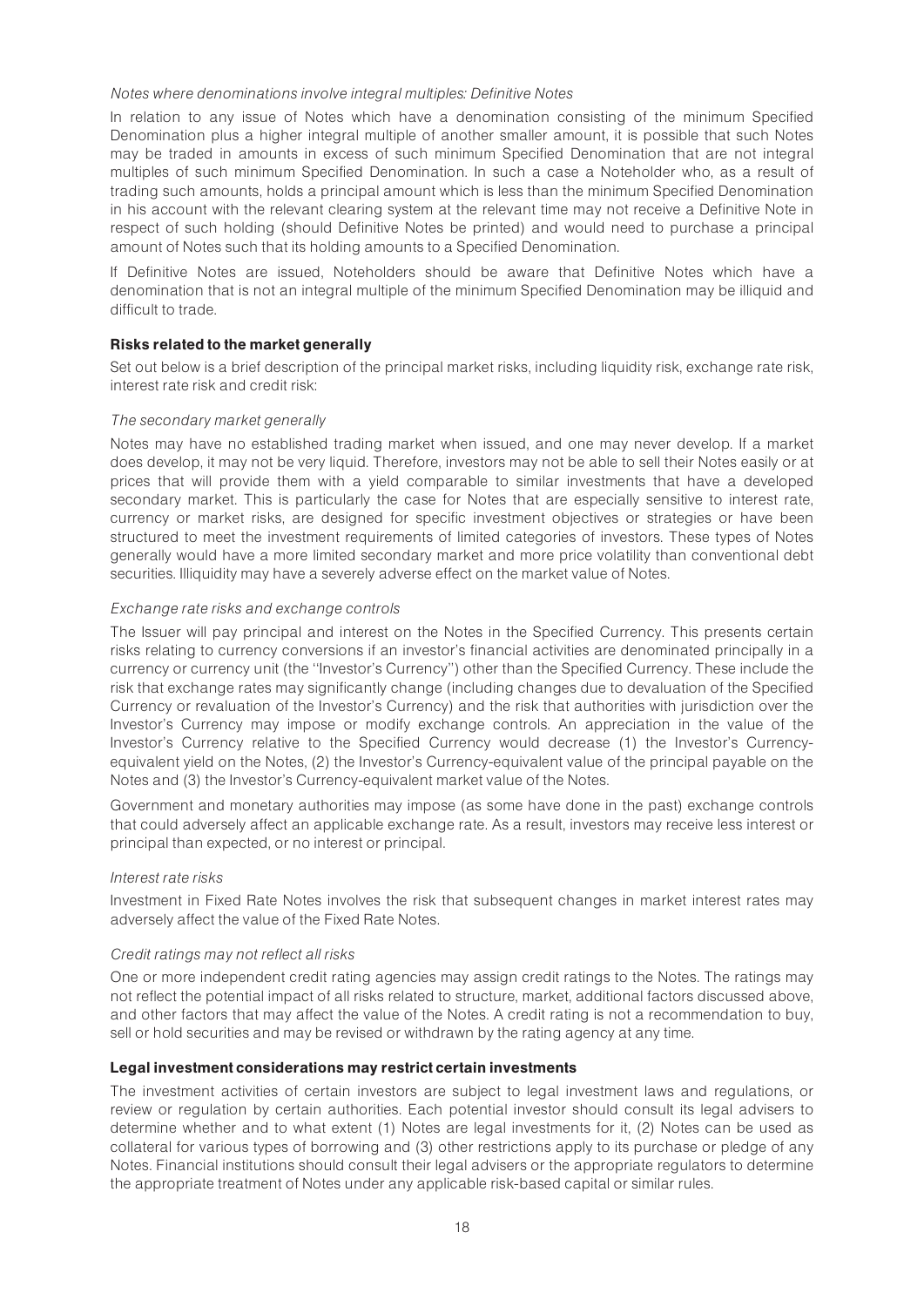*Notes where denominations involve integral multiples: Definitive Notes*

In relation to any issue of Notes which have a denomination consisting of the minimum Specified Denomination plus a higher integral multiple of another smaller amount, it is possible that such Notes may be traded in amounts in excess of such minimum Specified Denomination that are not integral multiples of such minimum Specified Denomination. In such a case a Noteholder who, as a result of trading such amounts, holds a principal amount which is less than the minimum Specified Denomination in his account with the relevant clearing system at the relevant time may not receive a Definitive Note in respect of such holding (should Definitive Notes be printed) and would need to purchase a principal amount of Notes such that its holding amounts to a Specified Denomination.

If Definitive Notes are issued, Noteholders should be aware that Definitive Notes which have a denomination that is not an integral multiple of the minimum Specified Denomination may be illiquid and difficult to trade.

**Risks related to the market generally**

Set out below is a brief description of the principal market risks, including liquidity risk, exchange rate risk, interest rate risk and credit risk:

*The secondary market generally*

Notes may have no established trading market when issued, and one may never develop. If a market does develop, it may not be very liquid. Therefore, investors may not be able to sell their Notes easily or at prices that will provide them with a yield comparable to similar investments that have a developed secondary market. This is particularly the case for Notes that are especially sensitive to interest rate, currency or market risks, are designed for specific investment objectives or strategies or have been structured to meet the investment requirements of limited categories of investors. These types of Notes generally would have a more limited secondary market and more price volatility than conventional debt securities. Illiquidity may have a severely adverse effect on the market value of Notes.

*Exchange rate risks and exchange controls*

The Issuer will pay principal and interest on the Notes in the Specified Currency. This presents certain risks relating to currency conversions if an investor's financial activities are denominated principally in a currency or currency unit (the ''Investor's Currency'') other than the Specified Currency. These include the risk that exchange rates may significantly change (including changes due to devaluation of the Specified Currency or revaluation of the Investor's Currency) and the risk that authorities with jurisdiction over the Investor's Currency may impose or modify exchange controls. An appreciation in the value of the Investor's Currency relative to the Specified Currency would decrease (1) the Investor's Currency-equivalent yield on the Notes, (2) the Investor's Currency-equivalent value of the principal payable on the Notes and (3) the Investor's Currency-equivalent market value of the Notes.

Government and monetary authorities may impose (as some have done in the past) exchange controls that could adversely affect an applicable exchange rate. As a result, investors may receive less interest or principal than expected, or no interest or principal.

*Interest rate risks*

Investment in Fixed Rate Notes involves the risk that subsequent changes in market interest rates may adversely affect the value of the Fixed Rate Notes.

*Credit ratings may not reflect all risks*

One or more independent credit rating agencies may assign credit ratings to the Notes. The ratings may not reflect the potential impact of all risks related to structure, market, additional factors discussed above, and other factors that may affect the value of the Notes. A credit rating is not a recommendation to buy, sell or hold securities and may be revised or withdrawn by the rating agency at any time.

**Legal investment considerations may restrict certain investments**

The investment activities of certain investors are subject to legal investment laws and regulations, or review or regulation by certain authorities. Each potential investor should consult its legal advisers to determine whether and to what extent (1) Notes are legal investments for it, (2) Notes can be used as collateral for various types of borrowing and (3) other restrictions apply to its purchase or pledge of any Notes. Financial institutions should consult their legal advisers or the appropriate regulators to determine the appropriate treatment of Notes under any applicable risk-based capital or similar rules.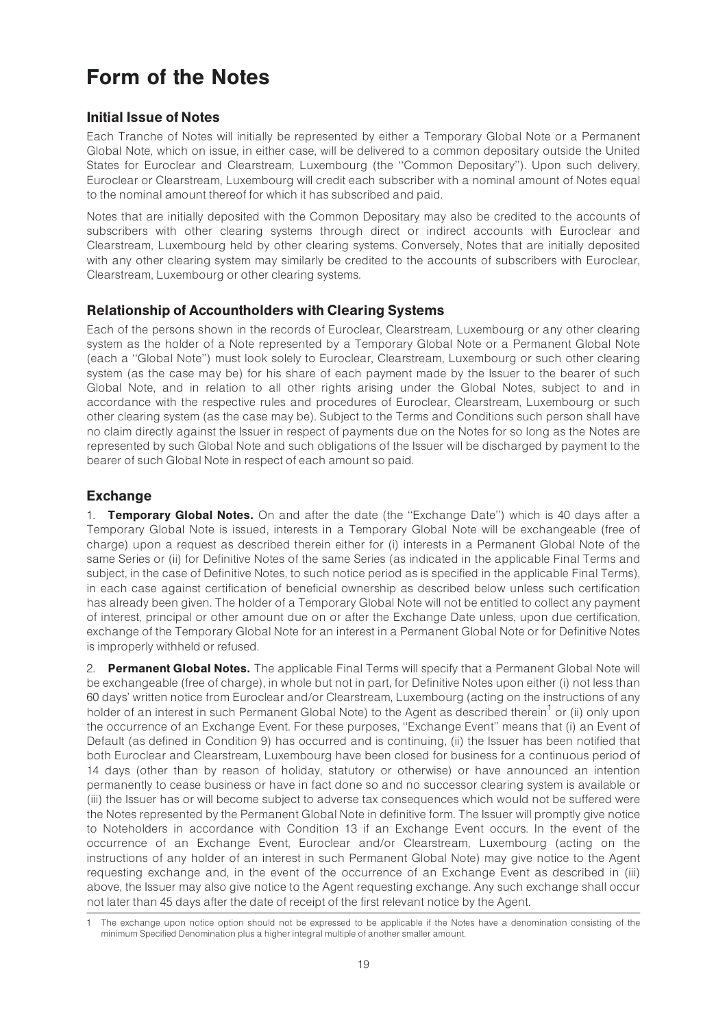# Form of the Notes

## Initial Issue of Notes

Each Tranche of Notes will initially be represented by either a Temporary Global Note or a Permanent Global Note, which on issue, in either case, will be delivered to a common depositary outside the United States for Euroclear and Clearstream, Luxembourg (the ''Common Depositary''). Upon such delivery, Euroclear or Clearstream, Luxembourg will credit each subscriber with a nominal amount of Notes equal to the nominal amount thereof for which it has subscribed and paid.

Notes that are initially deposited with the Common Depositary may also be credited to the accounts of subscribers with other clearing systems through direct or indirect accounts with Euroclear and Clearstream, Luxembourg held by other clearing systems. Conversely, Notes that are initially deposited with any other clearing system may similarly be credited to the accounts of subscribers with Euroclear, Clearstream, Luxembourg or other clearing systems.

## Relationship of Accountholders with Clearing Systems

Each of the persons shown in the records of Euroclear, Clearstream, Luxembourg or any other clearing system as the holder of a Note represented by a Temporary Global Note or a Permanent Global Note (each a ''Global Note'') must look solely to Euroclear, Clearstream, Luxembourg or such other clearing system (as the case may be) for his share of each payment made by the Issuer to the bearer of such Global Note, and in relation to all other rights arising under the Global Notes, subject to and in accordance with the respective rules and procedures of Euroclear, Clearstream, Luxembourg or such other clearing system (as the case may be). Subject to the Terms and Conditions such person shall have no claim directly against the Issuer in respect of payments due on the Notes for so long as the Notes are represented by such Global Note and such obligations of the Issuer will be discharged by payment to the bearer of such Global Note in respect of each amount so paid.

## Exchange

1. **Temporary Global Notes.** On and after the date (the ''Exchange Date'') which is 40 days after a Temporary Global Note is issued, interests in a Temporary Global Note will be exchangeable (free of charge) upon a request as described therein either for (i) interests in a Permanent Global Note of the same Series or (ii) for Definitive Notes of the same Series (as indicated in the applicable Final Terms and subject, in the case of Definitive Notes, to such notice period as is specified in the applicable Final Terms), in each case against certification of beneficial ownership as described below unless such certification has already been given. The holder of a Temporary Global Note will not be entitled to collect any payment of interest, principal or other amount due on or after the Exchange Date unless, upon due certification, exchange of the Temporary Global Note for an interest in a Permanent Global Note or for Definitive Notes is improperly withheld or refused.

2. **Permanent Global Notes.** The applicable Final Terms will specify that a Permanent Global Note will be exchangeable (free of charge), in whole but not in part, for Definitive Notes upon either (i) not less than 60 days' written notice from Euroclear and/or Clearstream, Luxembourg (acting on the instructions of any holder of an interest in such Permanent Global Note) to the Agent as described therein[1] or (ii) only upon the occurrence of an Exchange Event. For these purposes, ''Exchange Event'' means that (i) an Event of Default (as defined in Condition 9) has occurred and is continuing, (ii) the Issuer has been notified that both Euroclear and Clearstream, Luxembourg have been closed for business for a continuous period of 14 days (other than by reason of holiday, statutory or otherwise) or have announced an intention permanently to cease business or have in fact done so and no successor clearing system is available or (iii) the Issuer has or will become subject to adverse tax consequences which would not be suffered were the Notes represented by the Permanent Global Note in definitive form. The Issuer will promptly give notice to Noteholders in accordance with Condition 13 if an Exchange Event occurs. In the event of the occurrence of an Exchange Event, Euroclear and/or Clearstream, Luxembourg (acting on the instructions of any holder of an interest in such Permanent Global Note) may give notice to the Agent requesting exchange and, in the event of the occurrence of an Exchange Event as described in (iii) above, the Issuer may also give notice to the Agent requesting exchange. Any such exchange shall occur not later than 45 days after the date of receipt of the first relevant notice by the Agent.

---

1 The exchange upon notice option should not be expressed to be applicable if the Notes have a denomination consisting of the minimum Specified Denomination plus a higher integral multiple of another smaller amount.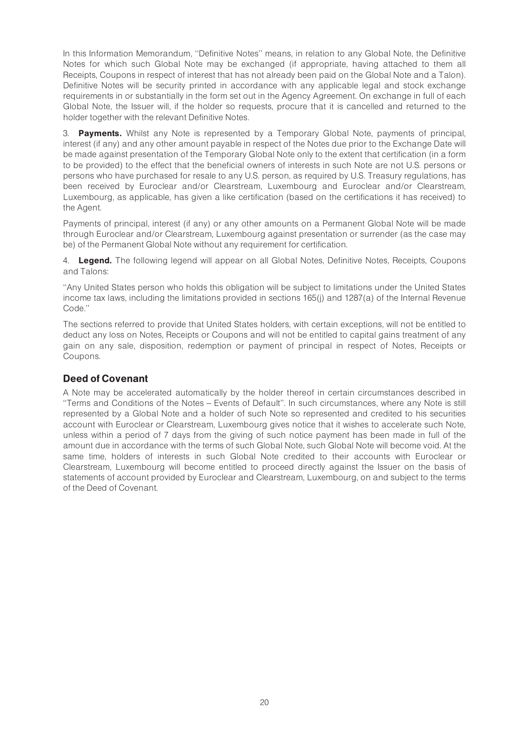In this Information Memorandum, ''Definitive Notes'' means, in relation to any Global Note, the Definitive Notes for which such Global Note may be exchanged (if appropriate, having attached to them all Receipts, Coupons in respect of interest that has not already been paid on the Global Note and a Talon). Definitive Notes will be security printed in accordance with any applicable legal and stock exchange requirements in or substantially in the form set out in the Agency Agreement. On exchange in full of each Global Note, the Issuer will, if the holder so requests, procure that it is cancelled and returned to the holder together with the relevant Definitive Notes.

3. **Payments.** Whilst any Note is represented by a Temporary Global Note, payments of principal, interest (if any) and any other amount payable in respect of the Notes due prior to the Exchange Date will be made against presentation of the Temporary Global Note only to the extent that certification (in a form to be provided) to the effect that the beneficial owners of interests in such Note are not U.S. persons or persons who have purchased for resale to any U.S. person, as required by U.S. Treasury regulations, has been received by Euroclear and/or Clearstream, Luxembourg and Euroclear and/or Clearstream, Luxembourg, as applicable, has given a like certification (based on the certifications it has received) to the Agent.

Payments of principal, interest (if any) or any other amounts on a Permanent Global Note will be made through Euroclear and/or Clearstream, Luxembourg against presentation or surrender (as the case may be) of the Permanent Global Note without any requirement for certification.

4. **Legend.** The following legend will appear on all Global Notes, Definitive Notes, Receipts, Coupons and Talons:

''Any United States person who holds this obligation will be subject to limitations under the United States income tax laws, including the limitations provided in sections 165(j) and 1287(a) of the Internal Revenue Code.''

The sections referred to provide that United States holders, with certain exceptions, will not be entitled to deduct any loss on Notes, Receipts or Coupons and will not be entitled to capital gains treatment of any gain on any sale, disposition, redemption or payment of principal in respect of Notes, Receipts or Coupons.

## Deed of Covenant

A Note may be accelerated automatically by the holder thereof in certain circumstances described in ''Terms and Conditions of the Notes – Events of Default''. In such circumstances, where any Note is still represented by a Global Note and a holder of such Note so represented and credited to his securities account with Euroclear or Clearstream, Luxembourg gives notice that it wishes to accelerate such Note, unless within a period of 7 days from the giving of such notice payment has been made in full of the amount due in accordance with the terms of such Global Note, such Global Note will become void. At the same time, holders of interests in such Global Note credited to their accounts with Euroclear or Clearstream, Luxembourg will become entitled to proceed directly against the Issuer on the basis of statements of account provided by Euroclear and Clearstream, Luxembourg, on and subject to the terms of the Deed of Covenant.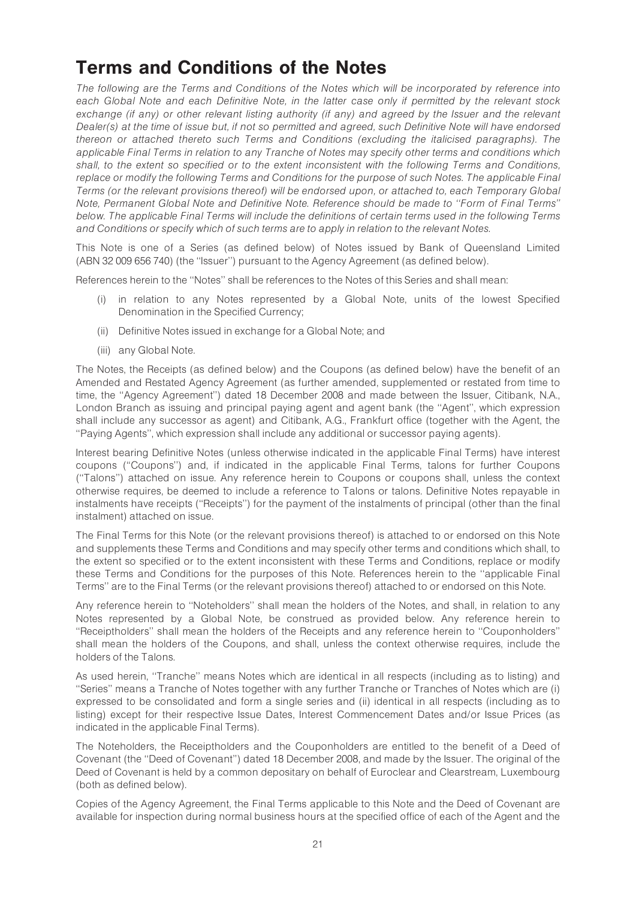# Terms and Conditions of the Notes

*The following are the Terms and Conditions of the Notes which will be incorporated by reference into each Global Note and each Definitive Note, in the latter case only if permitted by the relevant stock exchange (if any) or other relevant listing authority (if any) and agreed by the Issuer and the relevant Dealer(s) at the time of issue but, if not so permitted and agreed, such Definitive Note will have endorsed thereon or attached thereto such Terms and Conditions (excluding the italicised paragraphs). The applicable Final Terms in relation to any Tranche of Notes may specify other terms and conditions which shall, to the extent so specified or to the extent inconsistent with the following Terms and Conditions, replace or modify the following Terms and Conditions for the purpose of such Notes. The applicable Final Terms (or the relevant provisions thereof) will be endorsed upon, or attached to, each Temporary Global Note, Permanent Global Note and Definitive Note. Reference should be made to ''Form of Final Terms'' below. The applicable Final Terms will include the definitions of certain terms used in the following Terms and Conditions or specify which of such terms are to apply in relation to the relevant Notes.*

This Note is one of a Series (as defined below) of Notes issued by Bank of Queensland Limited (ABN 32 009 656 740) (the ''Issuer'') pursuant to the Agency Agreement (as defined below).

References herein to the ''Notes'' shall be references to the Notes of this Series and shall mean:

(i) in relation to any Notes represented by a Global Note, units of the lowest Specified Denomination in the Specified Currency;

(ii) Definitive Notes issued in exchange for a Global Note; and

(iii) any Global Note.

The Notes, the Receipts (as defined below) and the Coupons (as defined below) have the benefit of an Amended and Restated Agency Agreement (as further amended, supplemented or restated from time to time, the ''Agency Agreement'') dated 18 December 2008 and made between the Issuer, Citibank, N.A., London Branch as issuing and principal paying agent and agent bank (the ''Agent'', which expression shall include any successor as agent) and Citibank, A.G., Frankfurt office (together with the Agent, the ''Paying Agents'', which expression shall include any additional or successor paying agents).

Interest bearing Definitive Notes (unless otherwise indicated in the applicable Final Terms) have interest coupons (''Coupons'') and, if indicated in the applicable Final Terms, talons for further Coupons (''Talons'') attached on issue. Any reference herein to Coupons or coupons shall, unless the context otherwise requires, be deemed to include a reference to Talons or talons. Definitive Notes repayable in instalments have receipts (''Receipts'') for the payment of the instalments of principal (other than the final instalment) attached on issue.

The Final Terms for this Note (or the relevant provisions thereof) is attached to or endorsed on this Note and supplements these Terms and Conditions and may specify other terms and conditions which shall, to the extent so specified or to the extent inconsistent with these Terms and Conditions, replace or modify these Terms and Conditions for the purposes of this Note. References herein to the ''applicable Final Terms'' are to the Final Terms (or the relevant provisions thereof) attached to or endorsed on this Note.

Any reference herein to ''Noteholders'' shall mean the holders of the Notes, and shall, in relation to any Notes represented by a Global Note, be construed as provided below. Any reference herein to ''Receiptholders'' shall mean the holders of the Receipts and any reference herein to ''Couponholders'' shall mean the holders of the Coupons, and shall, unless the context otherwise requires, include the holders of the Talons.

As used herein, ''Tranche'' means Notes which are identical in all respects (including as to listing) and ''Series'' means a Tranche of Notes together with any further Tranche or Tranches of Notes which are (i) expressed to be consolidated and form a single series and (ii) identical in all respects (including as to listing) except for their respective Issue Dates, Interest Commencement Dates and/or Issue Prices (as indicated in the applicable Final Terms).

The Noteholders, the Receiptholders and the Couponholders are entitled to the benefit of a Deed of Covenant (the ''Deed of Covenant'') dated 18 December 2008, and made by the Issuer. The original of the Deed of Covenant is held by a common depositary on behalf of Euroclear and Clearstream, Luxembourg (both as defined below).

Copies of the Agency Agreement, the Final Terms applicable to this Note and the Deed of Covenant are available for inspection during normal business hours at the specified office of each of the Agent and the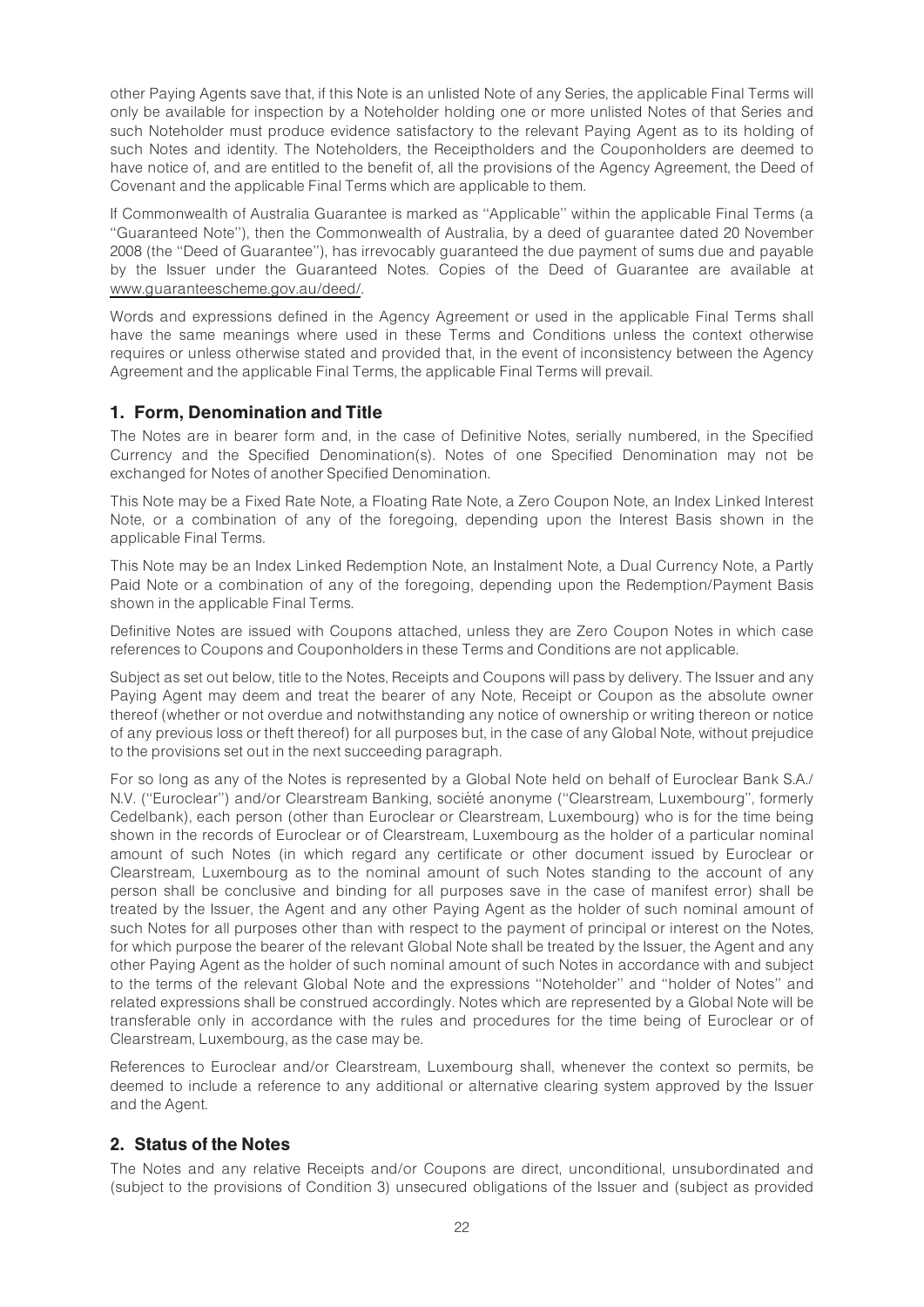other Paying Agents save that, if this Note is an unlisted Note of any Series, the applicable Final Terms will only be available for inspection by a Noteholder holding one or more unlisted Notes of that Series and such Noteholder must produce evidence satisfactory to the relevant Paying Agent as to its holding of such Notes and identity. The Noteholders, the Receiptholders and the Couponholders are deemed to have notice of, and are entitled to the benefit of, all the provisions of the Agency Agreement, the Deed of Covenant and the applicable Final Terms which are applicable to them.

If Commonwealth of Australia Guarantee is marked as ''Applicable'' within the applicable Final Terms (a ''Guaranteed Note''), then the Commonwealth of Australia, by a deed of guarantee dated 20 November 2008 (the ''Deed of Guarantee''), has irrevocably guaranteed the due payment of sums due and payable by the Issuer under the Guaranteed Notes. Copies of the Deed of Guarantee are available at www.guaranteescheme.gov.au/deed/.

Words and expressions defined in the Agency Agreement or used in the applicable Final Terms shall have the same meanings where used in these Terms and Conditions unless the context otherwise requires or unless otherwise stated and provided that, in the event of inconsistency between the Agency Agreement and the applicable Final Terms, the applicable Final Terms will prevail.

## 1. Form, Denomination and Title

The Notes are in bearer form and, in the case of Definitive Notes, serially numbered, in the Specified Currency and the Specified Denomination(s). Notes of one Specified Denomination may not be exchanged for Notes of another Specified Denomination.

This Note may be a Fixed Rate Note, a Floating Rate Note, a Zero Coupon Note, an Index Linked Interest Note, or a combination of any of the foregoing, depending upon the Interest Basis shown in the applicable Final Terms.

This Note may be an Index Linked Redemption Note, an Instalment Note, a Dual Currency Note, a Partly Paid Note or a combination of any of the foregoing, depending upon the Redemption/Payment Basis shown in the applicable Final Terms.

Definitive Notes are issued with Coupons attached, unless they are Zero Coupon Notes in which case references to Coupons and Couponholders in these Terms and Conditions are not applicable.

Subject as set out below, title to the Notes, Receipts and Coupons will pass by delivery. The Issuer and any Paying Agent may deem and treat the bearer of any Note, Receipt or Coupon as the absolute owner thereof (whether or not overdue and notwithstanding any notice of ownership or writing thereon or notice of any previous loss or theft thereof) for all purposes but, in the case of any Global Note, without prejudice to the provisions set out in the next succeeding paragraph.

For so long as any of the Notes is represented by a Global Note held on behalf of Euroclear Bank S.A./N.V. (''Euroclear'') and/or Clearstream Banking, société anonyme (''Clearstream, Luxembourg'', formerly Cedelbank), each person (other than Euroclear or Clearstream, Luxembourg) who is for the time being shown in the records of Euroclear or of Clearstream, Luxembourg as the holder of a particular nominal amount of such Notes (in which regard any certificate or other document issued by Euroclear or Clearstream, Luxembourg as to the nominal amount of such Notes standing to the account of any person shall be conclusive and binding for all purposes save in the case of manifest error) shall be treated by the Issuer, the Agent and any other Paying Agent as the holder of such nominal amount of such Notes for all purposes other than with respect to the payment of principal or interest on the Notes, for which purpose the bearer of the relevant Global Note shall be treated by the Issuer, the Agent and any other Paying Agent as the holder of such nominal amount of such Notes in accordance with and subject to the terms of the relevant Global Note and the expressions ''Noteholder'' and ''holder of Notes'' and related expressions shall be construed accordingly. Notes which are represented by a Global Note will be transferable only in accordance with the rules and procedures for the time being of Euroclear or of Clearstream, Luxembourg, as the case may be.

References to Euroclear and/or Clearstream, Luxembourg shall, whenever the context so permits, be deemed to include a reference to any additional or alternative clearing system approved by the Issuer and the Agent.

## 2. Status of the Notes

The Notes and any relative Receipts and/or Coupons are direct, unconditional, unsubordinated and (subject to the provisions of Condition 3) unsecured obligations of the Issuer and (subject as provided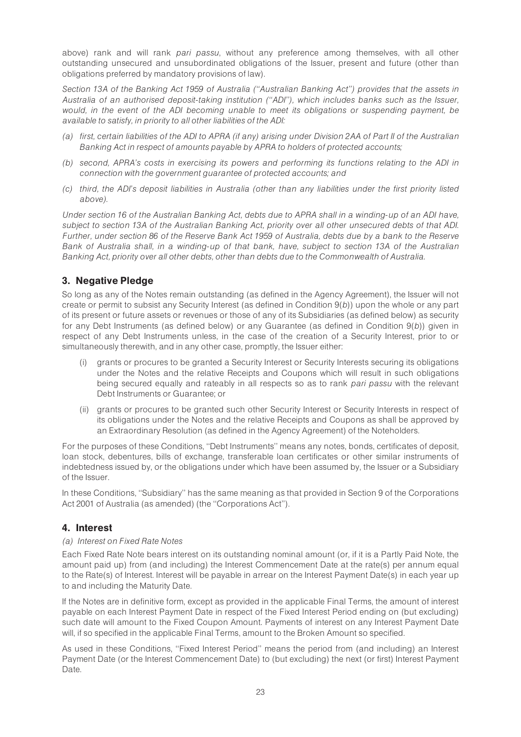above) rank and will rank *pari passu*, without any preference among themselves, with all other outstanding unsecured and unsubordinated obligations of the Issuer, present and future (other than obligations preferred by mandatory provisions of law).

*Section 13A of the Banking Act 1959 of Australia (''Australian Banking Act'') provides that the assets in Australia of an authorised deposit-taking institution (''ADI''), which includes banks such as the Issuer, would, in the event of the ADI becoming unable to meet its obligations or suspending payment, be available to satisfy, in priority to all other liabilities of the ADI:*

*(a) first, certain liabilities of the ADI to APRA (if any) arising under Division 2AA of Part II of the Australian Banking Act in respect of amounts payable by APRA to holders of protected accounts;*

*(b) second, APRA's costs in exercising its powers and performing its functions relating to the ADI in connection with the government guarantee of protected accounts; and*

*(c) third, the ADI's deposit liabilities in Australia (other than any liabilities under the first priority listed above).*

*Under section 16 of the Australian Banking Act, debts due to APRA shall in a winding-up of an ADI have, subject to section 13A of the Australian Banking Act, priority over all other unsecured debts of that ADI. Further, under section 86 of the Reserve Bank Act 1959 of Australia, debts due by a bank to the Reserve Bank of Australia shall, in a winding-up of that bank, have, subject to section 13A of the Australian Banking Act, priority over all other debts, other than debts due to the Commonwealth of Australia.*

## 3. Negative Pledge

So long as any of the Notes remain outstanding (as defined in the Agency Agreement), the Issuer will not create or permit to subsist any Security Interest (as defined in Condition 9(*b*)) upon the whole or any part of its present or future assets or revenues or those of any of its Subsidiaries (as defined below) as security for any Debt Instruments (as defined below) or any Guarantee (as defined in Condition 9(*b*)) given in respect of any Debt Instruments unless, in the case of the creation of a Security Interest, prior to or simultaneously therewith, and in any other case, promptly, the Issuer either:

(i) grants or procures to be granted a Security Interest or Security Interests securing its obligations under the Notes and the relative Receipts and Coupons which will result in such obligations being secured equally and rateably in all respects so as to rank *pari passu* with the relevant Debt Instruments or Guarantee; or

(ii) grants or procures to be granted such other Security Interest or Security Interests in respect of its obligations under the Notes and the relative Receipts and Coupons as shall be approved by an Extraordinary Resolution (as defined in the Agency Agreement) of the Noteholders.

For the purposes of these Conditions, ''Debt Instruments'' means any notes, bonds, certificates of deposit, loan stock, debentures, bills of exchange, transferable loan certificates or other similar instruments of indebtedness issued by, or the obligations under which have been assumed by, the Issuer or a Subsidiary of the Issuer.

In these Conditions, ''Subsidiary'' has the same meaning as that provided in Section 9 of the Corporations Act 2001 of Australia (as amended) (the ''Corporations Act'').

## 4. Interest

*(a) Interest on Fixed Rate Notes*

Each Fixed Rate Note bears interest on its outstanding nominal amount (or, if it is a Partly Paid Note, the amount paid up) from (and including) the Interest Commencement Date at the rate(s) per annum equal to the Rate(s) of Interest. Interest will be payable in arrear on the Interest Payment Date(s) in each year up to and including the Maturity Date.

If the Notes are in definitive form, except as provided in the applicable Final Terms, the amount of interest payable on each Interest Payment Date in respect of the Fixed Interest Period ending on (but excluding) such date will amount to the Fixed Coupon Amount. Payments of interest on any Interest Payment Date will, if so specified in the applicable Final Terms, amount to the Broken Amount so specified.

As used in these Conditions, ''Fixed Interest Period'' means the period from (and including) an Interest Payment Date (or the Interest Commencement Date) to (but excluding) the next (or first) Interest Payment Date.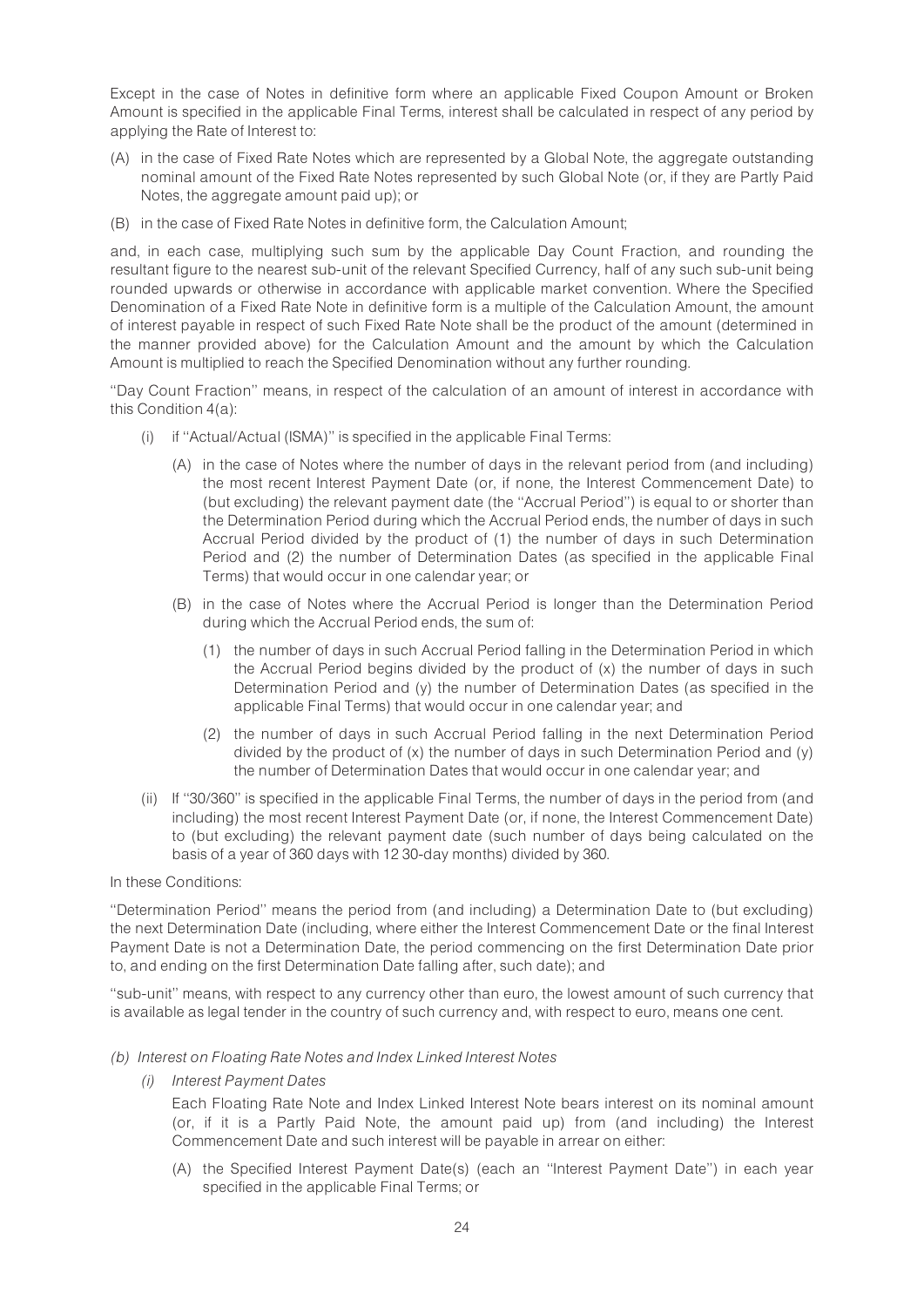Except in the case of Notes in definitive form where an applicable Fixed Coupon Amount or Broken Amount is specified in the applicable Final Terms, interest shall be calculated in respect of any period by applying the Rate of Interest to:

(A) in the case of Fixed Rate Notes which are represented by a Global Note, the aggregate outstanding nominal amount of the Fixed Rate Notes represented by such Global Note (or, if they are Partly Paid Notes, the aggregate amount paid up); or

(B) in the case of Fixed Rate Notes in definitive form, the Calculation Amount;

and, in each case, multiplying such sum by the applicable Day Count Fraction, and rounding the resultant figure to the nearest sub-unit of the relevant Specified Currency, half of any such sub-unit being rounded upwards or otherwise in accordance with applicable market convention. Where the Specified Denomination of a Fixed Rate Note in definitive form is a multiple of the Calculation Amount, the amount of interest payable in respect of such Fixed Rate Note shall be the product of the amount (determined in the manner provided above) for the Calculation Amount and the amount by which the Calculation Amount is multiplied to reach the Specified Denomination without any further rounding.

''Day Count Fraction'' means, in respect of the calculation of an amount of interest in accordance with this Condition 4(a):

- (i) if ''Actual/Actual (ISMA)'' is specified in the applicable Final Terms:
  - (A) in the case of Notes where the number of days in the relevant period from (and including) the most recent Interest Payment Date (or, if none, the Interest Commencement Date) to (but excluding) the relevant payment date (the ''Accrual Period'') is equal to or shorter than the Determination Period during which the Accrual Period ends, the number of days in such Accrual Period divided by the product of (1) the number of days in such Determination Period and (2) the number of Determination Dates (as specified in the applicable Final Terms) that would occur in one calendar year; or
  - (B) in the case of Notes where the Accrual Period is longer than the Determination Period during which the Accrual Period ends, the sum of:
    - (1) the number of days in such Accrual Period falling in the Determination Period in which the Accrual Period begins divided by the product of (x) the number of days in such Determination Period and (y) the number of Determination Dates (as specified in the applicable Final Terms) that would occur in one calendar year; and
    - (2) the number of days in such Accrual Period falling in the next Determination Period divided by the product of (x) the number of days in such Determination Period and (y) the number of Determination Dates that would occur in one calendar year; and
- (ii) If ''30/360'' is specified in the applicable Final Terms, the number of days in the period from (and including) the most recent Interest Payment Date (or, if none, the Interest Commencement Date) to (but excluding) the relevant payment date (such number of days being calculated on the basis of a year of 360 days with 12 30-day months) divided by 360.

In these Conditions:

''Determination Period'' means the period from (and including) a Determination Date to (but excluding) the next Determination Date (including, where either the Interest Commencement Date or the final Interest Payment Date is not a Determination Date, the period commencing on the first Determination Date prior to, and ending on the first Determination Date falling after, such date); and

''sub-unit'' means, with respect to any currency other than euro, the lowest amount of such currency that is available as legal tender in the country of such currency and, with respect to euro, means one cent.

*(b) Interest on Floating Rate Notes and Index Linked Interest Notes*

*(i) Interest Payment Dates*

Each Floating Rate Note and Index Linked Interest Note bears interest on its nominal amount (or, if it is a Partly Paid Note, the amount paid up) from (and including) the Interest Commencement Date and such interest will be payable in arrear on either:

(A) the Specified Interest Payment Date(s) (each an ''Interest Payment Date'') in each year specified in the applicable Final Terms; or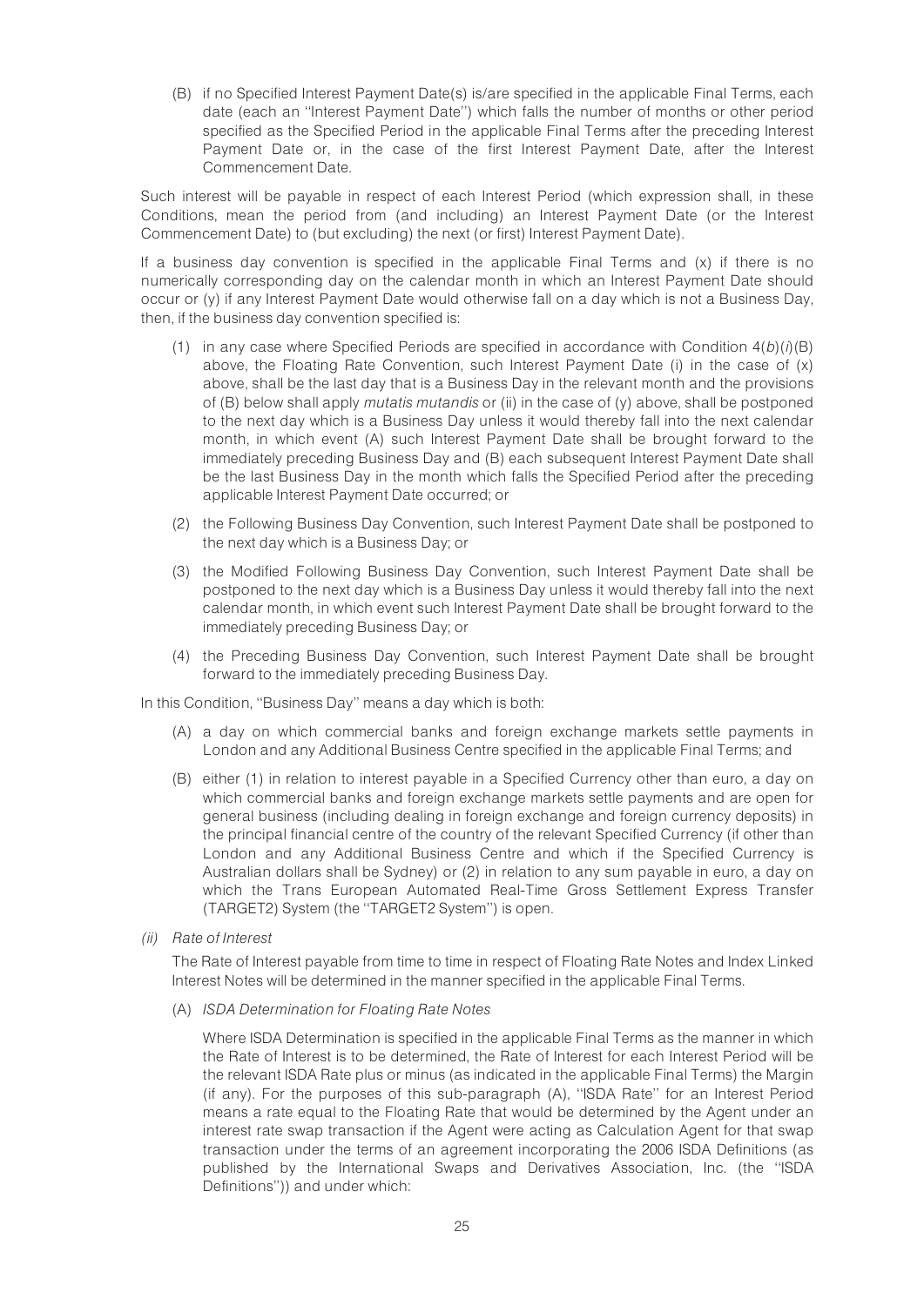(B) if no Specified Interest Payment Date(s) is/are specified in the applicable Final Terms, each date (each an ''Interest Payment Date'') which falls the number of months or other period specified as the Specified Period in the applicable Final Terms after the preceding Interest Payment Date or, in the case of the first Interest Payment Date, after the Interest Commencement Date.

Such interest will be payable in respect of each Interest Period (which expression shall, in these Conditions, mean the period from (and including) an Interest Payment Date (or the Interest Commencement Date) to (but excluding) the next (or first) Interest Payment Date).

If a business day convention is specified in the applicable Final Terms and (x) if there is no numerically corresponding day on the calendar month in which an Interest Payment Date should occur or (y) if any Interest Payment Date would otherwise fall on a day which is not a Business Day, then, if the business day convention specified is:

(1) in any case where Specified Periods are specified in accordance with Condition 4(*b*)(*i*)(B) above, the Floating Rate Convention, such Interest Payment Date (i) in the case of (x) above, shall be the last day that is a Business Day in the relevant month and the provisions of (B) below shall apply *mutatis mutandis* or (ii) in the case of (y) above, shall be postponed to the next day which is a Business Day unless it would thereby fall into the next calendar month, in which event (A) such Interest Payment Date shall be brought forward to the immediately preceding Business Day and (B) each subsequent Interest Payment Date shall be the last Business Day in the month which falls the Specified Period after the preceding applicable Interest Payment Date occurred; or

(2) the Following Business Day Convention, such Interest Payment Date shall be postponed to the next day which is a Business Day; or

(3) the Modified Following Business Day Convention, such Interest Payment Date shall be postponed to the next day which is a Business Day unless it would thereby fall into the next calendar month, in which event such Interest Payment Date shall be brought forward to the immediately preceding Business Day; or

(4) the Preceding Business Day Convention, such Interest Payment Date shall be brought forward to the immediately preceding Business Day.

In this Condition, ''Business Day'' means a day which is both:

(A) a day on which commercial banks and foreign exchange markets settle payments in London and any Additional Business Centre specified in the applicable Final Terms; and

(B) either (1) in relation to interest payable in a Specified Currency other than euro, a day on which commercial banks and foreign exchange markets settle payments and are open for general business (including dealing in foreign exchange and foreign currency deposits) in the principal financial centre of the country of the relevant Specified Currency (if other than London and any Additional Business Centre and which if the Specified Currency is Australian dollars shall be Sydney) or (2) in relation to any sum payable in euro, a day on which the Trans European Automated Real-Time Gross Settlement Express Transfer (TARGET2) System (the ''TARGET2 System'') is open.

*(ii) Rate of Interest*

The Rate of Interest payable from time to time in respect of Floating Rate Notes and Index Linked Interest Notes will be determined in the manner specified in the applicable Final Terms.

(A) *ISDA Determination for Floating Rate Notes*

Where ISDA Determination is specified in the applicable Final Terms as the manner in which the Rate of Interest is to be determined, the Rate of Interest for each Interest Period will be the relevant ISDA Rate plus or minus (as indicated in the applicable Final Terms) the Margin (if any). For the purposes of this sub-paragraph (A), ''ISDA Rate'' for an Interest Period means a rate equal to the Floating Rate that would be determined by the Agent under an interest rate swap transaction if the Agent were acting as Calculation Agent for that swap transaction under the terms of an agreement incorporating the 2006 ISDA Definitions (as published by the International Swaps and Derivatives Association, Inc. (the ''ISDA Definitions'')) and under which: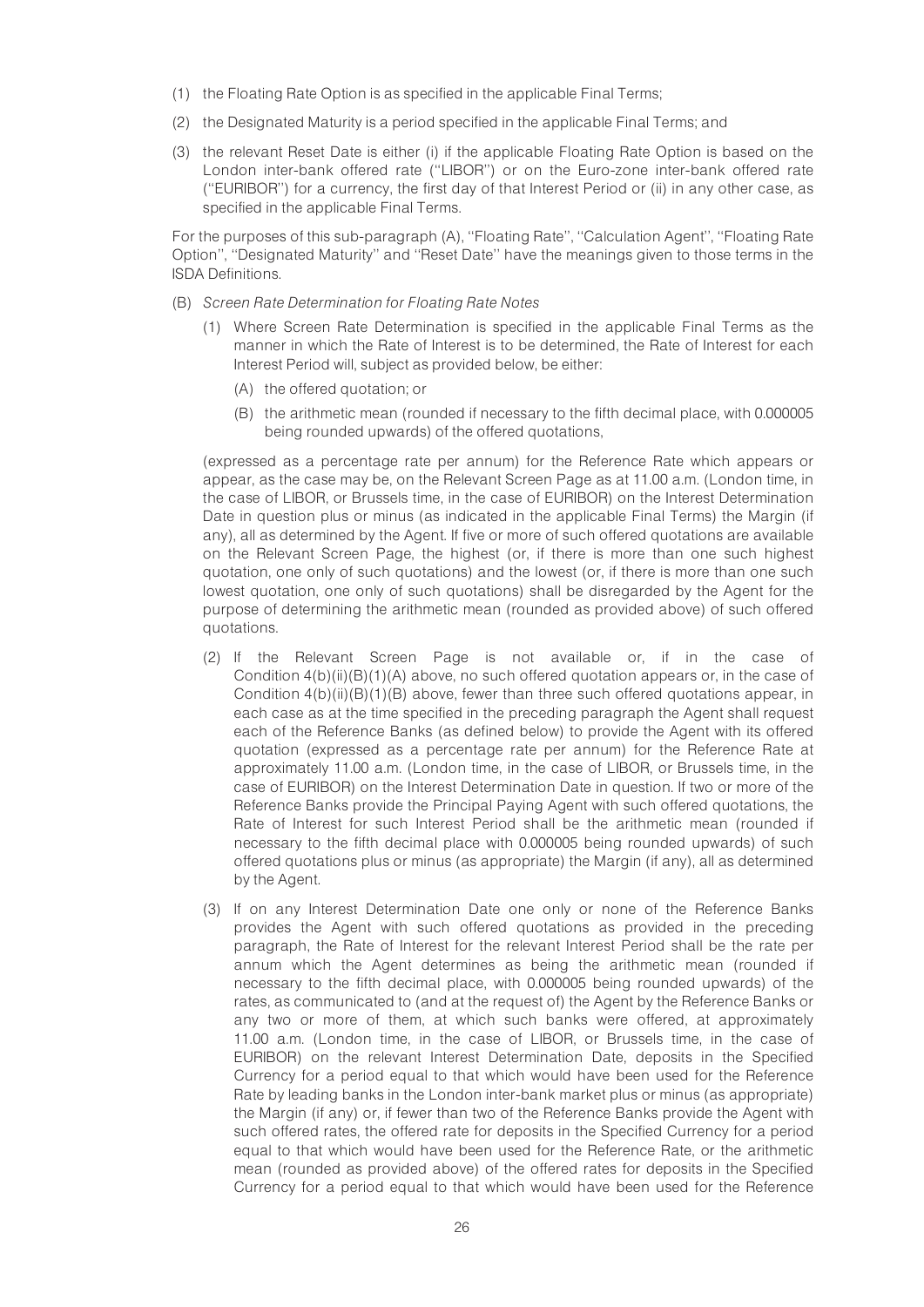(1) the Floating Rate Option is as specified in the applicable Final Terms;

(2) the Designated Maturity is a period specified in the applicable Final Terms; and

(3) the relevant Reset Date is either (i) if the applicable Floating Rate Option is based on the London inter-bank offered rate (''LIBOR'') or on the Euro-zone inter-bank offered rate (''EURIBOR'') for a currency, the first day of that Interest Period or (ii) in any other case, as specified in the applicable Final Terms.

For the purposes of this sub-paragraph (A), ''Floating Rate'', ''Calculation Agent'', ''Floating Rate Option'', ''Designated Maturity'' and ''Reset Date'' have the meanings given to those terms in the ISDA Definitions.

(B) *Screen Rate Determination for Floating Rate Notes*

(1) Where Screen Rate Determination is specified in the applicable Final Terms as the manner in which the Rate of Interest is to be determined, the Rate of Interest for each Interest Period will, subject as provided below, be either:

(A) the offered quotation; or

(B) the arithmetic mean (rounded if necessary to the fifth decimal place, with 0.000005 being rounded upwards) of the offered quotations,

(expressed as a percentage rate per annum) for the Reference Rate which appears or appear, as the case may be, on the Relevant Screen Page as at 11.00 a.m. (London time, in the case of LIBOR, or Brussels time, in the case of EURIBOR) on the Interest Determination Date in question plus or minus (as indicated in the applicable Final Terms) the Margin (if any), all as determined by the Agent. If five or more of such offered quotations are available on the Relevant Screen Page, the highest (or, if there is more than one such highest quotation, one only of such quotations) and the lowest (or, if there is more than one such lowest quotation, one only of such quotations) shall be disregarded by the Agent for the purpose of determining the arithmetic mean (rounded as provided above) of such offered quotations.

(2) If the Relevant Screen Page is not available or, if in the case of Condition 4(b)(ii)(B)(1)(A) above, no such offered quotation appears or, in the case of Condition 4(b)(ii)(B)(1)(B) above, fewer than three such offered quotations appear, in each case as at the time specified in the preceding paragraph the Agent shall request each of the Reference Banks (as defined below) to provide the Agent with its offered quotation (expressed as a percentage rate per annum) for the Reference Rate at approximately 11.00 a.m. (London time, in the case of LIBOR, or Brussels time, in the case of EURIBOR) on the Interest Determination Date in question. If two or more of the Reference Banks provide the Principal Paying Agent with such offered quotations, the Rate of Interest for such Interest Period shall be the arithmetic mean (rounded if necessary to the fifth decimal place with 0.000005 being rounded upwards) of such offered quotations plus or minus (as appropriate) the Margin (if any), all as determined by the Agent.

(3) If on any Interest Determination Date one only or none of the Reference Banks provides the Agent with such offered quotations as provided in the preceding paragraph, the Rate of Interest for the relevant Interest Period shall be the rate per annum which the Agent determines as being the arithmetic mean (rounded if necessary to the fifth decimal place, with 0.000005 being rounded upwards) of the rates, as communicated to (and at the request of) the Agent by the Reference Banks or any two or more of them, at which such banks were offered, at approximately 11.00 a.m. (London time, in the case of LIBOR, or Brussels time, in the case of EURIBOR) on the relevant Interest Determination Date, deposits in the Specified Currency for a period equal to that which would have been used for the Reference Rate by leading banks in the London inter-bank market plus or minus (as appropriate) the Margin (if any) or, if fewer than two of the Reference Banks provide the Agent with such offered rates, the offered rate for deposits in the Specified Currency for a period equal to that which would have been used for the Reference Rate, or the arithmetic mean (rounded as provided above) of the offered rates for deposits in the Specified Currency for a period equal to that which would have been used for the Reference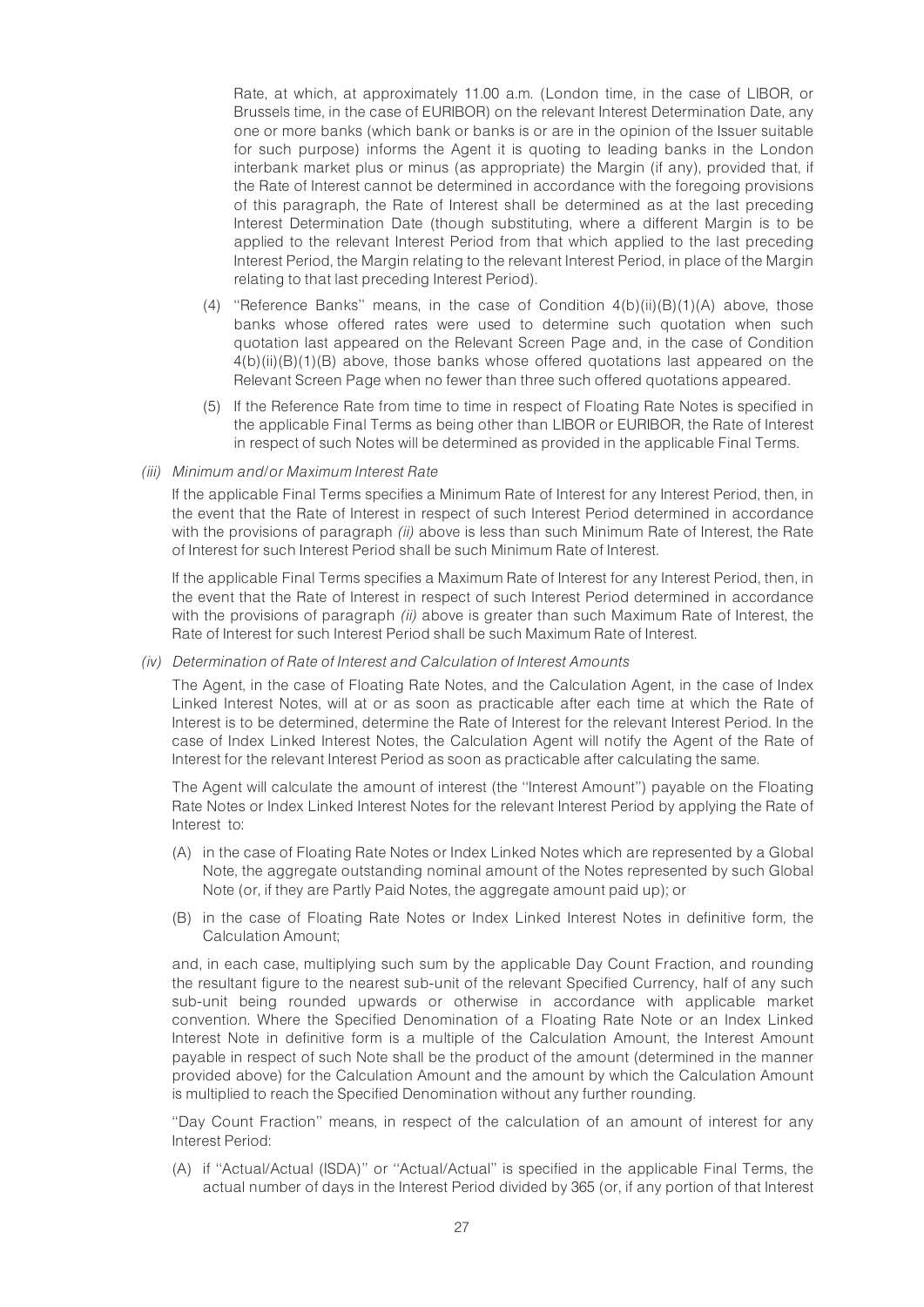Rate, at which, at approximately 11.00 a.m. (London time, in the case of LIBOR, or Brussels time, in the case of EURIBOR) on the relevant Interest Determination Date, any one or more banks (which bank or banks is or are in the opinion of the Issuer suitable for such purpose) informs the Agent it is quoting to leading banks in the London interbank market plus or minus (as appropriate) the Margin (if any), provided that, if the Rate of Interest cannot be determined in accordance with the foregoing provisions of this paragraph, the Rate of Interest shall be determined as at the last preceding Interest Determination Date (though substituting, where a different Margin is to be applied to the relevant Interest Period from that which applied to the last preceding Interest Period, the Margin relating to the relevant Interest Period, in place of the Margin relating to that last preceding Interest Period).

(4) ''Reference Banks'' means, in the case of Condition 4(b)(ii)(B)(1)(A) above, those banks whose offered rates were used to determine such quotation when such quotation last appeared on the Relevant Screen Page and, in the case of Condition 4(b)(ii)(B)(1)(B) above, those banks whose offered quotations last appeared on the Relevant Screen Page when no fewer than three such offered quotations appeared.

(5) If the Reference Rate from time to time in respect of Floating Rate Notes is specified in the applicable Final Terms as being other than LIBOR or EURIBOR, the Rate of Interest in respect of such Notes will be determined as provided in the applicable Final Terms.

*(iii) Minimum and/or Maximum Interest Rate*

If the applicable Final Terms specifies a Minimum Rate of Interest for any Interest Period, then, in the event that the Rate of Interest in respect of such Interest Period determined in accordance with the provisions of paragraph *(ii)* above is less than such Minimum Rate of Interest, the Rate of Interest for such Interest Period shall be such Minimum Rate of Interest.

If the applicable Final Terms specifies a Maximum Rate of Interest for any Interest Period, then, in the event that the Rate of Interest in respect of such Interest Period determined in accordance with the provisions of paragraph *(ii)* above is greater than such Maximum Rate of Interest, the Rate of Interest for such Interest Period shall be such Maximum Rate of Interest.

*(iv) Determination of Rate of Interest and Calculation of Interest Amounts*

The Agent, in the case of Floating Rate Notes, and the Calculation Agent, in the case of Index Linked Interest Notes, will at or as soon as practicable after each time at which the Rate of Interest is to be determined, determine the Rate of Interest for the relevant Interest Period. In the case of Index Linked Interest Notes, the Calculation Agent will notify the Agent of the Rate of Interest for the relevant Interest Period as soon as practicable after calculating the same.

The Agent will calculate the amount of interest (the ''Interest Amount'') payable on the Floating Rate Notes or Index Linked Interest Notes for the relevant Interest Period by applying the Rate of Interest to:

(A) in the case of Floating Rate Notes or Index Linked Notes which are represented by a Global Note, the aggregate outstanding nominal amount of the Notes represented by such Global Note (or, if they are Partly Paid Notes, the aggregate amount paid up); or

(B) in the case of Floating Rate Notes or Index Linked Interest Notes in definitive form, the Calculation Amount;

and, in each case, multiplying such sum by the applicable Day Count Fraction, and rounding the resultant figure to the nearest sub-unit of the relevant Specified Currency, half of any such sub-unit being rounded upwards or otherwise in accordance with applicable market convention. Where the Specified Denomination of a Floating Rate Note or an Index Linked Interest Note in definitive form is a multiple of the Calculation Amount, the Interest Amount payable in respect of such Note shall be the product of the amount (determined in the manner provided above) for the Calculation Amount and the amount by which the Calculation Amount is multiplied to reach the Specified Denomination without any further rounding.

''Day Count Fraction'' means, in respect of the calculation of an amount of interest for any Interest Period:

(A) if ''Actual/Actual (ISDA)'' or ''Actual/Actual'' is specified in the applicable Final Terms, the actual number of days in the Interest Period divided by 365 (or, if any portion of that Interest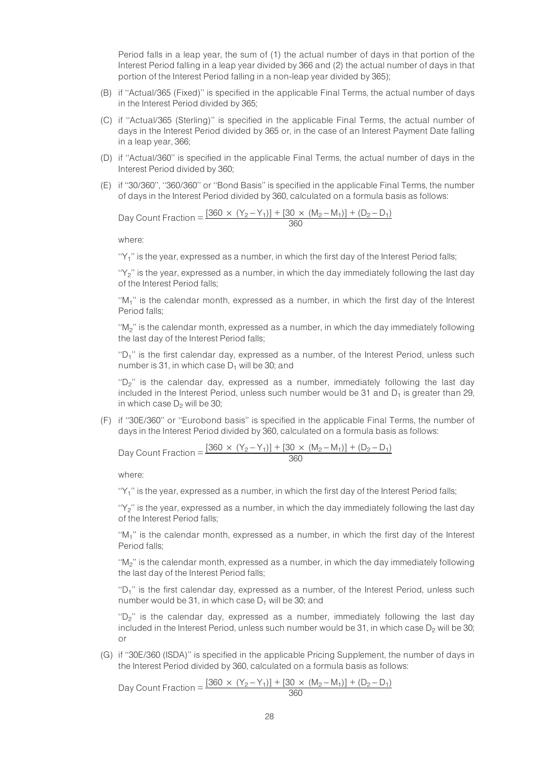Period falls in a leap year, the sum of (1) the actual number of days in that portion of the Interest Period falling in a leap year divided by 366 and (2) the actual number of days in that portion of the Interest Period falling in a non-leap year divided by 365);

(B) if ''Actual/365 (Fixed)'' is specified in the applicable Final Terms, the actual number of days in the Interest Period divided by 365;

(C) if ''Actual/365 (Sterling)'' is specified in the applicable Final Terms, the actual number of days in the Interest Period divided by 365 or, in the case of an Interest Payment Date falling in a leap year, 366;

(D) if ''Actual/360'' is specified in the applicable Final Terms, the actual number of days in the Interest Period divided by 360;

(E) if ''30/360'', ''360/360'' or ''Bond Basis'' is specified in the applicable Final Terms, the number of days in the Interest Period divided by 360, calculated on a formula basis as follows:

$$\text{Day Count Fraction} = \frac{[360 \times (Y_2 - Y_1)] + [30 \times (M_2 - M_1)] + (D_2 - D_1)}{360}$$

where:

''$Y_1$'' is the year, expressed as a number, in which the first day of the Interest Period falls;

''$Y_2$'' is the year, expressed as a number, in which the day immediately following the last day of the Interest Period falls;

''$M_1$'' is the calendar month, expressed as a number, in which the first day of the Interest Period falls;

''$M_2$'' is the calendar month, expressed as a number, in which the day immediately following the last day of the Interest Period falls;

''$D_1$'' is the first calendar day, expressed as a number, of the Interest Period, unless such number is 31, in which case $D_1$ will be 30; and

''$D_2$'' is the calendar day, expressed as a number, immediately following the last day included in the Interest Period, unless such number would be 31 and $D_1$ is greater than 29, in which case $D_2$ will be 30;

(F) if ''30E/360'' or ''Eurobond basis'' is specified in the applicable Final Terms, the number of days in the Interest Period divided by 360, calculated on a formula basis as follows:

$$\text{Day Count Fraction} = \frac{[360 \times (Y_2 - Y_1)] + [30 \times (M_2 - M_1)] + (D_2 - D_1)}{360}$$

where:

''$Y_1$'' is the year, expressed as a number, in which the first day of the Interest Period falls;

''$Y_2$'' is the year, expressed as a number, in which the day immediately following the last day of the Interest Period falls;

''$M_1$'' is the calendar month, expressed as a number, in which the first day of the Interest Period falls;

''$M_2$'' is the calendar month, expressed as a number, in which the day immediately following the last day of the Interest Period falls;

''$D_1$'' is the first calendar day, expressed as a number, of the Interest Period, unless such number would be 31, in which case $D_1$ will be 30; and

''$D_2$'' is the calendar day, expressed as a number, immediately following the last day included in the Interest Period, unless such number would be 31, in which case $D_2$ will be 30; or

(G) if ''30E/360 (ISDA)'' is specified in the applicable Pricing Supplement, the number of days in the Interest Period divided by 360, calculated on a formula basis as follows:

$$\text{Day Count Fraction} = \frac{[360 \times (Y_2 - Y_1)] + [30 \times (M_2 - M_1)] + (D_2 - D_1)}{360}$$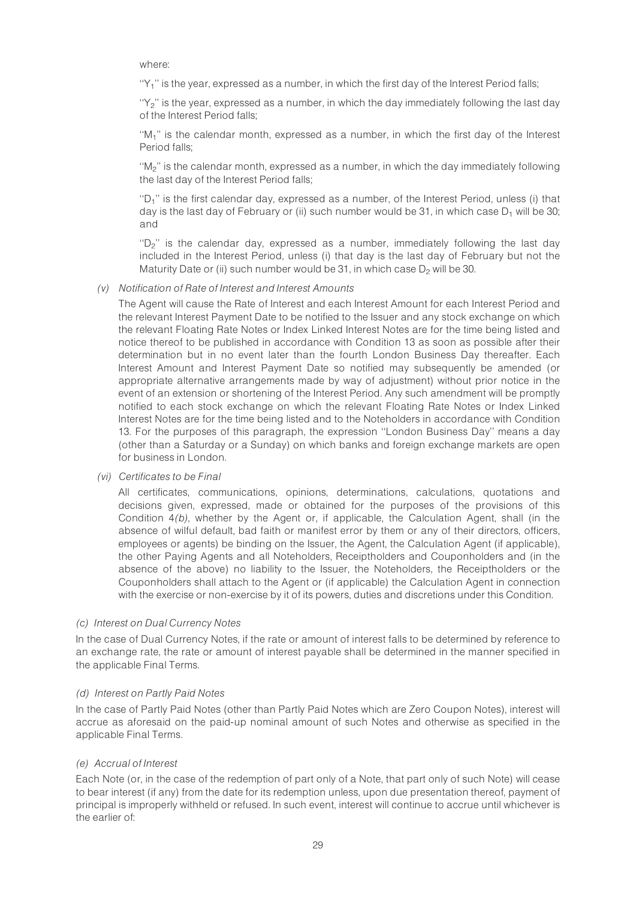where:

''$Y_1$'' is the year, expressed as a number, in which the first day of the Interest Period falls;

''$Y_2$'' is the year, expressed as a number, in which the day immediately following the last day of the Interest Period falls;

''$M_1$'' is the calendar month, expressed as a number, in which the first day of the Interest Period falls;

''$M_2$'' is the calendar month, expressed as a number, in which the day immediately following the last day of the Interest Period falls;

''$D_1$'' is the first calendar day, expressed as a number, of the Interest Period, unless (i) that day is the last day of February or (ii) such number would be 31, in which case $D_1$ will be 30; and

''$D_2$'' is the calendar day, expressed as a number, immediately following the last day included in the Interest Period, unless (i) that day is the last day of February but not the Maturity Date or (ii) such number would be 31, in which case $D_2$ will be 30.

*(v) Notification of Rate of Interest and Interest Amounts*

The Agent will cause the Rate of Interest and each Interest Amount for each Interest Period and the relevant Interest Payment Date to be notified to the Issuer and any stock exchange on which the relevant Floating Rate Notes or Index Linked Interest Notes are for the time being listed and notice thereof to be published in accordance with Condition 13 as soon as possible after their determination but in no event later than the fourth London Business Day thereafter. Each Interest Amount and Interest Payment Date so notified may subsequently be amended (or appropriate alternative arrangements made by way of adjustment) without prior notice in the event of an extension or shortening of the Interest Period. Any such amendment will be promptly notified to each stock exchange on which the relevant Floating Rate Notes or Index Linked Interest Notes are for the time being listed and to the Noteholders in accordance with Condition 13. For the purposes of this paragraph, the expression ''London Business Day'' means a day (other than a Saturday or a Sunday) on which banks and foreign exchange markets are open for business in London.

*(vi) Certificates to be Final*

All certificates, communications, opinions, determinations, calculations, quotations and decisions given, expressed, made or obtained for the purposes of the provisions of this Condition 4*(b)*, whether by the Agent or, if applicable, the Calculation Agent, shall (in the absence of wilful default, bad faith or manifest error by them or any of their directors, officers, employees or agents) be binding on the Issuer, the Agent, the Calculation Agent (if applicable), the other Paying Agents and all Noteholders, Receiptholders and Couponholders and (in the absence of the above) no liability to the Issuer, the Noteholders, the Receiptholders or the Couponholders shall attach to the Agent or (if applicable) the Calculation Agent in connection with the exercise or non-exercise by it of its powers, duties and discretions under this Condition.

*(c) Interest on Dual Currency Notes*

In the case of Dual Currency Notes, if the rate or amount of interest falls to be determined by reference to an exchange rate, the rate or amount of interest payable shall be determined in the manner specified in the applicable Final Terms.

*(d) Interest on Partly Paid Notes*

In the case of Partly Paid Notes (other than Partly Paid Notes which are Zero Coupon Notes), interest will accrue as aforesaid on the paid-up nominal amount of such Notes and otherwise as specified in the applicable Final Terms.

*(e) Accrual of Interest*

Each Note (or, in the case of the redemption of part only of a Note, that part only of such Note) will cease to bear interest (if any) from the date for its redemption unless, upon due presentation thereof, payment of principal is improperly withheld or refused. In such event, interest will continue to accrue until whichever is the earlier of: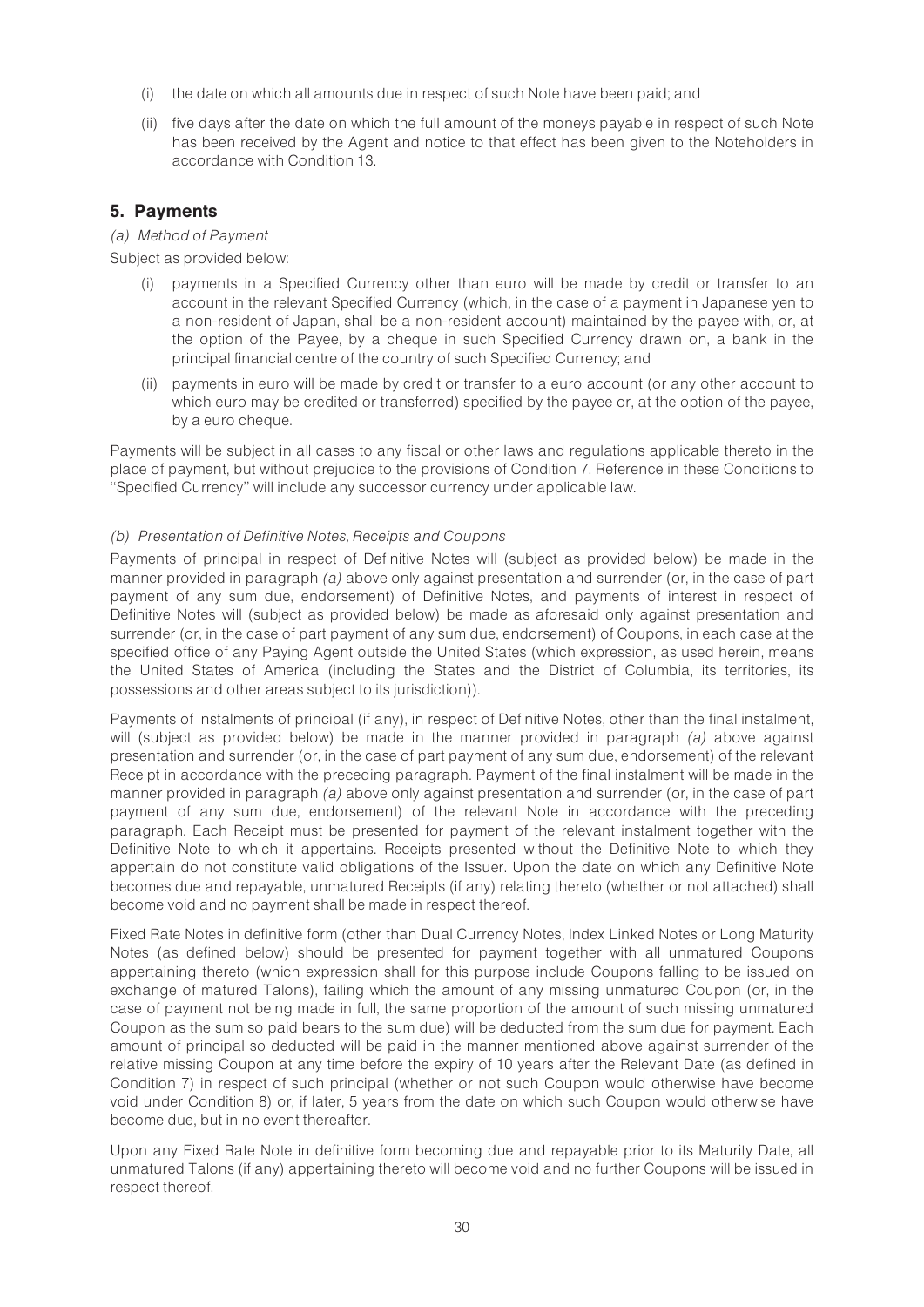(i) the date on which all amounts due in respect of such Note have been paid; and

(ii) five days after the date on which the full amount of the moneys payable in respect of such Note has been received by the Agent and notice to that effect has been given to the Noteholders in accordance with Condition 13.

## 5. Payments

*(a) Method of Payment*

Subject as provided below:

(i) payments in a Specified Currency other than euro will be made by credit or transfer to an account in the relevant Specified Currency (which, in the case of a payment in Japanese yen to a non-resident of Japan, shall be a non-resident account) maintained by the payee with, or, at the option of the Payee, by a cheque in such Specified Currency drawn on, a bank in the principal financial centre of the country of such Specified Currency; and

(ii) payments in euro will be made by credit or transfer to a euro account (or any other account to which euro may be credited or transferred) specified by the payee or, at the option of the payee, by a euro cheque.

Payments will be subject in all cases to any fiscal or other laws and regulations applicable thereto in the place of payment, but without prejudice to the provisions of Condition 7. Reference in these Conditions to "Specified Currency" will include any successor currency under applicable law.

*(b) Presentation of Definitive Notes, Receipts and Coupons*

Payments of principal in respect of Definitive Notes will (subject as provided below) be made in the manner provided in paragraph *(a)* above only against presentation and surrender (or, in the case of part payment of any sum due, endorsement) of Definitive Notes, and payments of interest in respect of Definitive Notes will (subject as provided below) be made as aforesaid only against presentation and surrender (or, in the case of part payment of any sum due, endorsement) of Coupons, in each case at the specified office of any Paying Agent outside the United States (which expression, as used herein, means the United States of America (including the States and the District of Columbia, its territories, its possessions and other areas subject to its jurisdiction)).

Payments of instalments of principal (if any), in respect of Definitive Notes, other than the final instalment, will (subject as provided below) be made in the manner provided in paragraph *(a)* above against presentation and surrender (or, in the case of part payment of any sum due, endorsement) of the relevant Receipt in accordance with the preceding paragraph. Payment of the final instalment will be made in the manner provided in paragraph *(a)* above only against presentation and surrender (or, in the case of part payment of any sum due, endorsement) of the relevant Note in accordance with the preceding paragraph. Each Receipt must be presented for payment of the relevant instalment together with the Definitive Note to which it appertains. Receipts presented without the Definitive Note to which they appertain do not constitute valid obligations of the Issuer. Upon the date on which any Definitive Note becomes due and repayable, unmatured Receipts (if any) relating thereto (whether or not attached) shall become void and no payment shall be made in respect thereof.

Fixed Rate Notes in definitive form (other than Dual Currency Notes, Index Linked Notes or Long Maturity Notes (as defined below) should be presented for payment together with all unmatured Coupons appertaining thereto (which expression shall for this purpose include Coupons falling to be issued on exchange of matured Talons), failing which the amount of any missing unmatured Coupon (or, in the case of payment not being made in full, the same proportion of the amount of such missing unmatured Coupon as the sum so paid bears to the sum due) will be deducted from the sum due for payment. Each amount of principal so deducted will be paid in the manner mentioned above against surrender of the relative missing Coupon at any time before the expiry of 10 years after the Relevant Date (as defined in Condition 7) in respect of such principal (whether or not such Coupon would otherwise have become void under Condition 8) or, if later, 5 years from the date on which such Coupon would otherwise have become due, but in no event thereafter.

Upon any Fixed Rate Note in definitive form becoming due and repayable prior to its Maturity Date, all unmatured Talons (if any) appertaining thereto will become void and no further Coupons will be issued in respect thereof.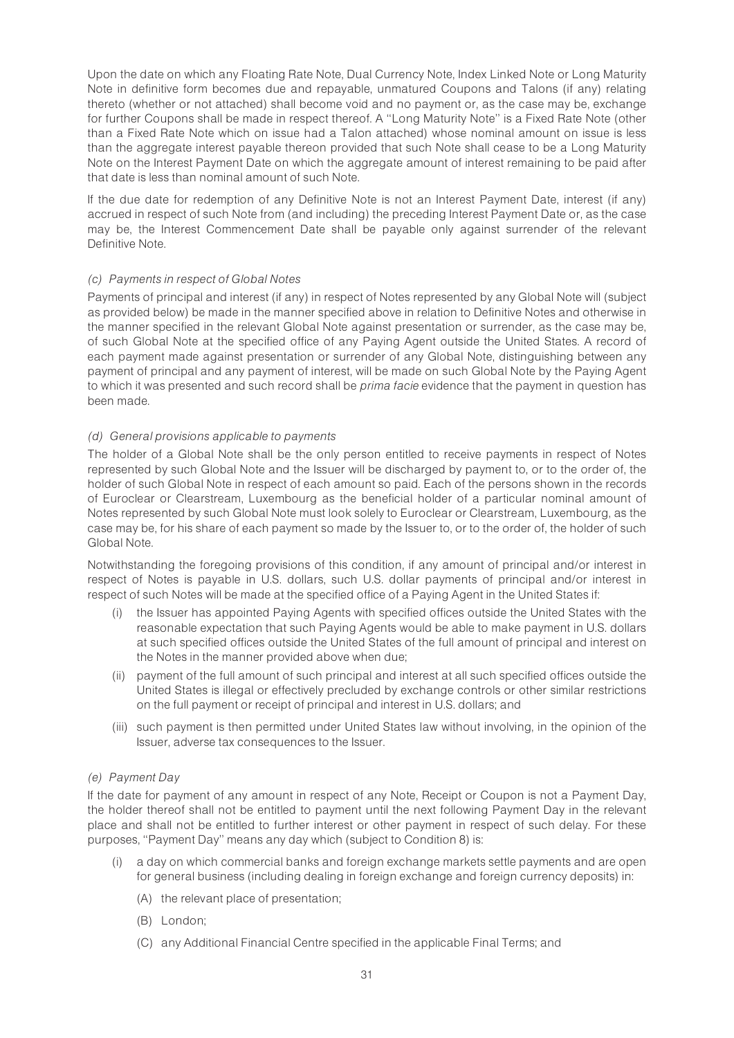Upon the date on which any Floating Rate Note, Dual Currency Note, Index Linked Note or Long Maturity Note in definitive form becomes due and repayable, unmatured Coupons and Talons (if any) relating thereto (whether or not attached) shall become void and no payment or, as the case may be, exchange for further Coupons shall be made in respect thereof. A ''Long Maturity Note'' is a Fixed Rate Note (other than a Fixed Rate Note which on issue had a Talon attached) whose nominal amount on issue is less than the aggregate interest payable thereon provided that such Note shall cease to be a Long Maturity Note on the Interest Payment Date on which the aggregate amount of interest remaining to be paid after that date is less than nominal amount of such Note.

If the due date for redemption of any Definitive Note is not an Interest Payment Date, interest (if any) accrued in respect of such Note from (and including) the preceding Interest Payment Date or, as the case may be, the Interest Commencement Date shall be payable only against surrender of the relevant Definitive Note.

*(c) Payments in respect of Global Notes*

Payments of principal and interest (if any) in respect of Notes represented by any Global Note will (subject as provided below) be made in the manner specified above in relation to Definitive Notes and otherwise in the manner specified in the relevant Global Note against presentation or surrender, as the case may be, of such Global Note at the specified office of any Paying Agent outside the United States. A record of each payment made against presentation or surrender of any Global Note, distinguishing between any payment of principal and any payment of interest, will be made on such Global Note by the Paying Agent to which it was presented and such record shall be *prima facie* evidence that the payment in question has been made.

*(d) General provisions applicable to payments*

The holder of a Global Note shall be the only person entitled to receive payments in respect of Notes represented by such Global Note and the Issuer will be discharged by payment to, or to the order of, the holder of such Global Note in respect of each amount so paid. Each of the persons shown in the records of Euroclear or Clearstream, Luxembourg as the beneficial holder of a particular nominal amount of Notes represented by such Global Note must look solely to Euroclear or Clearstream, Luxembourg, as the case may be, for his share of each payment so made by the Issuer to, or to the order of, the holder of such Global Note.

Notwithstanding the foregoing provisions of this condition, if any amount of principal and/or interest in respect of Notes is payable in U.S. dollars, such U.S. dollar payments of principal and/or interest in respect of such Notes will be made at the specified office of a Paying Agent in the United States if:

(i) the Issuer has appointed Paying Agents with specified offices outside the United States with the reasonable expectation that such Paying Agents would be able to make payment in U.S. dollars at such specified offices outside the United States of the full amount of principal and interest on the Notes in the manner provided above when due;

(ii) payment of the full amount of such principal and interest at all such specified offices outside the United States is illegal or effectively precluded by exchange controls or other similar restrictions on the full payment or receipt of principal and interest in U.S. dollars; and

(iii) such payment is then permitted under United States law without involving, in the opinion of the Issuer, adverse tax consequences to the Issuer.

*(e) Payment Day*

If the date for payment of any amount in respect of any Note, Receipt or Coupon is not a Payment Day, the holder thereof shall not be entitled to payment until the next following Payment Day in the relevant place and shall not be entitled to further interest or other payment in respect of such delay. For these purposes, ''Payment Day'' means any day which (subject to Condition 8) is:

(i) a day on which commercial banks and foreign exchange markets settle payments and are open for general business (including dealing in foreign exchange and foreign currency deposits) in:

  (A) the relevant place of presentation;

  (B) London;

  (C) any Additional Financial Centre specified in the applicable Final Terms; and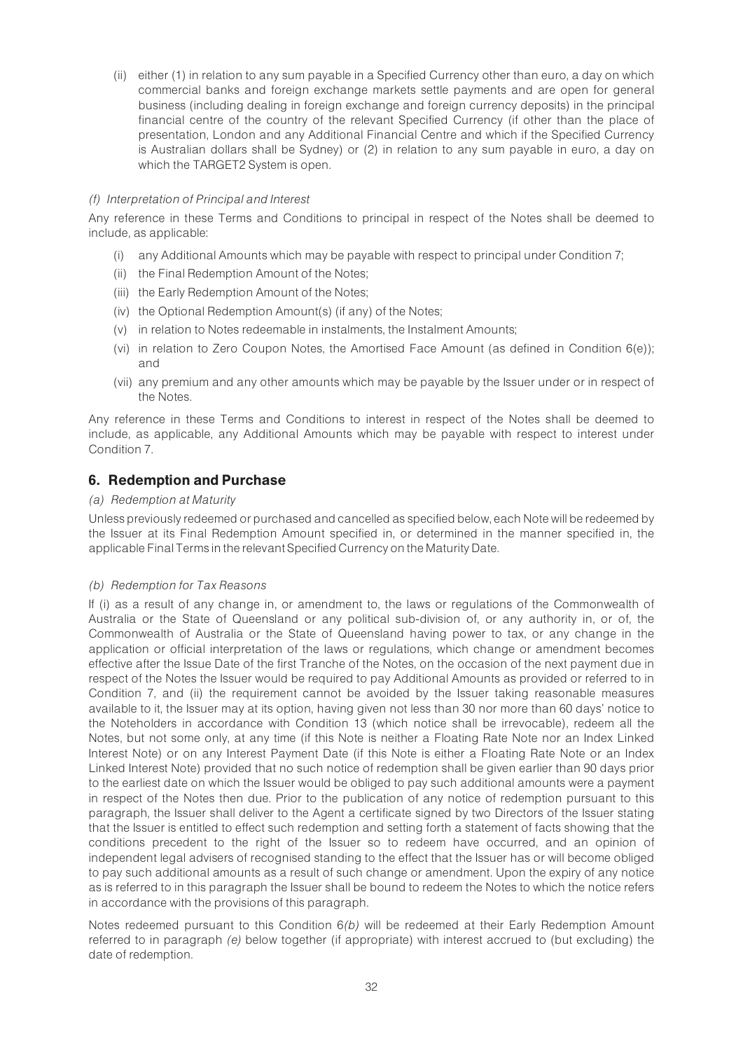(ii) either (1) in relation to any sum payable in a Specified Currency other than euro, a day on which commercial banks and foreign exchange markets settle payments and are open for general business (including dealing in foreign exchange and foreign currency deposits) in the principal financial centre of the country of the relevant Specified Currency (if other than the place of presentation, London and any Additional Financial Centre and which if the Specified Currency is Australian dollars shall be Sydney) or (2) in relation to any sum payable in euro, a day on which the TARGET2 System is open.

*(f) Interpretation of Principal and Interest*

Any reference in these Terms and Conditions to principal in respect of the Notes shall be deemed to include, as applicable:

(i) any Additional Amounts which may be payable with respect to principal under Condition 7;

(ii) the Final Redemption Amount of the Notes;

(iii) the Early Redemption Amount of the Notes;

(iv) the Optional Redemption Amount(s) (if any) of the Notes;

(v) in relation to Notes redeemable in instalments, the Instalment Amounts;

(vi) in relation to Zero Coupon Notes, the Amortised Face Amount (as defined in Condition 6(e)); and

(vii) any premium and any other amounts which may be payable by the Issuer under or in respect of the Notes.

Any reference in these Terms and Conditions to interest in respect of the Notes shall be deemed to include, as applicable, any Additional Amounts which may be payable with respect to interest under Condition 7.

## 6. Redemption and Purchase

*(a) Redemption at Maturity*

Unless previously redeemed or purchased and cancelled as specified below, each Note will be redeemed by the Issuer at its Final Redemption Amount specified in, or determined in the manner specified in, the applicable Final Terms in the relevant Specified Currency on the Maturity Date.

*(b) Redemption for Tax Reasons*

If (i) as a result of any change in, or amendment to, the laws or regulations of the Commonwealth of Australia or the State of Queensland or any political sub-division of, or any authority in, or of, the Commonwealth of Australia or the State of Queensland having power to tax, or any change in the application or official interpretation of the laws or regulations, which change or amendment becomes effective after the Issue Date of the first Tranche of the Notes, on the occasion of the next payment due in respect of the Notes the Issuer would be required to pay Additional Amounts as provided or referred to in Condition 7, and (ii) the requirement cannot be avoided by the Issuer taking reasonable measures available to it, the Issuer may at its option, having given not less than 30 nor more than 60 days' notice to the Noteholders in accordance with Condition 13 (which notice shall be irrevocable), redeem all the Notes, but not some only, at any time (if this Note is neither a Floating Rate Note nor an Index Linked Interest Note) or on any Interest Payment Date (if this Note is either a Floating Rate Note or an Index Linked Interest Note) provided that no such notice of redemption shall be given earlier than 90 days prior to the earliest date on which the Issuer would be obliged to pay such additional amounts were a payment in respect of the Notes then due. Prior to the publication of any notice of redemption pursuant to this paragraph, the Issuer shall deliver to the Agent a certificate signed by two Directors of the Issuer stating that the Issuer is entitled to effect such redemption and setting forth a statement of facts showing that the conditions precedent to the right of the Issuer so to redeem have occurred, and an opinion of independent legal advisers of recognised standing to the effect that the Issuer has or will become obliged to pay such additional amounts as a result of such change or amendment. Upon the expiry of any notice as is referred to in this paragraph the Issuer shall be bound to redeem the Notes to which the notice refers in accordance with the provisions of this paragraph.

Notes redeemed pursuant to this Condition 6*(b)* will be redeemed at their Early Redemption Amount referred to in paragraph *(e)* below together (if appropriate) with interest accrued to (but excluding) the date of redemption.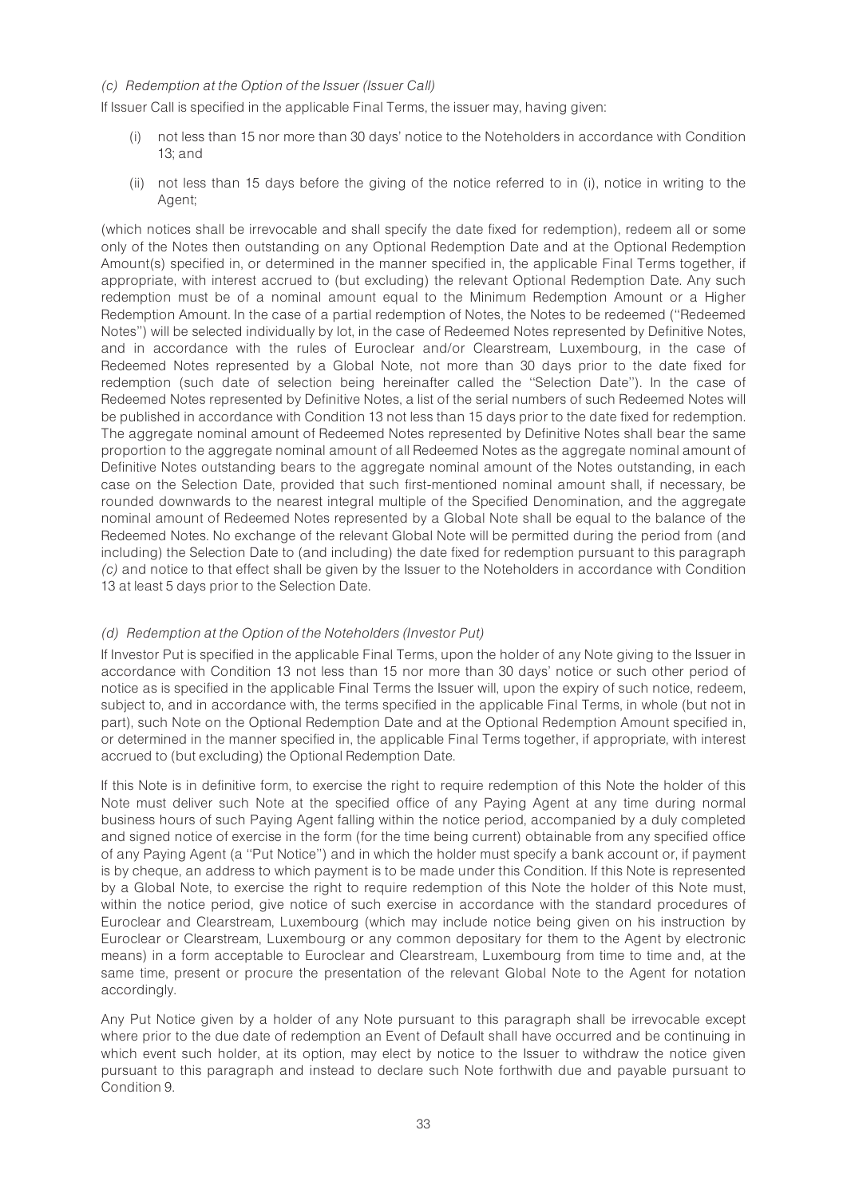*(c) Redemption at the Option of the Issuer (Issuer Call)*

If Issuer Call is specified in the applicable Final Terms, the issuer may, having given:

(i) not less than 15 nor more than 30 days' notice to the Noteholders in accordance with Condition 13; and

(ii) not less than 15 days before the giving of the notice referred to in (i), notice in writing to the Agent;

(which notices shall be irrevocable and shall specify the date fixed for redemption), redeem all or some only of the Notes then outstanding on any Optional Redemption Date and at the Optional Redemption Amount(s) specified in, or determined in the manner specified in, the applicable Final Terms together, if appropriate, with interest accrued to (but excluding) the relevant Optional Redemption Date. Any such redemption must be of a nominal amount equal to the Minimum Redemption Amount or a Higher Redemption Amount. In the case of a partial redemption of Notes, the Notes to be redeemed (''Redeemed Notes'') will be selected individually by lot, in the case of Redeemed Notes represented by Definitive Notes, and in accordance with the rules of Euroclear and/or Clearstream, Luxembourg, in the case of Redeemed Notes represented by a Global Note, not more than 30 days prior to the date fixed for redemption (such date of selection being hereinafter called the ''Selection Date''). In the case of Redeemed Notes represented by Definitive Notes, a list of the serial numbers of such Redeemed Notes will be published in accordance with Condition 13 not less than 15 days prior to the date fixed for redemption. The aggregate nominal amount of Redeemed Notes represented by Definitive Notes shall bear the same proportion to the aggregate nominal amount of all Redeemed Notes as the aggregate nominal amount of Definitive Notes outstanding bears to the aggregate nominal amount of the Notes outstanding, in each case on the Selection Date, provided that such first-mentioned nominal amount shall, if necessary, be rounded downwards to the nearest integral multiple of the Specified Denomination, and the aggregate nominal amount of Redeemed Notes represented by a Global Note shall be equal to the balance of the Redeemed Notes. No exchange of the relevant Global Note will be permitted during the period from (and including) the Selection Date to (and including) the date fixed for redemption pursuant to this paragraph *(c)* and notice to that effect shall be given by the Issuer to the Noteholders in accordance with Condition 13 at least 5 days prior to the Selection Date.

*(d) Redemption at the Option of the Noteholders (Investor Put)*

If Investor Put is specified in the applicable Final Terms, upon the holder of any Note giving to the Issuer in accordance with Condition 13 not less than 15 nor more than 30 days' notice or such other period of notice as is specified in the applicable Final Terms the Issuer will, upon the expiry of such notice, redeem, subject to, and in accordance with, the terms specified in the applicable Final Terms, in whole (but not in part), such Note on the Optional Redemption Date and at the Optional Redemption Amount specified in, or determined in the manner specified in, the applicable Final Terms together, if appropriate, with interest accrued to (but excluding) the Optional Redemption Date.

If this Note is in definitive form, to exercise the right to require redemption of this Note the holder of this Note must deliver such Note at the specified office of any Paying Agent at any time during normal business hours of such Paying Agent falling within the notice period, accompanied by a duly completed and signed notice of exercise in the form (for the time being current) obtainable from any specified office of any Paying Agent (a ''Put Notice'') and in which the holder must specify a bank account or, if payment is by cheque, an address to which payment is to be made under this Condition. If this Note is represented by a Global Note, to exercise the right to require redemption of this Note the holder of this Note must, within the notice period, give notice of such exercise in accordance with the standard procedures of Euroclear and Clearstream, Luxembourg (which may include notice being given on his instruction by Euroclear or Clearstream, Luxembourg or any common depositary for them to the Agent by electronic means) in a form acceptable to Euroclear and Clearstream, Luxembourg from time to time and, at the same time, present or procure the presentation of the relevant Global Note to the Agent for notation accordingly.

Any Put Notice given by a holder of any Note pursuant to this paragraph shall be irrevocable except where prior to the due date of redemption an Event of Default shall have occurred and be continuing in which event such holder, at its option, may elect by notice to the Issuer to withdraw the notice given pursuant to this paragraph and instead to declare such Note forthwith due and payable pursuant to Condition 9.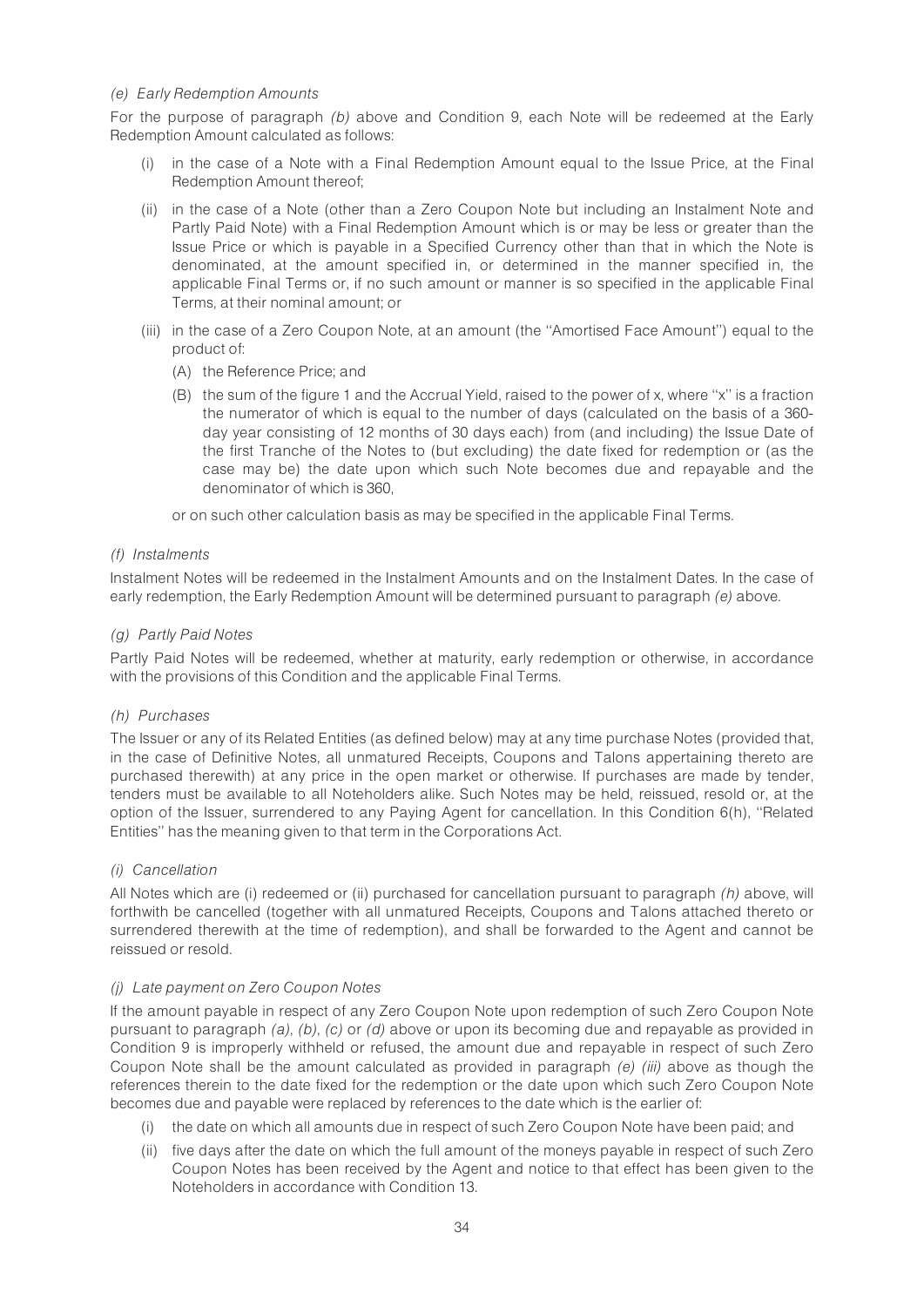*(e) Early Redemption Amounts*

For the purpose of paragraph *(b)* above and Condition 9, each Note will be redeemed at the Early Redemption Amount calculated as follows:

(i) in the case of a Note with a Final Redemption Amount equal to the Issue Price, at the Final Redemption Amount thereof;

(ii) in the case of a Note (other than a Zero Coupon Note but including an Instalment Note and Partly Paid Note) with a Final Redemption Amount which is or may be less or greater than the Issue Price or which is payable in a Specified Currency other than that in which the Note is denominated, at the amount specified in, or determined in the manner specified in, the applicable Final Terms or, if no such amount or manner is so specified in the applicable Final Terms, at their nominal amount; or

(iii) in the case of a Zero Coupon Note, at an amount (the ''Amortised Face Amount'') equal to the product of:

(A) the Reference Price; and

(B) the sum of the figure 1 and the Accrual Yield, raised to the power of x, where ''x'' is a fraction the numerator of which is equal to the number of days (calculated on the basis of a 360-day year consisting of 12 months of 30 days each) from (and including) the Issue Date of the first Tranche of the Notes to (but excluding) the date fixed for redemption or (as the case may be) the date upon which such Note becomes due and repayable and the denominator of which is 360,

or on such other calculation basis as may be specified in the applicable Final Terms.

*(f) Instalments*

Instalment Notes will be redeemed in the Instalment Amounts and on the Instalment Dates. In the case of early redemption, the Early Redemption Amount will be determined pursuant to paragraph *(e)* above.

*(g) Partly Paid Notes*

Partly Paid Notes will be redeemed, whether at maturity, early redemption or otherwise, in accordance with the provisions of this Condition and the applicable Final Terms.

*(h) Purchases*

The Issuer or any of its Related Entities (as defined below) may at any time purchase Notes (provided that, in the case of Definitive Notes, all unmatured Receipts, Coupons and Talons appertaining thereto are purchased therewith) at any price in the open market or otherwise. If purchases are made by tender, tenders must be available to all Noteholders alike. Such Notes may be held, reissued, resold or, at the option of the Issuer, surrendered to any Paying Agent for cancellation. In this Condition 6(h), ''Related Entities'' has the meaning given to that term in the Corporations Act.

*(i) Cancellation*

All Notes which are (i) redeemed or (ii) purchased for cancellation pursuant to paragraph *(h)* above, will forthwith be cancelled (together with all unmatured Receipts, Coupons and Talons attached thereto or surrendered therewith at the time of redemption), and shall be forwarded to the Agent and cannot be reissued or resold.

*(j) Late payment on Zero Coupon Notes*

If the amount payable in respect of any Zero Coupon Note upon redemption of such Zero Coupon Note pursuant to paragraph *(a)*, *(b)*, *(c)* or *(d)* above or upon its becoming due and repayable as provided in Condition 9 is improperly withheld or refused, the amount due and repayable in respect of such Zero Coupon Note shall be the amount calculated as provided in paragraph *(e) (iii)* above as though the references therein to the date fixed for the redemption or the date upon which such Zero Coupon Note becomes due and payable were replaced by references to the date which is the earlier of:

(i) the date on which all amounts due in respect of such Zero Coupon Note have been paid; and

(ii) five days after the date on which the full amount of the moneys payable in respect of such Zero Coupon Notes has been received by the Agent and notice to that effect has been given to the Noteholders in accordance with Condition 13.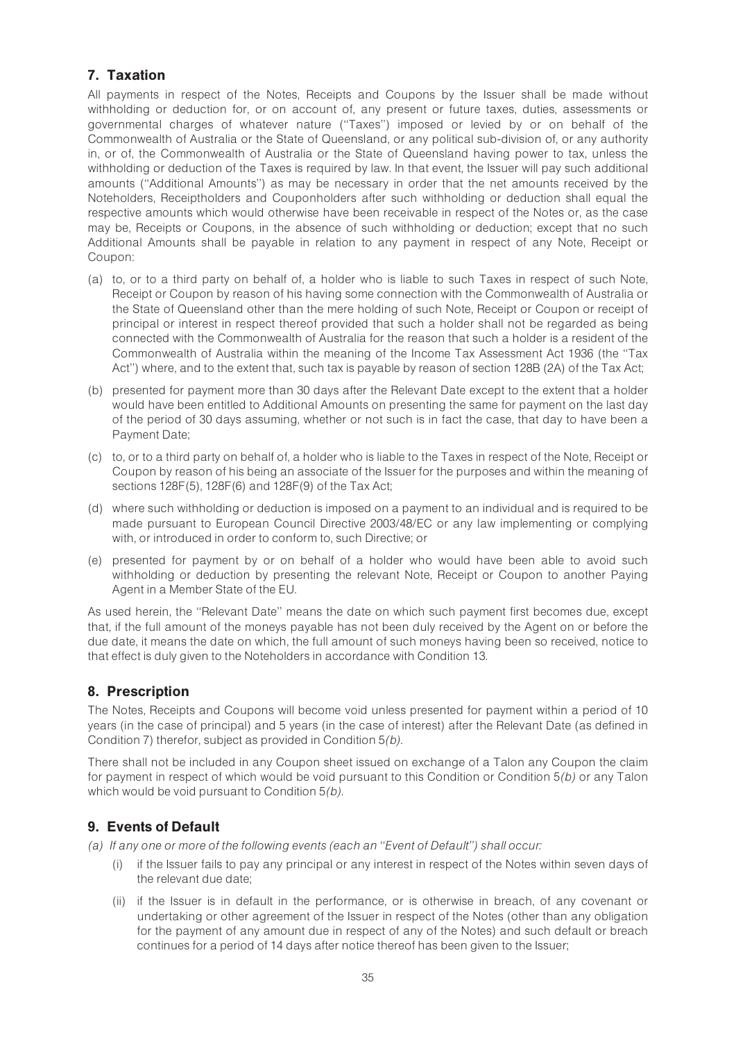## 7. Taxation

All payments in respect of the Notes, Receipts and Coupons by the Issuer shall be made without withholding or deduction for, or on account of, any present or future taxes, duties, assessments or governmental charges of whatever nature (''Taxes'') imposed or levied by or on behalf of the Commonwealth of Australia or the State of Queensland, or any political sub-division of, or any authority in, or of, the Commonwealth of Australia or the State of Queensland having power to tax, unless the withholding or deduction of the Taxes is required by law. In that event, the Issuer will pay such additional amounts (''Additional Amounts'') as may be necessary in order that the net amounts received by the Noteholders, Receiptholders and Couponholders after such withholding or deduction shall equal the respective amounts which would otherwise have been receivable in respect of the Notes or, as the case may be, Receipts or Coupons, in the absence of such withholding or deduction; except that no such Additional Amounts shall be payable in relation to any payment in respect of any Note, Receipt or Coupon:

(a) to, or to a third party on behalf of, a holder who is liable to such Taxes in respect of such Note, Receipt or Coupon by reason of his having some connection with the Commonwealth of Australia or the State of Queensland other than the mere holding of such Note, Receipt or Coupon or receipt of principal or interest in respect thereof provided that such a holder shall not be regarded as being connected with the Commonwealth of Australia for the reason that such a holder is a resident of the Commonwealth of Australia within the meaning of the Income Tax Assessment Act 1936 (the ''Tax Act'') where, and to the extent that, such tax is payable by reason of section 128B (2A) of the Tax Act;

(b) presented for payment more than 30 days after the Relevant Date except to the extent that a holder would have been entitled to Additional Amounts on presenting the same for payment on the last day of the period of 30 days assuming, whether or not such is in fact the case, that day to have been a Payment Date;

(c) to, or to a third party on behalf of, a holder who is liable to the Taxes in respect of the Note, Receipt or Coupon by reason of his being an associate of the Issuer for the purposes and within the meaning of sections 128F(5), 128F(6) and 128F(9) of the Tax Act;

(d) where such withholding or deduction is imposed on a payment to an individual and is required to be made pursuant to European Council Directive 2003/48/EC or any law implementing or complying with, or introduced in order to conform to, such Directive; or

(e) presented for payment by or on behalf of a holder who would have been able to avoid such withholding or deduction by presenting the relevant Note, Receipt or Coupon to another Paying Agent in a Member State of the EU.

As used herein, the ''Relevant Date'' means the date on which such payment first becomes due, except that, if the full amount of the moneys payable has not been duly received by the Agent on or before the due date, it means the date on which, the full amount of such moneys having been so received, notice to that effect is duly given to the Noteholders in accordance with Condition 13.

## 8. Prescription

The Notes, Receipts and Coupons will become void unless presented for payment within a period of 10 years (in the case of principal) and 5 years (in the case of interest) after the Relevant Date (as defined in Condition 7) therefor, subject as provided in Condition 5*(b)*.

There shall not be included in any Coupon sheet issued on exchange of a Talon any Coupon the claim for payment in respect of which would be void pursuant to this Condition or Condition 5*(b)* or any Talon which would be void pursuant to Condition 5*(b)*.

## 9. Events of Default

*(a) If any one or more of the following events (each an ''Event of Default'') shall occur:*

(i) if the Issuer fails to pay any principal or any interest in respect of the Notes within seven days of the relevant due date;

(ii) if the Issuer is in default in the performance, or is otherwise in breach, of any covenant or undertaking or other agreement of the Issuer in respect of the Notes (other than any obligation for the payment of any amount due in respect of any of the Notes) and such default or breach continues for a period of 14 days after notice thereof has been given to the Issuer;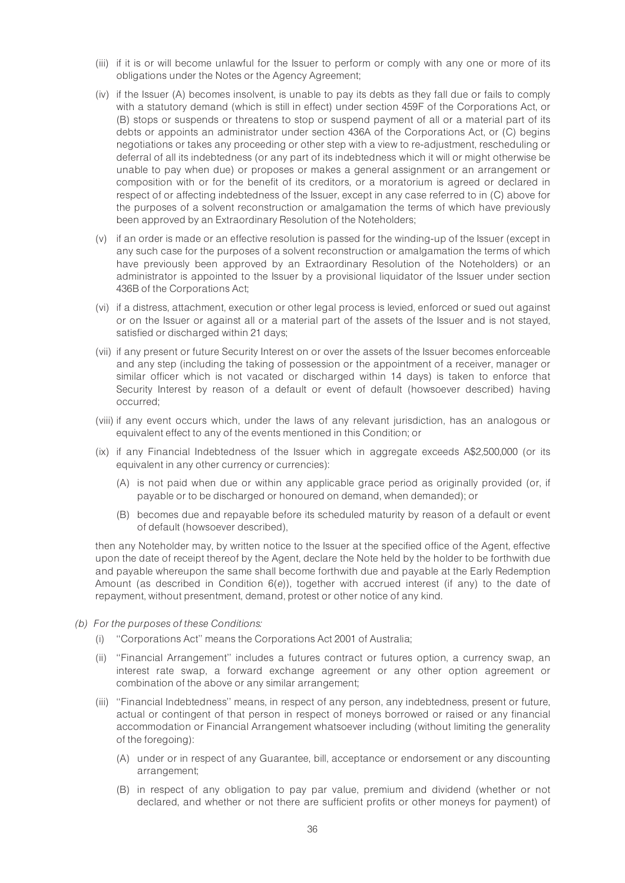(iii) if it is or will become unlawful for the Issuer to perform or comply with any one or more of its obligations under the Notes or the Agency Agreement;

(iv) if the Issuer (A) becomes insolvent, is unable to pay its debts as they fall due or fails to comply with a statutory demand (which is still in effect) under section 459F of the Corporations Act, or (B) stops or suspends or threatens to stop or suspend payment of all or a material part of its debts or appoints an administrator under section 436A of the Corporations Act, or (C) begins negotiations or takes any proceeding or other step with a view to re-adjustment, rescheduling or deferral of all its indebtedness (or any part of its indebtedness which it will or might otherwise be unable to pay when due) or proposes or makes a general assignment or an arrangement or composition with or for the benefit of its creditors, or a moratorium is agreed or declared in respect of or affecting indebtedness of the Issuer, except in any case referred to in (C) above for the purposes of a solvent reconstruction or amalgamation the terms of which have previously been approved by an Extraordinary Resolution of the Noteholders;

(v) if an order is made or an effective resolution is passed for the winding-up of the Issuer (except in any such case for the purposes of a solvent reconstruction or amalgamation the terms of which have previously been approved by an Extraordinary Resolution of the Noteholders) or an administrator is appointed to the Issuer by a provisional liquidator of the Issuer under section 436B of the Corporations Act;

(vi) if a distress, attachment, execution or other legal process is levied, enforced or sued out against or on the Issuer or against all or a material part of the assets of the Issuer and is not stayed, satisfied or discharged within 21 days;

(vii) if any present or future Security Interest on or over the assets of the Issuer becomes enforceable and any step (including the taking of possession or the appointment of a receiver, manager or similar officer which is not vacated or discharged within 14 days) is taken to enforce that Security Interest by reason of a default or event of default (howsoever described) having occurred;

(viii) if any event occurs which, under the laws of any relevant jurisdiction, has an analogous or equivalent effect to any of the events mentioned in this Condition; or

(ix) if any Financial Indebtedness of the Issuer which in aggregate exceeds A$2,500,000 (or its equivalent in any other currency or currencies):

(A) is not paid when due or within any applicable grace period as originally provided (or, if payable or to be discharged or honoured on demand, when demanded); or

(B) becomes due and repayable before its scheduled maturity by reason of a default or event of default (howsoever described),

then any Noteholder may, by written notice to the Issuer at the specified office of the Agent, effective upon the date of receipt thereof by the Agent, declare the Note held by the holder to be forthwith due and payable whereupon the same shall become forthwith due and payable at the Early Redemption Amount (as described in Condition 6(e)), together with accrued interest (if any) to the date of repayment, without presentment, demand, protest or other notice of any kind.

*(b) For the purposes of these Conditions:*

(i) ''Corporations Act'' means the Corporations Act 2001 of Australia;

(ii) ''Financial Arrangement'' includes a futures contract or futures option, a currency swap, an interest rate swap, a forward exchange agreement or any other option agreement or combination of the above or any similar arrangement;

(iii) ''Financial Indebtedness'' means, in respect of any person, any indebtedness, present or future, actual or contingent of that person in respect of moneys borrowed or raised or any financial accommodation or Financial Arrangement whatsoever including (without limiting the generality of the foregoing):

(A) under or in respect of any Guarantee, bill, acceptance or endorsement or any discounting arrangement;

(B) in respect of any obligation to pay par value, premium and dividend (whether or not declared, and whether or not there are sufficient profits or other moneys for payment) of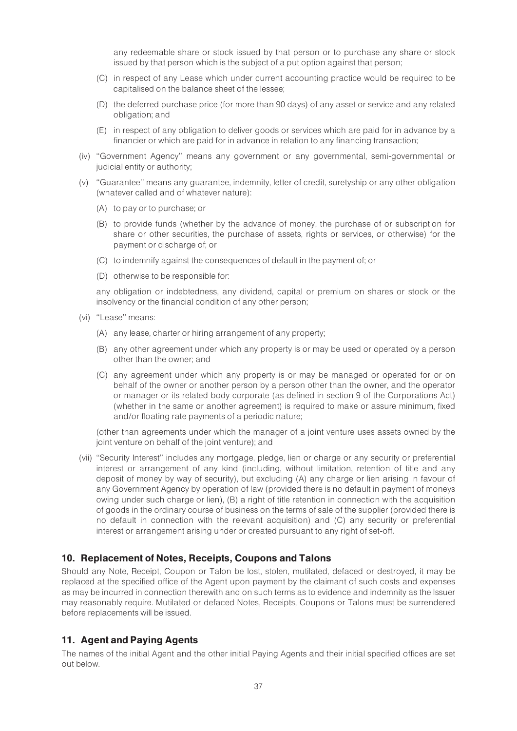any redeemable share or stock issued by that person or to purchase any share or stock issued by that person which is the subject of a put option against that person;

(C) in respect of any Lease which under current accounting practice would be required to be capitalised on the balance sheet of the lessee;

(D) the deferred purchase price (for more than 90 days) of any asset or service and any related obligation; and

(E) in respect of any obligation to deliver goods or services which are paid for in advance by a financier or which are paid for in advance in relation to any financing transaction;

(iv) ''Government Agency'' means any government or any governmental, semi-governmental or judicial entity or authority;

(v) ''Guarantee'' means any guarantee, indemnity, letter of credit, suretyship or any other obligation (whatever called and of whatever nature):

(A) to pay or to purchase; or

(B) to provide funds (whether by the advance of money, the purchase of or subscription for share or other securities, the purchase of assets, rights or services, or otherwise) for the payment or discharge of; or

(C) to indemnify against the consequences of default in the payment of; or

(D) otherwise to be responsible for:

any obligation or indebtedness, any dividend, capital or premium on shares or stock or the insolvency or the financial condition of any other person;

(vi) ''Lease'' means:

(A) any lease, charter or hiring arrangement of any property;

(B) any other agreement under which any property is or may be used or operated by a person other than the owner; and

(C) any agreement under which any property is or may be managed or operated for or on behalf of the owner or another person by a person other than the owner, and the operator or manager or its related body corporate (as defined in section 9 of the Corporations Act) (whether in the same or another agreement) is required to make or assure minimum, fixed and/or floating rate payments of a periodic nature;

(other than agreements under which the manager of a joint venture uses assets owned by the joint venture on behalf of the joint venture); and

(vii) ''Security Interest'' includes any mortgage, pledge, lien or charge or any security or preferential interest or arrangement of any kind (including, without limitation, retention of title and any deposit of money by way of security), but excluding (A) any charge or lien arising in favour of any Government Agency by operation of law (provided there is no default in payment of moneys owing under such charge or lien), (B) a right of title retention in connection with the acquisition of goods in the ordinary course of business on the terms of sale of the supplier (provided there is no default in connection with the relevant acquisition) and (C) any security or preferential interest or arrangement arising under or created pursuant to any right of set-off.

## 10. Replacement of Notes, Receipts, Coupons and Talons

Should any Note, Receipt, Coupon or Talon be lost, stolen, mutilated, defaced or destroyed, it may be replaced at the specified office of the Agent upon payment by the claimant of such costs and expenses as may be incurred in connection therewith and on such terms as to evidence and indemnity as the Issuer may reasonably require. Mutilated or defaced Notes, Receipts, Coupons or Talons must be surrendered before replacements will be issued.

## 11. Agent and Paying Agents

The names of the initial Agent and the other initial Paying Agents and their initial specified offices are set out below.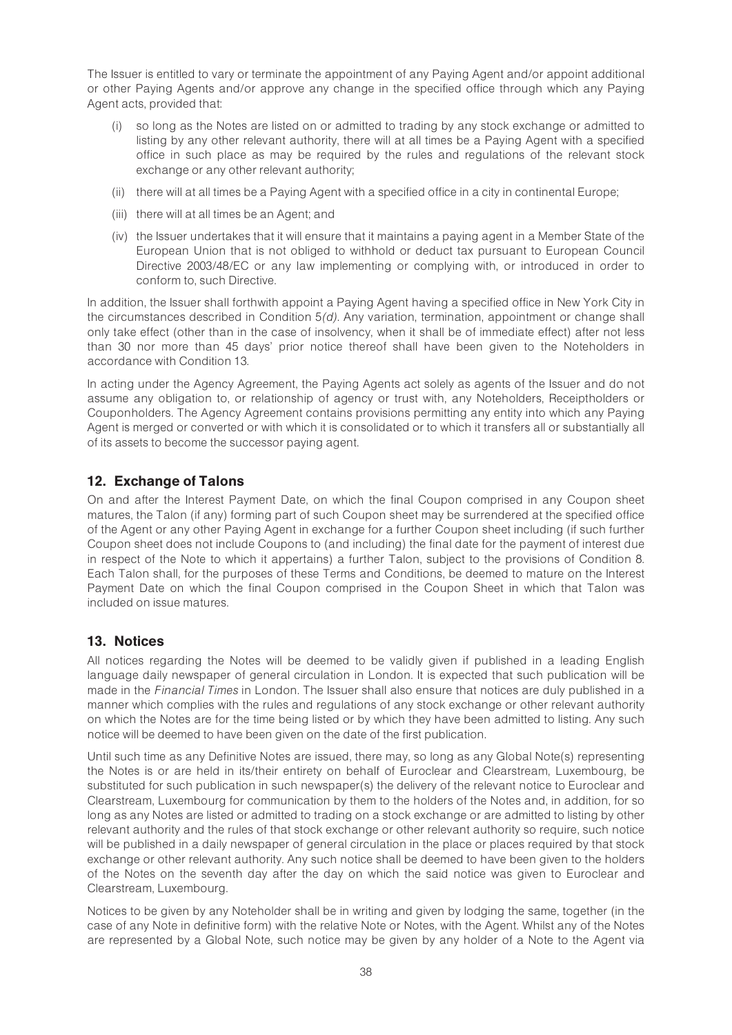The Issuer is entitled to vary or terminate the appointment of any Paying Agent and/or appoint additional or other Paying Agents and/or approve any change in the specified office through which any Paying Agent acts, provided that:

(i) so long as the Notes are listed on or admitted to trading by any stock exchange or admitted to listing by any other relevant authority, there will at all times be a Paying Agent with a specified office in such place as may be required by the rules and regulations of the relevant stock exchange or any other relevant authority;

(ii) there will at all times be a Paying Agent with a specified office in a city in continental Europe;

(iii) there will at all times be an Agent; and

(iv) the Issuer undertakes that it will ensure that it maintains a paying agent in a Member State of the European Union that is not obliged to withhold or deduct tax pursuant to European Council Directive 2003/48/EC or any law implementing or complying with, or introduced in order to conform to, such Directive.

In addition, the Issuer shall forthwith appoint a Paying Agent having a specified office in New York City in the circumstances described in Condition 5*(d)*. Any variation, termination, appointment or change shall only take effect (other than in the case of insolvency, when it shall be of immediate effect) after not less than 30 nor more than 45 days' prior notice thereof shall have been given to the Noteholders in accordance with Condition 13.

In acting under the Agency Agreement, the Paying Agents act solely as agents of the Issuer and do not assume any obligation to, or relationship of agency or trust with, any Noteholders, Receiptholders or Couponholders. The Agency Agreement contains provisions permitting any entity into which any Paying Agent is merged or converted or with which it is consolidated or to which it transfers all or substantially all of its assets to become the successor paying agent.

## 12. Exchange of Talons

On and after the Interest Payment Date, on which the final Coupon comprised in any Coupon sheet matures, the Talon (if any) forming part of such Coupon sheet may be surrendered at the specified office of the Agent or any other Paying Agent in exchange for a further Coupon sheet including (if such further Coupon sheet does not include Coupons to (and including) the final date for the payment of interest due in respect of the Note to which it appertains) a further Talon, subject to the provisions of Condition 8. Each Talon shall, for the purposes of these Terms and Conditions, be deemed to mature on the Interest Payment Date on which the final Coupon comprised in the Coupon Sheet in which that Talon was included on issue matures.

## 13. Notices

All notices regarding the Notes will be deemed to be validly given if published in a leading English language daily newspaper of general circulation in London. It is expected that such publication will be made in the *Financial Times* in London. The Issuer shall also ensure that notices are duly published in a manner which complies with the rules and regulations of any stock exchange or other relevant authority on which the Notes are for the time being listed or by which they have been admitted to listing. Any such notice will be deemed to have been given on the date of the first publication.

Until such time as any Definitive Notes are issued, there may, so long as any Global Note(s) representing the Notes is or are held in its/their entirety on behalf of Euroclear and Clearstream, Luxembourg, be substituted for such publication in such newspaper(s) the delivery of the relevant notice to Euroclear and Clearstream, Luxembourg for communication by them to the holders of the Notes and, in addition, for so long as any Notes are listed or admitted to trading on a stock exchange or are admitted to listing by other relevant authority and the rules of that stock exchange or other relevant authority so require, such notice will be published in a daily newspaper of general circulation in the place or places required by that stock exchange or other relevant authority. Any such notice shall be deemed to have been given to the holders of the Notes on the seventh day after the day on which the said notice was given to Euroclear and Clearstream, Luxembourg.

Notices to be given by any Noteholder shall be in writing and given by lodging the same, together (in the case of any Note in definitive form) with the relative Note or Notes, with the Agent. Whilst any of the Notes are represented by a Global Note, such notice may be given by any holder of a Note to the Agent via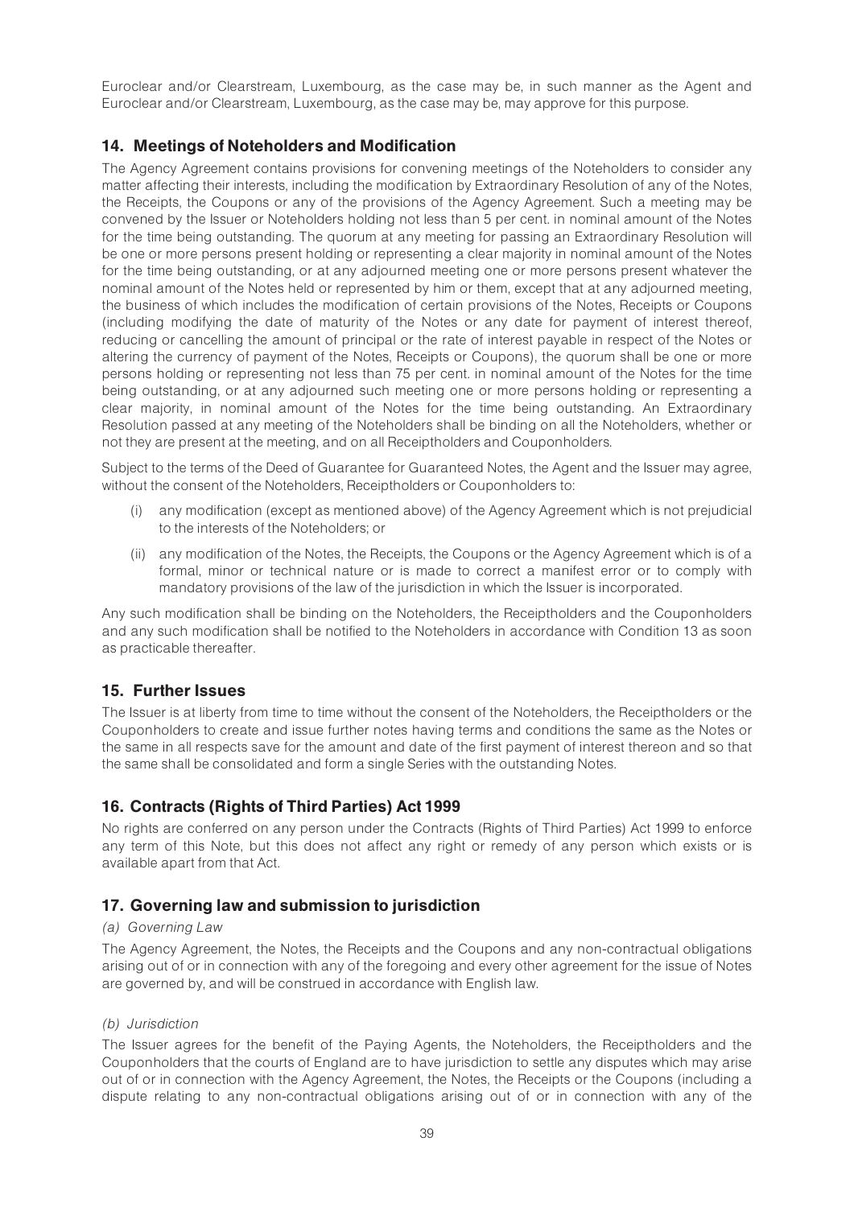Euroclear and/or Clearstream, Luxembourg, as the case may be, in such manner as the Agent and Euroclear and/or Clearstream, Luxembourg, as the case may be, may approve for this purpose.

## 14. Meetings of Noteholders and Modification

The Agency Agreement contains provisions for convening meetings of the Noteholders to consider any matter affecting their interests, including the modification by Extraordinary Resolution of any of the Notes, the Receipts, the Coupons or any of the provisions of the Agency Agreement. Such a meeting may be convened by the Issuer or Noteholders holding not less than 5 per cent. in nominal amount of the Notes for the time being outstanding. The quorum at any meeting for passing an Extraordinary Resolution will be one or more persons present holding or representing a clear majority in nominal amount of the Notes for the time being outstanding, or at any adjourned meeting one or more persons present whatever the nominal amount of the Notes held or represented by him or them, except that at any adjourned meeting, the business of which includes the modification of certain provisions of the Notes, Receipts or Coupons (including modifying the date of maturity of the Notes or any date for payment of interest thereof, reducing or cancelling the amount of principal or the rate of interest payable in respect of the Notes or altering the currency of payment of the Notes, Receipts or Coupons), the quorum shall be one or more persons holding or representing not less than 75 per cent. in nominal amount of the Notes for the time being outstanding, or at any adjourned such meeting one or more persons holding or representing a clear majority, in nominal amount of the Notes for the time being outstanding. An Extraordinary Resolution passed at any meeting of the Noteholders shall be binding on all the Noteholders, whether or not they are present at the meeting, and on all Receiptholders and Couponholders.

Subject to the terms of the Deed of Guarantee for Guaranteed Notes, the Agent and the Issuer may agree, without the consent of the Noteholders, Receiptholders or Couponholders to:

(i) any modification (except as mentioned above) of the Agency Agreement which is not prejudicial to the interests of the Noteholders; or

(ii) any modification of the Notes, the Receipts, the Coupons or the Agency Agreement which is of a formal, minor or technical nature or is made to correct a manifest error or to comply with mandatory provisions of the law of the jurisdiction in which the Issuer is incorporated.

Any such modification shall be binding on the Noteholders, the Receiptholders and the Couponholders and any such modification shall be notified to the Noteholders in accordance with Condition 13 as soon as practicable thereafter.

## 15. Further Issues

The Issuer is at liberty from time to time without the consent of the Noteholders, the Receiptholders or the Couponholders to create and issue further notes having terms and conditions the same as the Notes or the same in all respects save for the amount and date of the first payment of interest thereon and so that the same shall be consolidated and form a single Series with the outstanding Notes.

## 16. Contracts (Rights of Third Parties) Act 1999

No rights are conferred on any person under the Contracts (Rights of Third Parties) Act 1999 to enforce any term of this Note, but this does not affect any right or remedy of any person which exists or is available apart from that Act.

## 17. Governing law and submission to jurisdiction

*(a) Governing Law*

The Agency Agreement, the Notes, the Receipts and the Coupons and any non-contractual obligations arising out of or in connection with any of the foregoing and every other agreement for the issue of Notes are governed by, and will be construed in accordance with English law.

*(b) Jurisdiction*

The Issuer agrees for the benefit of the Paying Agents, the Noteholders, the Receiptholders and the Couponholders that the courts of England are to have jurisdiction to settle any disputes which may arise out of or in connection with the Agency Agreement, the Notes, the Receipts or the Coupons (including a dispute relating to any non-contractual obligations arising out of or in connection with any of the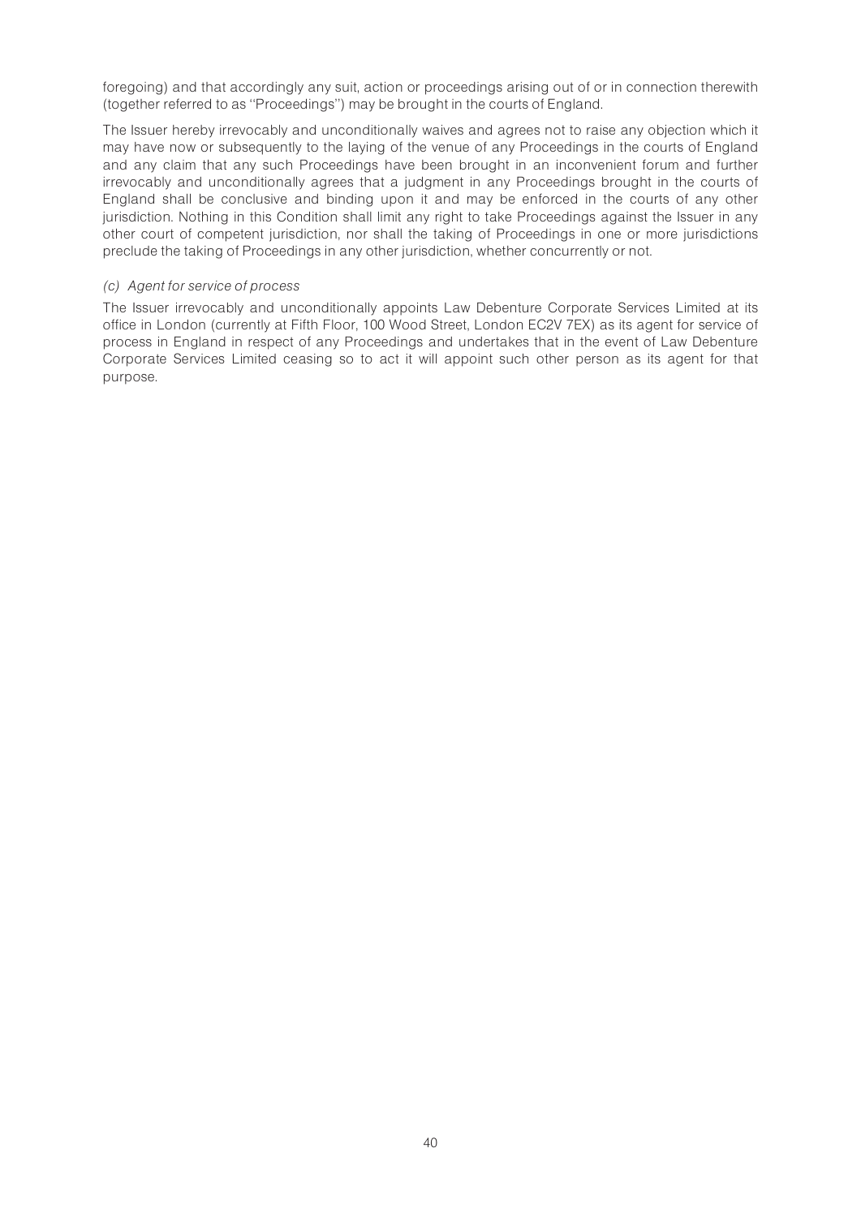foregoing) and that accordingly any suit, action or proceedings arising out of or in connection therewith (together referred to as ''Proceedings'') may be brought in the courts of England.

The Issuer hereby irrevocably and unconditionally waives and agrees not to raise any objection which it may have now or subsequently to the laying of the venue of any Proceedings in the courts of England and any claim that any such Proceedings have been brought in an inconvenient forum and further irrevocably and unconditionally agrees that a judgment in any Proceedings brought in the courts of England shall be conclusive and binding upon it and may be enforced in the courts of any other jurisdiction. Nothing in this Condition shall limit any right to take Proceedings against the Issuer in any other court of competent jurisdiction, nor shall the taking of Proceedings in one or more jurisdictions preclude the taking of Proceedings in any other jurisdiction, whether concurrently or not.

*(c) Agent for service of process*

The Issuer irrevocably and unconditionally appoints Law Debenture Corporate Services Limited at its office in London (currently at Fifth Floor, 100 Wood Street, London EC2V 7EX) as its agent for service of process in England in respect of any Proceedings and undertakes that in the event of Law Debenture Corporate Services Limited ceasing so to act it will appoint such other person as its agent for that purpose.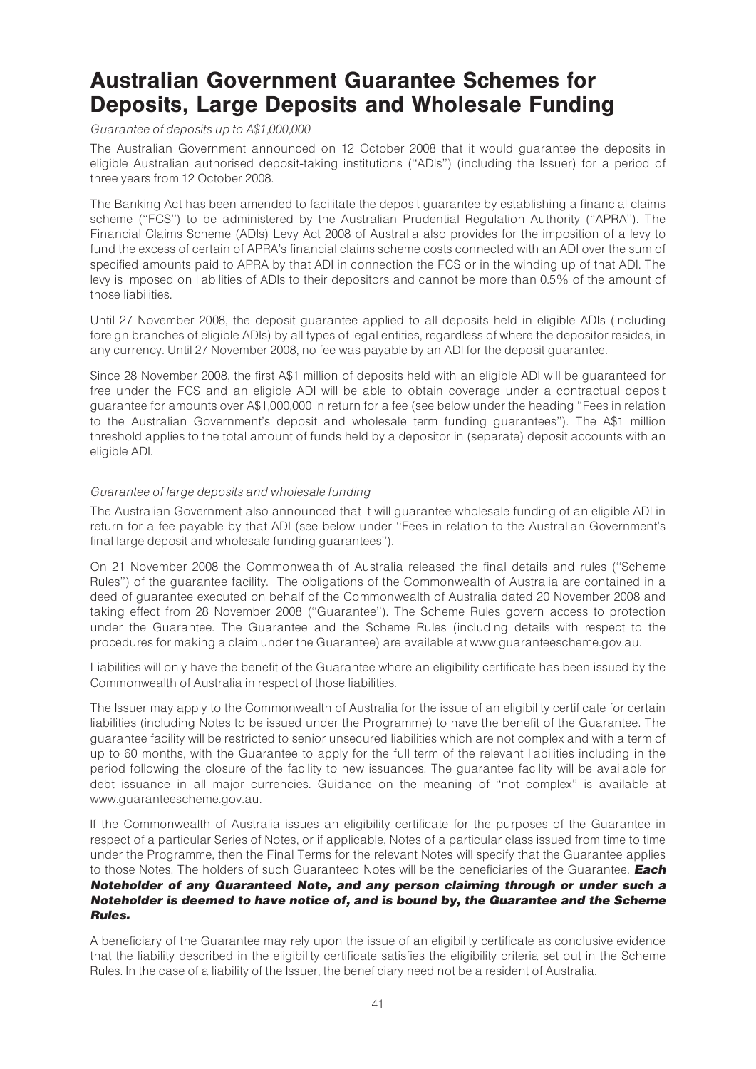# Australian Government Guarantee Schemes for Deposits, Large Deposits and Wholesale Funding

*Guarantee of deposits up to A$1,000,000*

The Australian Government announced on 12 October 2008 that it would guarantee the deposits in eligible Australian authorised deposit-taking institutions (''ADIs'') (including the Issuer) for a period of three years from 12 October 2008.

The Banking Act has been amended to facilitate the deposit guarantee by establishing a financial claims scheme (''FCS'') to be administered by the Australian Prudential Regulation Authority (''APRA''). The Financial Claims Scheme (ADIs) Levy Act 2008 of Australia also provides for the imposition of a levy to fund the excess of certain of APRA's financial claims scheme costs connected with an ADI over the sum of specified amounts paid to APRA by that ADI in connection the FCS or in the winding up of that ADI. The levy is imposed on liabilities of ADIs to their depositors and cannot be more than 0.5% of the amount of those liabilities.

Until 27 November 2008, the deposit guarantee applied to all deposits held in eligible ADIs (including foreign branches of eligible ADIs) by all types of legal entities, regardless of where the depositor resides, in any currency. Until 27 November 2008, no fee was payable by an ADI for the deposit guarantee.

Since 28 November 2008, the first A$1 million of deposits held with an eligible ADI will be guaranteed for free under the FCS and an eligible ADI will be able to obtain coverage under a contractual deposit guarantee for amounts over A$1,000,000 in return for a fee (see below under the heading ''Fees in relation to the Australian Government's deposit and wholesale term funding guarantees''). The A$1 million threshold applies to the total amount of funds held by a depositor in (separate) deposit accounts with an eligible ADI.

*Guarantee of large deposits and wholesale funding*

The Australian Government also announced that it will guarantee wholesale funding of an eligible ADI in return for a fee payable by that ADI (see below under ''Fees in relation to the Australian Government's final large deposit and wholesale funding guarantees'').

On 21 November 2008 the Commonwealth of Australia released the final details and rules (''Scheme Rules'') of the guarantee facility. The obligations of the Commonwealth of Australia are contained in a deed of guarantee executed on behalf of the Commonwealth of Australia dated 20 November 2008 and taking effect from 28 November 2008 (''Guarantee''). The Scheme Rules govern access to protection under the Guarantee. The Guarantee and the Scheme Rules (including details with respect to the procedures for making a claim under the Guarantee) are available at www.guaranteescheme.gov.au.

Liabilities will only have the benefit of the Guarantee where an eligibility certificate has been issued by the Commonwealth of Australia in respect of those liabilities.

The Issuer may apply to the Commonwealth of Australia for the issue of an eligibility certificate for certain liabilities (including Notes to be issued under the Programme) to have the benefit of the Guarantee. The guarantee facility will be restricted to senior unsecured liabilities which are not complex and with a term of up to 60 months, with the Guarantee to apply for the full term of the relevant liabilities including in the period following the closure of the facility to new issuances. The guarantee facility will be available for debt issuance in all major currencies. Guidance on the meaning of ''not complex'' is available at www.guaranteescheme.gov.au.

If the Commonwealth of Australia issues an eligibility certificate for the purposes of the Guarantee in respect of a particular Series of Notes, or if applicable, Notes of a particular class issued from time to time under the Programme, then the Final Terms for the relevant Notes will specify that the Guarantee applies to those Notes. The holders of such Guaranteed Notes will be the beneficiaries of the Guarantee. ***Each Noteholder of any Guaranteed Note, and any person claiming through or under such a Noteholder is deemed to have notice of, and is bound by, the Guarantee and the Scheme Rules.***

A beneficiary of the Guarantee may rely upon the issue of an eligibility certificate as conclusive evidence that the liability described in the eligibility certificate satisfies the eligibility criteria set out in the Scheme Rules. In the case of a liability of the Issuer, the beneficiary need not be a resident of Australia.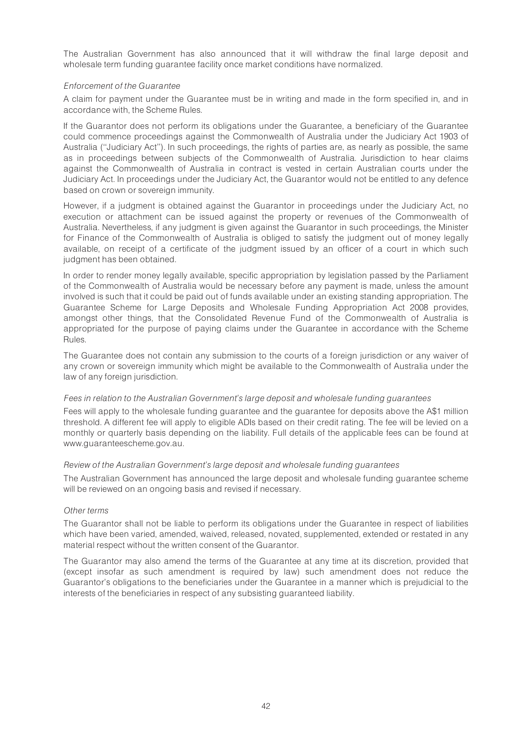The Australian Government has also announced that it will withdraw the final large deposit and wholesale term funding guarantee facility once market conditions have normalized.

*Enforcement of the Guarantee*

A claim for payment under the Guarantee must be in writing and made in the form specified in, and in accordance with, the Scheme Rules.

If the Guarantor does not perform its obligations under the Guarantee, a beneficiary of the Guarantee could commence proceedings against the Commonwealth of Australia under the Judiciary Act 1903 of Australia (''Judiciary Act''). In such proceedings, the rights of parties are, as nearly as possible, the same as in proceedings between subjects of the Commonwealth of Australia. Jurisdiction to hear claims against the Commonwealth of Australia in contract is vested in certain Australian courts under the Judiciary Act. In proceedings under the Judiciary Act, the Guarantor would not be entitled to any defence based on crown or sovereign immunity.

However, if a judgment is obtained against the Guarantor in proceedings under the Judiciary Act, no execution or attachment can be issued against the property or revenues of the Commonwealth of Australia. Nevertheless, if any judgment is given against the Guarantor in such proceedings, the Minister for Finance of the Commonwealth of Australia is obliged to satisfy the judgment out of money legally available, on receipt of a certificate of the judgment issued by an officer of a court in which such judgment has been obtained.

In order to render money legally available, specific appropriation by legislation passed by the Parliament of the Commonwealth of Australia would be necessary before any payment is made, unless the amount involved is such that it could be paid out of funds available under an existing standing appropriation. The Guarantee Scheme for Large Deposits and Wholesale Funding Appropriation Act 2008 provides, amongst other things, that the Consolidated Revenue Fund of the Commonwealth of Australia is appropriated for the purpose of paying claims under the Guarantee in accordance with the Scheme Rules.

The Guarantee does not contain any submission to the courts of a foreign jurisdiction or any waiver of any crown or sovereign immunity which might be available to the Commonwealth of Australia under the law of any foreign jurisdiction.

*Fees in relation to the Australian Government's large deposit and wholesale funding guarantees*

Fees will apply to the wholesale funding guarantee and the guarantee for deposits above the A$1 million threshold. A different fee will apply to eligible ADIs based on their credit rating. The fee will be levied on a monthly or quarterly basis depending on the liability. Full details of the applicable fees can be found at www.guaranteescheme.gov.au.

*Review of the Australian Government's large deposit and wholesale funding guarantees*

The Australian Government has announced the large deposit and wholesale funding guarantee scheme will be reviewed on an ongoing basis and revised if necessary.

*Other terms*

The Guarantor shall not be liable to perform its obligations under the Guarantee in respect of liabilities which have been varied, amended, waived, released, novated, supplemented, extended or restated in any material respect without the written consent of the Guarantor.

The Guarantor may also amend the terms of the Guarantee at any time at its discretion, provided that (except insofar as such amendment is required by law) such amendment does not reduce the Guarantor's obligations to the beneficiaries under the Guarantee in a manner which is prejudicial to the interests of the beneficiaries in respect of any subsisting guaranteed liability.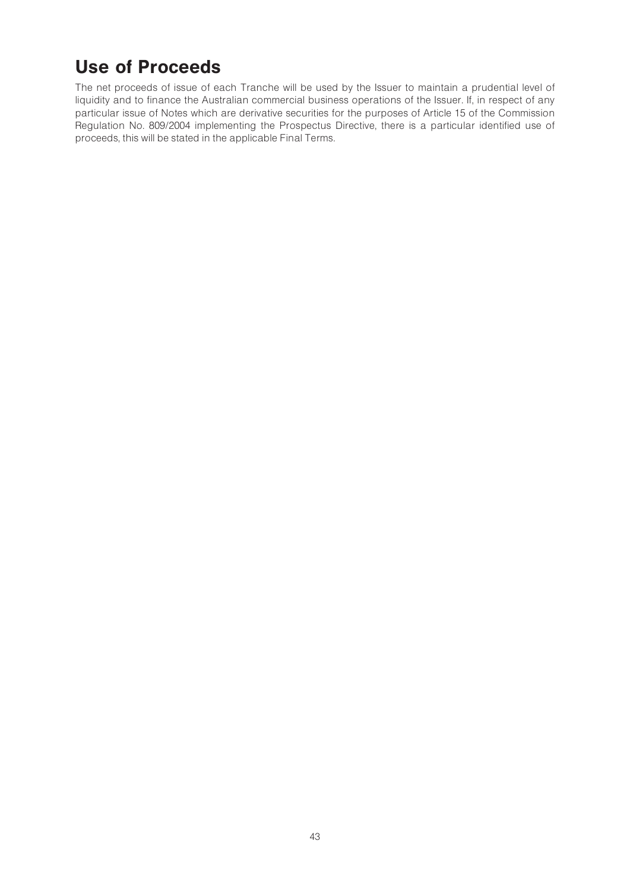# Use of Proceeds

The net proceeds of issue of each Tranche will be used by the Issuer to maintain a prudential level of liquidity and to finance the Australian commercial business operations of the Issuer. If, in respect of any particular issue of Notes which are derivative securities for the purposes of Article 15 of the Commission Regulation No. 809/2004 implementing the Prospectus Directive, there is a particular identified use of proceeds, this will be stated in the applicable Final Terms.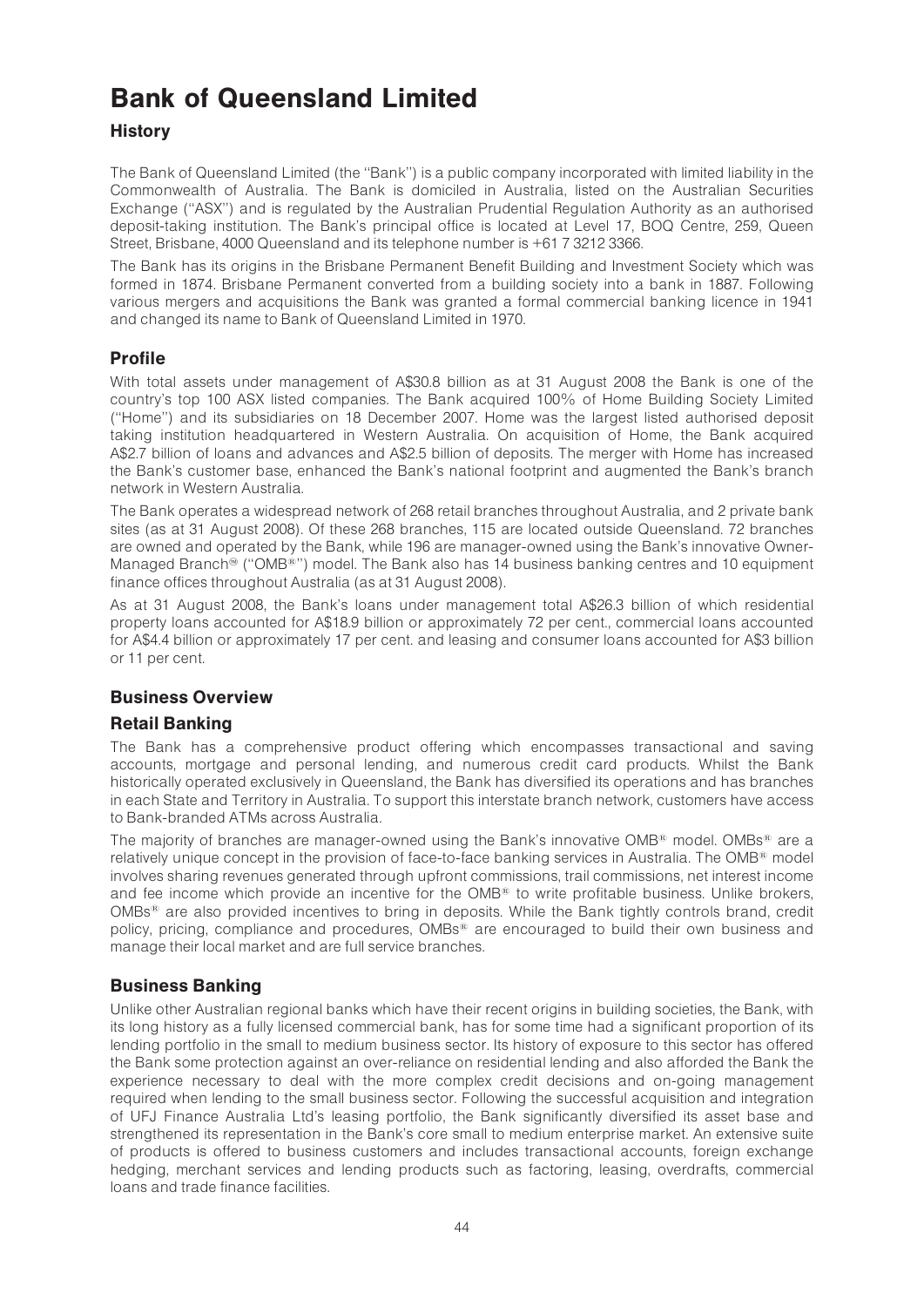# Bank of Queensland Limited

## History

The Bank of Queensland Limited (the ''Bank'') is a public company incorporated with limited liability in the Commonwealth of Australia. The Bank is domiciled in Australia, listed on the Australian Securities Exchange (''ASX'') and is regulated by the Australian Prudential Regulation Authority as an authorised deposit-taking institution. The Bank's principal office is located at Level 17, BOQ Centre, 259, Queen Street, Brisbane, 4000 Queensland and its telephone number is +61 7 3212 3366.

The Bank has its origins in the Brisbane Permanent Benefit Building and Investment Society which was formed in 1874. Brisbane Permanent converted from a building society into a bank in 1887. Following various mergers and acquisitions the Bank was granted a formal commercial banking licence in 1941 and changed its name to Bank of Queensland Limited in 1970.

## Profile

With total assets under management of A$30.8 billion as at 31 August 2008 the Bank is one of the country's top 100 ASX listed companies. The Bank acquired 100% of Home Building Society Limited (''Home'') and its subsidiaries on 18 December 2007. Home was the largest listed authorised deposit taking institution headquartered in Western Australia. On acquisition of Home, the Bank acquired A$2.7 billion of loans and advances and A$2.5 billion of deposits. The merger with Home has increased the Bank's customer base, enhanced the Bank's national footprint and augmented the Bank's branch network in Western Australia.

The Bank operates a widespread network of 268 retail branches throughout Australia, and 2 private bank sites (as at 31 August 2008). Of these 268 branches, 115 are located outside Queensland. 72 branches are owned and operated by the Bank, while 196 are manager-owned using the Bank's innovative Owner-Managed Branch® (''OMB®'') model. The Bank also has 14 business banking centres and 10 equipment finance offices throughout Australia (as at 31 August 2008).

As at 31 August 2008, the Bank's loans under management total A$26.3 billion of which residential property loans accounted for A$18.9 billion or approximately 72 per cent., commercial loans accounted for A$4.4 billion or approximately 17 per cent. and leasing and consumer loans accounted for A$3 billion or 11 per cent.

## Business Overview

## Retail Banking

The Bank has a comprehensive product offering which encompasses transactional and saving accounts, mortgage and personal lending, and numerous credit card products. Whilst the Bank historically operated exclusively in Queensland, the Bank has diversified its operations and has branches in each State and Territory in Australia. To support this interstate branch network, customers have access to Bank-branded ATMs across Australia.

The majority of branches are manager-owned using the Bank's innovative OMB® model. OMBs® are a relatively unique concept in the provision of face-to-face banking services in Australia. The OMB® model involves sharing revenues generated through upfront commissions, trail commissions, net interest income and fee income which provide an incentive for the OMB® to write profitable business. Unlike brokers, OMBs® are also provided incentives to bring in deposits. While the Bank tightly controls brand, credit policy, pricing, compliance and procedures, OMBs® are encouraged to build their own business and manage their local market and are full service branches.

## Business Banking

Unlike other Australian regional banks which have their recent origins in building societies, the Bank, with its long history as a fully licensed commercial bank, has for some time had a significant proportion of its lending portfolio in the small to medium business sector. Its history of exposure to this sector has offered the Bank some protection against an over-reliance on residential lending and also afforded the Bank the experience necessary to deal with the more complex credit decisions and on-going management required when lending to the small business sector. Following the successful acquisition and integration of UFJ Finance Australia Ltd's leasing portfolio, the Bank significantly diversified its asset base and strengthened its representation in the Bank's core small to medium enterprise market. An extensive suite of products is offered to business customers and includes transactional accounts, foreign exchange hedging, merchant services and lending products such as factoring, leasing, overdrafts, commercial loans and trade finance facilities.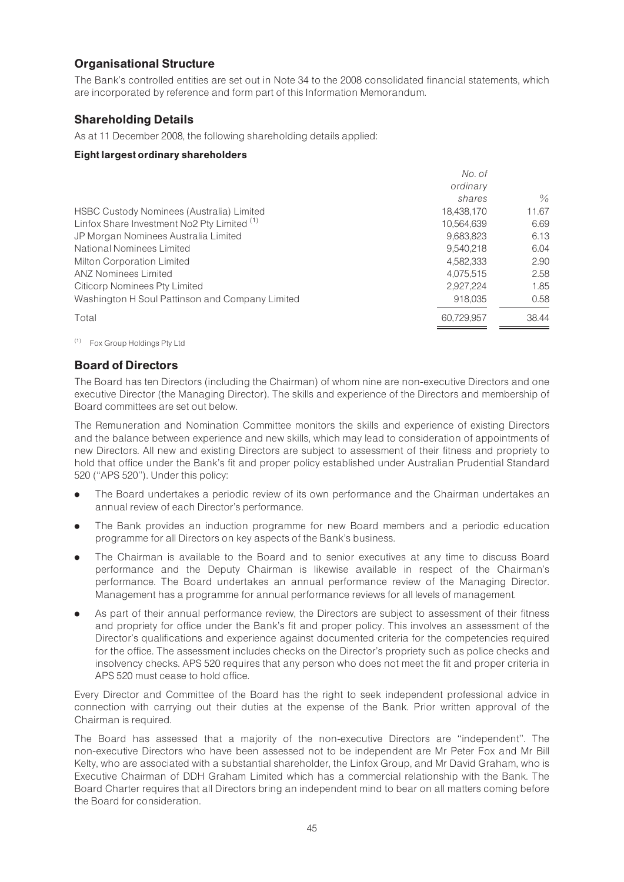## Organisational Structure

The Bank's controlled entities are set out in Note 34 to the 2008 consolidated financial statements, which are incorporated by reference and form part of this Information Memorandum.

## Shareholding Details

As at 11 December 2008, the following shareholding details applied:

### Eight largest ordinary shareholders

| | *No. of ordinary shares* | *%* |
|---|---|---|
| HSBC Custody Nominees (Australia) Limited | 18,438,170 | 11.67 |
| Linfox Share Investment No2 Pty Limited [(1)] | 10,564,639 | 6.69 |
| JP Morgan Nominees Australia Limited | 9,683,823 | 6.13 |
| National Nominees Limited | 9,540,218 | 6.04 |
| Milton Corporation Limited | 4,582,333 | 2.90 |
| ANZ Nominees Limited | 4,075,515 | 2.58 |
| Citicorp Nominees Pty Limited | 2,927,224 | 1.85 |
| Washington H Soul Pattinson and Company Limited | 918,035 | 0.58 |
| Total | 60,729,957 | 38.44 |

[(1)] Fox Group Holdings Pty Ltd

## Board of Directors

The Board has ten Directors (including the Chairman) of whom nine are non-executive Directors and one executive Director (the Managing Director). The skills and experience of the Directors and membership of Board committees are set out below.

The Remuneration and Nomination Committee monitors the skills and experience of existing Directors and the balance between experience and new skills, which may lead to consideration of appointments of new Directors. All new and existing Directors are subject to assessment of their fitness and propriety to hold that office under the Bank's fit and proper policy established under Australian Prudential Standard 520 (''APS 520''). Under this policy:

- The Board undertakes a periodic review of its own performance and the Chairman undertakes an annual review of each Director's performance.
- The Bank provides an induction programme for new Board members and a periodic education programme for all Directors on key aspects of the Bank's business.
- The Chairman is available to the Board and to senior executives at any time to discuss Board performance and the Deputy Chairman is likewise available in respect of the Chairman's performance. The Board undertakes an annual performance review of the Managing Director. Management has a programme for annual performance reviews for all levels of management.
- As part of their annual performance review, the Directors are subject to assessment of their fitness and propriety for office under the Bank's fit and proper policy. This involves an assessment of the Director's qualifications and experience against documented criteria for the competencies required for the office. The assessment includes checks on the Director's propriety such as police checks and insolvency checks. APS 520 requires that any person who does not meet the fit and proper criteria in APS 520 must cease to hold office.

Every Director and Committee of the Board has the right to seek independent professional advice in connection with carrying out their duties at the expense of the Bank. Prior written approval of the Chairman is required.

The Board has assessed that a majority of the non-executive Directors are ''independent''. The non-executive Directors who have been assessed not to be independent are Mr Peter Fox and Mr Bill Kelty, who are associated with a substantial shareholder, the Linfox Group, and Mr David Graham, who is Executive Chairman of DDH Graham Limited which has a commercial relationship with the Bank. The Board Charter requires that all Directors bring an independent mind to bear on all matters coming before the Board for consideration.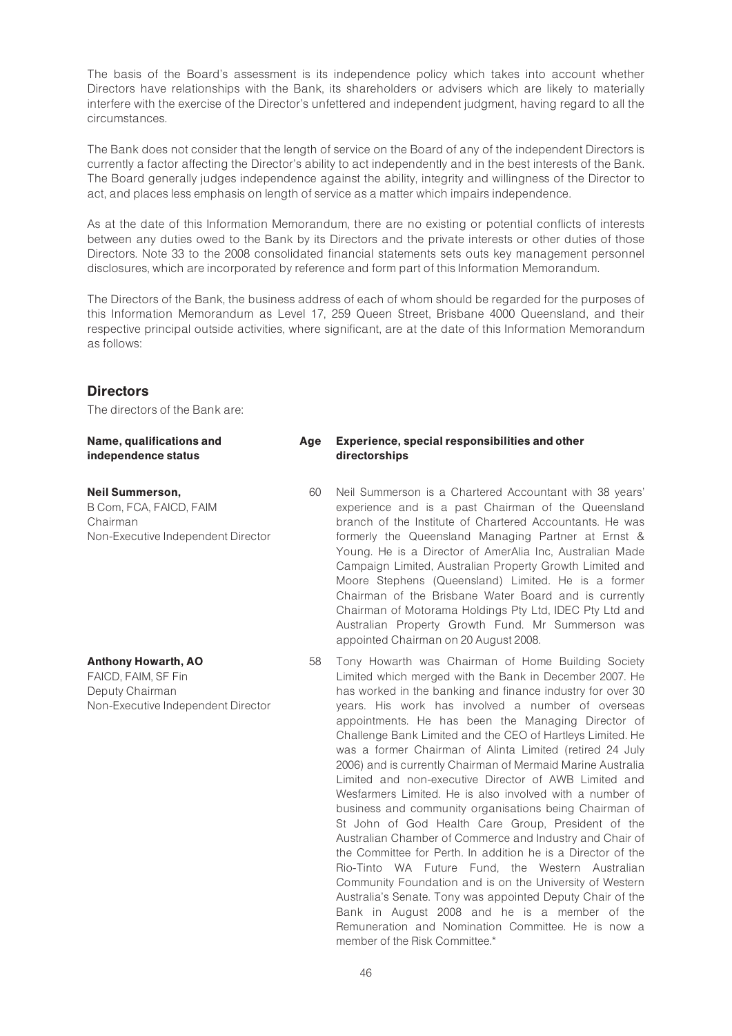The basis of the Board's assessment is its independence policy which takes into account whether Directors have relationships with the Bank, its shareholders or advisers which are likely to materially interfere with the exercise of the Director's unfettered and independent judgment, having regard to all the circumstances.

The Bank does not consider that the length of service on the Board of any of the independent Directors is currently a factor affecting the Director's ability to act independently and in the best interests of the Bank. The Board generally judges independence against the ability, integrity and willingness of the Director to act, and places less emphasis on length of service as a matter which impairs independence.

As at the date of this Information Memorandum, there are no existing or potential conflicts of interests between any duties owed to the Bank by its Directors and the private interests or other duties of those Directors. Note 33 to the 2008 consolidated financial statements sets outs key management personnel disclosures, which are incorporated by reference and form part of this Information Memorandum.

The Directors of the Bank, the business address of each of whom should be regarded for the purposes of this Information Memorandum as Level 17, 259 Queen Street, Brisbane 4000 Queensland, and their respective principal outside activities, where significant, are at the date of this Information Memorandum as follows:

## Directors

The directors of the Bank are:

| Name, qualifications and independence status | Age | Experience, special responsibilities and other directorships |
|---|---|---|
| **Neil Summerson,**<br>B Com, FCA, FAICD, FAIM<br>Chairman<br>Non-Executive Independent Director | 60 | Neil Summerson is a Chartered Accountant with 38 years' experience and is a past Chairman of the Queensland branch of the Institute of Chartered Accountants. He was formerly the Queensland Managing Partner at Ernst & Young. He is a Director of AmerAlia Inc, Australian Made Campaign Limited, Australian Property Growth Limited and Moore Stephens (Queensland) Limited. He is a former Chairman of the Brisbane Water Board and is currently Chairman of Motorama Holdings Pty Ltd, IDEC Pty Ltd and Australian Property Growth Fund. Mr Summerson was appointed Chairman on 20 August 2008. |
| **Anthony Howarth, AO**<br>FAICD, FAIM, SF Fin<br>Deputy Chairman<br>Non-Executive Independent Director | 58 | Tony Howarth was Chairman of Home Building Society Limited which merged with the Bank in December 2007. He has worked in the banking and finance industry for over 30 years. His work has involved a number of overseas appointments. He has been the Managing Director of Challenge Bank Limited and the CEO of Hartleys Limited. He was a former Chairman of Alinta Limited (retired 24 July 2006) and is currently Chairman of Mermaid Marine Australia Limited and non-executive Director of AWB Limited and Wesfarmers Limited. He is also involved with a number of business and community organisations being Chairman of St John of God Health Care Group, President of the Australian Chamber of Commerce and Industry and Chair of the Committee for Perth. In addition he is a Director of the Rio-Tinto WA Future Fund, the Western Australian Community Foundation and is on the University of Western Australia's Senate. Tony was appointed Deputy Chair of the Bank in August 2008 and he is a member of the Remuneration and Nomination Committee. He is now a member of the Risk Committee.* |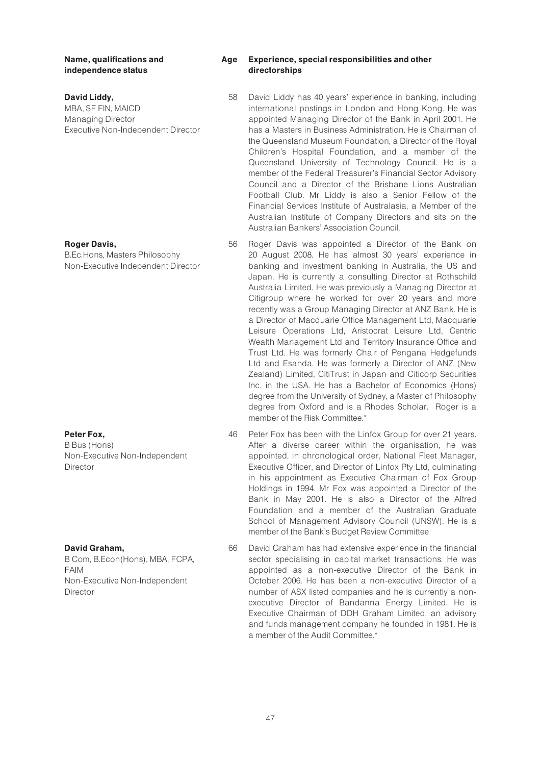| Name, qualifications and independence status | Age | Experience, special responsibilities and other directorships |
|---|---|---|
| **David Liddy,**<br>MBA, SF FIN, MAICD<br>Managing Director<br>Executive Non-Independent Director | 58 | David Liddy has 40 years' experience in banking, including international postings in London and Hong Kong. He was appointed Managing Director of the Bank in April 2001. He has a Masters in Business Administration. He is Chairman of the Queensland Museum Foundation, a Director of the Royal Children's Hospital Foundation, and a member of the Queensland University of Technology Council. He is a member of the Federal Treasurer's Financial Sector Advisory Council and a Director of the Brisbane Lions Australian Football Club. Mr Liddy is also a Senior Fellow of the Financial Services Institute of Australasia, a Member of the Australian Institute of Company Directors and sits on the Australian Bankers' Association Council. |
| **Roger Davis,**<br>B.Ec.Hons, Masters Philosophy<br>Non-Executive Independent Director | 56 | Roger Davis was appointed a Director of the Bank on 20 August 2008. He has almost 30 years' experience in banking and investment banking in Australia, the US and Japan. He is currently a consulting Director at Rothschild Australia Limited. He was previously a Managing Director at Citigroup where he worked for over 20 years and more recently was a Group Managing Director at ANZ Bank. He is a Director of Macquarie Office Management Ltd, Macquarie Leisure Operations Ltd, Aristocrat Leisure Ltd, Centric Wealth Management Ltd and Territory Insurance Office and Trust Ltd. He was formerly Chair of Pengana Hedgefunds Ltd and Esanda. He was formerly a Director of ANZ (New Zealand) Limited, CitiTrust in Japan and Citicorp Securities Inc. in the USA. He has a Bachelor of Economics (Hons) degree from the University of Sydney, a Master of Philosophy degree from Oxford and is a Rhodes Scholar. Roger is a member of the Risk Committee.* |
| **Peter Fox,**<br>B Bus (Hons)<br>Non-Executive Non-Independent Director | 46 | Peter Fox has been with the Linfox Group for over 21 years. After a diverse career within the organisation, he was appointed, in chronological order, National Fleet Manager, Executive Officer, and Director of Linfox Pty Ltd, culminating in his appointment as Executive Chairman of Fox Group Holdings in 1994. Mr Fox was appointed a Director of the Bank in May 2001. He is also a Director of the Alfred Foundation and a member of the Australian Graduate School of Management Advisory Council (UNSW). He is a member of the Bank's Budget Review Committee |
| **David Graham,**<br>B Com, B.Econ(Hons), MBA, FCPA, FAIM<br>Non-Executive Non-Independent Director | 66 | David Graham has had extensive experience in the financial sector specialising in capital market transactions. He was appointed as a non-executive Director of the Bank in October 2006. He has been a non-executive Director of a number of ASX listed companies and he is currently a non-executive Director of Bandanna Energy Limited. He is Executive Chairman of DDH Graham Limited, an advisory and funds management company he founded in 1981. He is a member of the Audit Committee.* |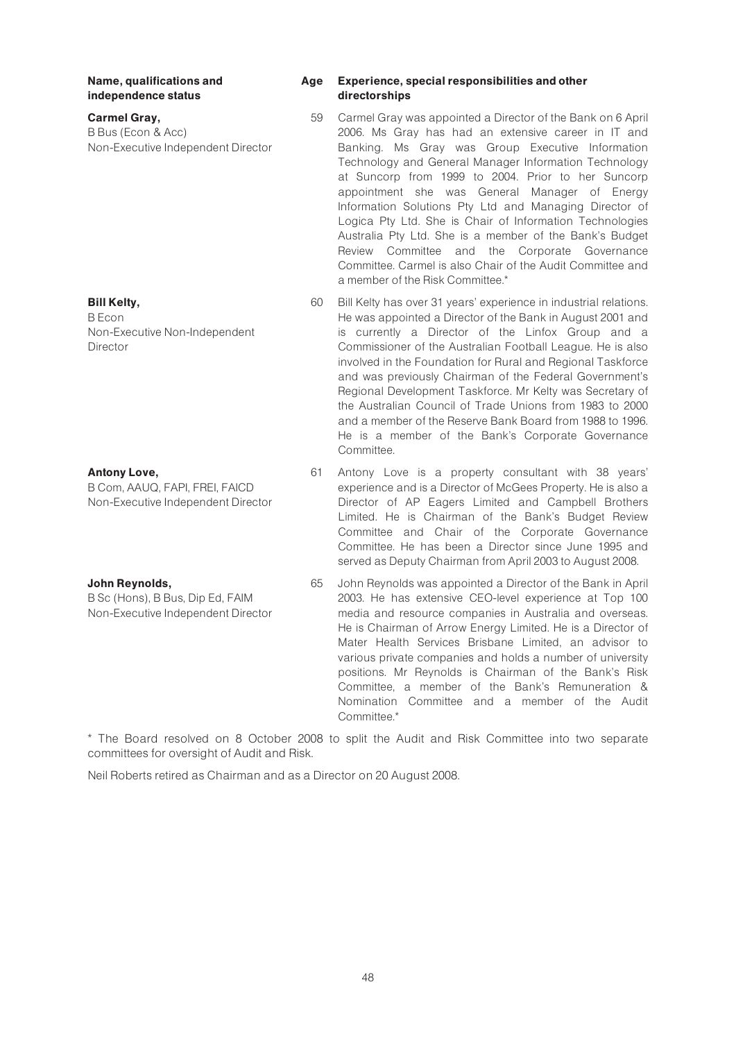| Name, qualifications and independence status | Age | Experience, special responsibilities and other directorships |
|---|---|---|
| **Carmel Gray,**<br>B Bus (Econ & Acc)<br>Non-Executive Independent Director | 59 | Carmel Gray was appointed a Director of the Bank on 6 April 2006. Ms Gray has had an extensive career in IT and Banking. Ms Gray was Group Executive Information Technology and General Manager Information Technology at Suncorp from 1999 to 2004. Prior to her Suncorp appointment she was General Manager of Energy Information Solutions Pty Ltd and Managing Director of Logica Pty Ltd. She is Chair of Information Technologies Australia Pty Ltd. She is a member of the Bank's Budget Review Committee and the Corporate Governance Committee. Carmel is also Chair of the Audit Committee and a member of the Risk Committee.* |
| **Bill Kelty,**<br>B Econ<br>Non-Executive Non-Independent Director | 60 | Bill Kelty has over 31 years' experience in industrial relations. He was appointed a Director of the Bank in August 2001 and is currently a Director of the Linfox Group and a Commissioner of the Australian Football League. He is also involved in the Foundation for Rural and Regional Taskforce and was previously Chairman of the Federal Government's Regional Development Taskforce. Mr Kelty was Secretary of the Australian Council of Trade Unions from 1983 to 2000 and a member of the Reserve Bank Board from 1988 to 1996. He is a member of the Bank's Corporate Governance Committee. |
| **Antony Love,**<br>B Com, AAUQ, FAPI, FREI, FAICD<br>Non-Executive Independent Director | 61 | Antony Love is a property consultant with 38 years' experience and is a Director of McGees Property. He is also a Director of AP Eagers Limited and Campbell Brothers Limited. He is Chairman of the Bank's Budget Review Committee and Chair of the Corporate Governance Committee. He has been a Director since June 1995 and served as Deputy Chairman from April 2003 to August 2008. |
| **John Reynolds,**<br>B Sc (Hons), B Bus, Dip Ed, FAIM<br>Non-Executive Independent Director | 65 | John Reynolds was appointed a Director of the Bank in April 2003. He has extensive CEO-level experience at Top 100 media and resource companies in Australia and overseas. He is Chairman of Arrow Energy Limited. He is a Director of Mater Health Services Brisbane Limited, an advisor to various private companies and holds a number of university positions. Mr Reynolds is Chairman of the Bank's Risk Committee, a member of the Bank's Remuneration & Nomination Committee and a member of the Audit Committee.* |

* The Board resolved on 8 October 2008 to split the Audit and Risk Committee into two separate committees for oversight of Audit and Risk.

Neil Roberts retired as Chairman and as a Director on 20 August 2008.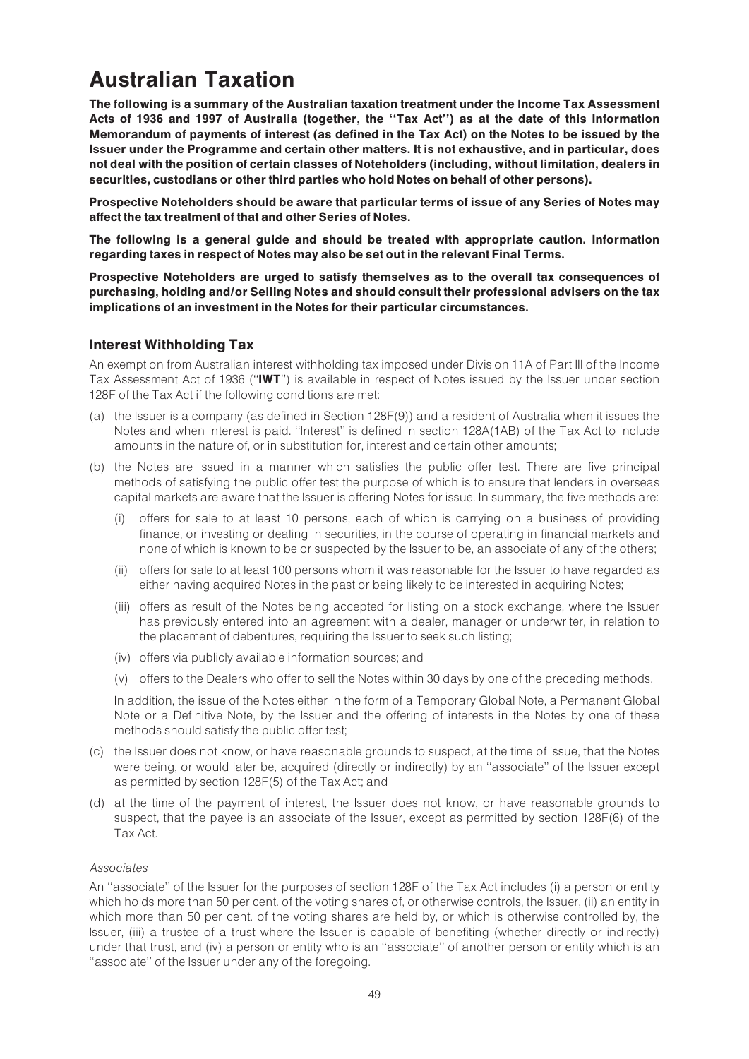# Australian Taxation

**The following is a summary of the Australian taxation treatment under the Income Tax Assessment Acts of 1936 and 1997 of Australia (together, the ''Tax Act'') as at the date of this Information Memorandum of payments of interest (as defined in the Tax Act) on the Notes to be issued by the Issuer under the Programme and certain other matters. It is not exhaustive, and in particular, does not deal with the position of certain classes of Noteholders (including, without limitation, dealers in securities, custodians or other third parties who hold Notes on behalf of other persons).**

**Prospective Noteholders should be aware that particular terms of issue of any Series of Notes may affect the tax treatment of that and other Series of Notes.**

**The following is a general guide and should be treated with appropriate caution. Information regarding taxes in respect of Notes may also be set out in the relevant Final Terms.**

**Prospective Noteholders are urged to satisfy themselves as to the overall tax consequences of purchasing, holding and/or Selling Notes and should consult their professional advisers on the tax implications of an investment in the Notes for their particular circumstances.**

## Interest Withholding Tax

An exemption from Australian interest withholding tax imposed under Division 11A of Part III of the Income Tax Assessment Act of 1936 (''**IWT**'') is available in respect of Notes issued by the Issuer under section 128F of the Tax Act if the following conditions are met:

(a) the Issuer is a company (as defined in Section 128F(9)) and a resident of Australia when it issues the Notes and when interest is paid. ''Interest'' is defined in section 128A(1AB) of the Tax Act to include amounts in the nature of, or in substitution for, interest and certain other amounts;

(b) the Notes are issued in a manner which satisfies the public offer test. There are five principal methods of satisfying the public offer test the purpose of which is to ensure that lenders in overseas capital markets are aware that the Issuer is offering Notes for issue. In summary, the five methods are:

   (i) offers for sale to at least 10 persons, each of which is carrying on a business of providing finance, or investing or dealing in securities, in the course of operating in financial markets and none of which is known to be or suspected by the Issuer to be, an associate of any of the others;

   (ii) offers for sale to at least 100 persons whom it was reasonable for the Issuer to have regarded as either having acquired Notes in the past or being likely to be interested in acquiring Notes;

   (iii) offers as result of the Notes being accepted for listing on a stock exchange, where the Issuer has previously entered into an agreement with a dealer, manager or underwriter, in relation to the placement of debentures, requiring the Issuer to seek such listing;

   (iv) offers via publicly available information sources; and

   (v) offers to the Dealers who offer to sell the Notes within 30 days by one of the preceding methods.

   In addition, the issue of the Notes either in the form of a Temporary Global Note, a Permanent Global Note or a Definitive Note, by the Issuer and the offering of interests in the Notes by one of these methods should satisfy the public offer test;

(c) the Issuer does not know, or have reasonable grounds to suspect, at the time of issue, that the Notes were being, or would later be, acquired (directly or indirectly) by an ''associate'' of the Issuer except as permitted by section 128F(5) of the Tax Act; and

(d) at the time of the payment of interest, the Issuer does not know, or have reasonable grounds to suspect, that the payee is an associate of the Issuer, except as permitted by section 128F(6) of the Tax Act.

*Associates*

An ''associate'' of the Issuer for the purposes of section 128F of the Tax Act includes (i) a person or entity which holds more than 50 per cent. of the voting shares of, or otherwise controls, the Issuer, (ii) an entity in which more than 50 per cent. of the voting shares are held by, or which is otherwise controlled by, the Issuer, (iii) a trustee of a trust where the Issuer is capable of benefiting (whether directly or indirectly) under that trust, and (iv) a person or entity who is an ''associate'' of another person or entity which is an ''associate'' of the Issuer under any of the foregoing.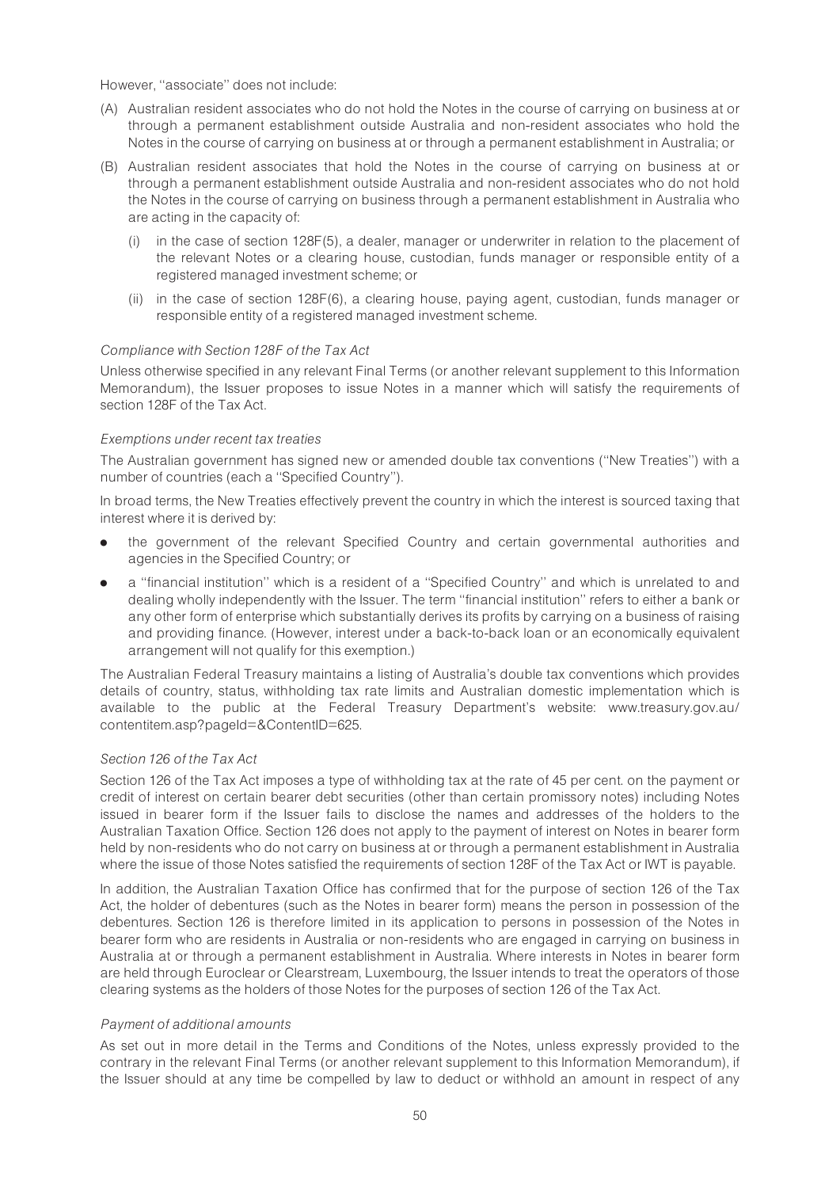However, ''associate'' does not include:

(A) Australian resident associates who do not hold the Notes in the course of carrying on business at or through a permanent establishment outside Australia and non-resident associates who hold the Notes in the course of carrying on business at or through a permanent establishment in Australia; or

(B) Australian resident associates that hold the Notes in the course of carrying on business at or through a permanent establishment outside Australia and non-resident associates who do not hold the Notes in the course of carrying on business through a permanent establishment in Australia who are acting in the capacity of:

  (i) in the case of section 128F(5), a dealer, manager or underwriter in relation to the placement of the relevant Notes or a clearing house, custodian, funds manager or responsible entity of a registered managed investment scheme; or

  (ii) in the case of section 128F(6), a clearing house, paying agent, custodian, funds manager or responsible entity of a registered managed investment scheme.

*Compliance with Section 128F of the Tax Act*

Unless otherwise specified in any relevant Final Terms (or another relevant supplement to this Information Memorandum), the Issuer proposes to issue Notes in a manner which will satisfy the requirements of section 128F of the Tax Act.

*Exemptions under recent tax treaties*

The Australian government has signed new or amended double tax conventions (''New Treaties'') with a number of countries (each a ''Specified Country'').

In broad terms, the New Treaties effectively prevent the country in which the interest is sourced taxing that interest where it is derived by:

- the government of the relevant Specified Country and certain governmental authorities and agencies in the Specified Country; or
- a ''financial institution'' which is a resident of a ''Specified Country'' and which is unrelated to and dealing wholly independently with the Issuer. The term ''financial institution'' refers to either a bank or any other form of enterprise which substantially derives its profits by carrying on a business of raising and providing finance. (However, interest under a back-to-back loan or an economically equivalent arrangement will not qualify for this exemption.)

The Australian Federal Treasury maintains a listing of Australia's double tax conventions which provides details of country, status, withholding tax rate limits and Australian domestic implementation which is available to the public at the Federal Treasury Department's website: www.treasury.gov.au/contentitem.asp?pageId=&ContentID=625.

*Section 126 of the Tax Act*

Section 126 of the Tax Act imposes a type of withholding tax at the rate of 45 per cent. on the payment or credit of interest on certain bearer debt securities (other than certain promissory notes) including Notes issued in bearer form if the Issuer fails to disclose the names and addresses of the holders to the Australian Taxation Office. Section 126 does not apply to the payment of interest on Notes in bearer form held by non-residents who do not carry on business at or through a permanent establishment in Australia where the issue of those Notes satisfied the requirements of section 128F of the Tax Act or IWT is payable.

In addition, the Australian Taxation Office has confirmed that for the purpose of section 126 of the Tax Act, the holder of debentures (such as the Notes in bearer form) means the person in possession of the debentures. Section 126 is therefore limited in its application to persons in possession of the Notes in bearer form who are residents in Australia or non-residents who are engaged in carrying on business in Australia at or through a permanent establishment in Australia. Where interests in Notes in bearer form are held through Euroclear or Clearstream, Luxembourg, the Issuer intends to treat the operators of those clearing systems as the holders of those Notes for the purposes of section 126 of the Tax Act.

*Payment of additional amounts*

As set out in more detail in the Terms and Conditions of the Notes, unless expressly provided to the contrary in the relevant Final Terms (or another relevant supplement to this Information Memorandum), if the Issuer should at any time be compelled by law to deduct or withhold an amount in respect of any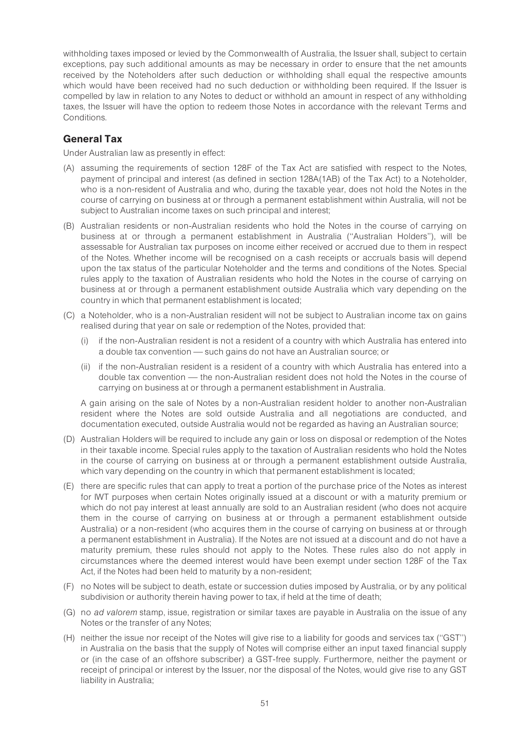withholding taxes imposed or levied by the Commonwealth of Australia, the Issuer shall, subject to certain exceptions, pay such additional amounts as may be necessary in order to ensure that the net amounts received by the Noteholders after such deduction or withholding shall equal the respective amounts which would have been received had no such deduction or withholding been required. If the Issuer is compelled by law in relation to any Notes to deduct or withhold an amount in respect of any withholding taxes, the Issuer will have the option to redeem those Notes in accordance with the relevant Terms and Conditions.

## General Tax

Under Australian law as presently in effect:

(A) assuming the requirements of section 128F of the Tax Act are satisfied with respect to the Notes, payment of principal and interest (as defined in section 128A(1AB) of the Tax Act) to a Noteholder, who is a non-resident of Australia and who, during the taxable year, does not hold the Notes in the course of carrying on business at or through a permanent establishment within Australia, will not be subject to Australian income taxes on such principal and interest;

(B) Australian residents or non-Australian residents who hold the Notes in the course of carrying on business at or through a permanent establishment in Australia (''Australian Holders''), will be assessable for Australian tax purposes on income either received or accrued due to them in respect of the Notes. Whether income will be recognised on a cash receipts or accruals basis will depend upon the tax status of the particular Noteholder and the terms and conditions of the Notes. Special rules apply to the taxation of Australian residents who hold the Notes in the course of carrying on business at or through a permanent establishment outside Australia which vary depending on the country in which that permanent establishment is located;

(C) a Noteholder, who is a non-Australian resident will not be subject to Australian income tax on gains realised during that year on sale or redemption of the Notes, provided that:

   (i) if the non-Australian resident is not a resident of a country with which Australia has entered into a double tax convention — such gains do not have an Australian source; or

   (ii) if the non-Australian resident is a resident of a country with which Australia has entered into a double tax convention — the non-Australian resident does not hold the Notes in the course of carrying on business at or through a permanent establishment in Australia.

   A gain arising on the sale of Notes by a non-Australian resident holder to another non-Australian resident where the Notes are sold outside Australia and all negotiations are conducted, and documentation executed, outside Australia would not be regarded as having an Australian source;

(D) Australian Holders will be required to include any gain or loss on disposal or redemption of the Notes in their taxable income. Special rules apply to the taxation of Australian residents who hold the Notes in the course of carrying on business at or through a permanent establishment outside Australia, which vary depending on the country in which that permanent establishment is located;

(E) there are specific rules that can apply to treat a portion of the purchase price of the Notes as interest for IWT purposes when certain Notes originally issued at a discount or with a maturity premium or which do not pay interest at least annually are sold to an Australian resident (who does not acquire them in the course of carrying on business at or through a permanent establishment outside Australia) or a non-resident (who acquires them in the course of carrying on business at or through a permanent establishment in Australia). If the Notes are not issued at a discount and do not have a maturity premium, these rules should not apply to the Notes. These rules also do not apply in circumstances where the deemed interest would have been exempt under section 128F of the Tax Act, if the Notes had been held to maturity by a non-resident;

(F) no Notes will be subject to death, estate or succession duties imposed by Australia, or by any political subdivision or authority therein having power to tax, if held at the time of death;

(G) no *ad valorem* stamp, issue, registration or similar taxes are payable in Australia on the issue of any Notes or the transfer of any Notes;

(H) neither the issue nor receipt of the Notes will give rise to a liability for goods and services tax (''GST'') in Australia on the basis that the supply of Notes will comprise either an input taxed financial supply or (in the case of an offshore subscriber) a GST-free supply. Furthermore, neither the payment or receipt of principal or interest by the Issuer, nor the disposal of the Notes, would give rise to any GST liability in Australia;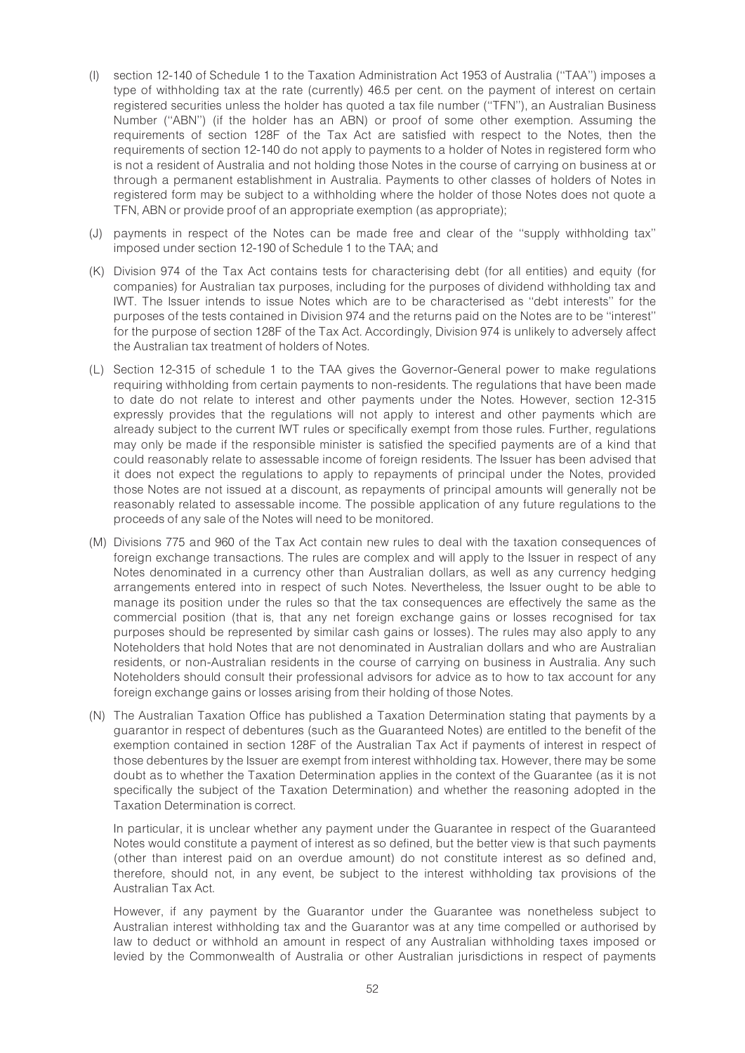(I) section 12-140 of Schedule 1 to the Taxation Administration Act 1953 of Australia (''TAA'') imposes a type of withholding tax at the rate (currently) 46.5 per cent. on the payment of interest on certain registered securities unless the holder has quoted a tax file number (''TFN''), an Australian Business Number (''ABN'') (if the holder has an ABN) or proof of some other exemption. Assuming the requirements of section 128F of the Tax Act are satisfied with respect to the Notes, then the requirements of section 12-140 do not apply to payments to a holder of Notes in registered form who is not a resident of Australia and not holding those Notes in the course of carrying on business at or through a permanent establishment in Australia. Payments to other classes of holders of Notes in registered form may be subject to a withholding where the holder of those Notes does not quote a TFN, ABN or provide proof of an appropriate exemption (as appropriate);

(J) payments in respect of the Notes can be made free and clear of the ''supply withholding tax'' imposed under section 12-190 of Schedule 1 to the TAA; and

(K) Division 974 of the Tax Act contains tests for characterising debt (for all entities) and equity (for companies) for Australian tax purposes, including for the purposes of dividend withholding tax and IWT. The Issuer intends to issue Notes which are to be characterised as ''debt interests'' for the purposes of the tests contained in Division 974 and the returns paid on the Notes are to be ''interest'' for the purpose of section 128F of the Tax Act. Accordingly, Division 974 is unlikely to adversely affect the Australian tax treatment of holders of Notes.

(L) Section 12-315 of schedule 1 to the TAA gives the Governor-General power to make regulations requiring withholding from certain payments to non-residents. The regulations that have been made to date do not relate to interest and other payments under the Notes. However, section 12-315 expressly provides that the regulations will not apply to interest and other payments which are already subject to the current IWT rules or specifically exempt from those rules. Further, regulations may only be made if the responsible minister is satisfied the specified payments are of a kind that could reasonably relate to assessable income of foreign residents. The Issuer has been advised that it does not expect the regulations to apply to repayments of principal under the Notes, provided those Notes are not issued at a discount, as repayments of principal amounts will generally not be reasonably related to assessable income. The possible application of any future regulations to the proceeds of any sale of the Notes will need to be monitored.

(M) Divisions 775 and 960 of the Tax Act contain new rules to deal with the taxation consequences of foreign exchange transactions. The rules are complex and will apply to the Issuer in respect of any Notes denominated in a currency other than Australian dollars, as well as any currency hedging arrangements entered into in respect of such Notes. Nevertheless, the Issuer ought to be able to manage its position under the rules so that the tax consequences are effectively the same as the commercial position (that is, that any net foreign exchange gains or losses recognised for tax purposes should be represented by similar cash gains or losses). The rules may also apply to any Noteholders that hold Notes that are not denominated in Australian dollars and who are Australian residents, or non-Australian residents in the course of carrying on business in Australia. Any such Noteholders should consult their professional advisors for advice as to how to tax account for any foreign exchange gains or losses arising from their holding of those Notes.

(N) The Australian Taxation Office has published a Taxation Determination stating that payments by a guarantor in respect of debentures (such as the Guaranteed Notes) are entitled to the benefit of the exemption contained in section 128F of the Australian Tax Act if payments of interest in respect of those debentures by the Issuer are exempt from interest withholding tax. However, there may be some doubt as to whether the Taxation Determination applies in the context of the Guarantee (as it is not specifically the subject of the Taxation Determination) and whether the reasoning adopted in the Taxation Determination is correct.

In particular, it is unclear whether any payment under the Guarantee in respect of the Guaranteed Notes would constitute a payment of interest as so defined, but the better view is that such payments (other than interest paid on an overdue amount) do not constitute interest as so defined and, therefore, should not, in any event, be subject to the interest withholding tax provisions of the Australian Tax Act.

However, if any payment by the Guarantor under the Guarantee was nonetheless subject to Australian interest withholding tax and the Guarantor was at any time compelled or authorised by law to deduct or withhold an amount in respect of any Australian withholding taxes imposed or levied by the Commonwealth of Australia or other Australian jurisdictions in respect of payments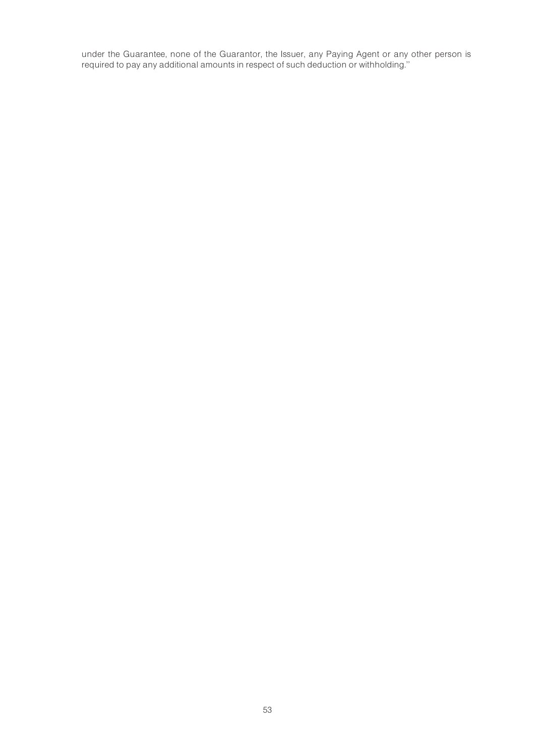under the Guarantee, none of the Guarantor, the Issuer, any Paying Agent or any other person is required to pay any additional amounts in respect of such deduction or withholding."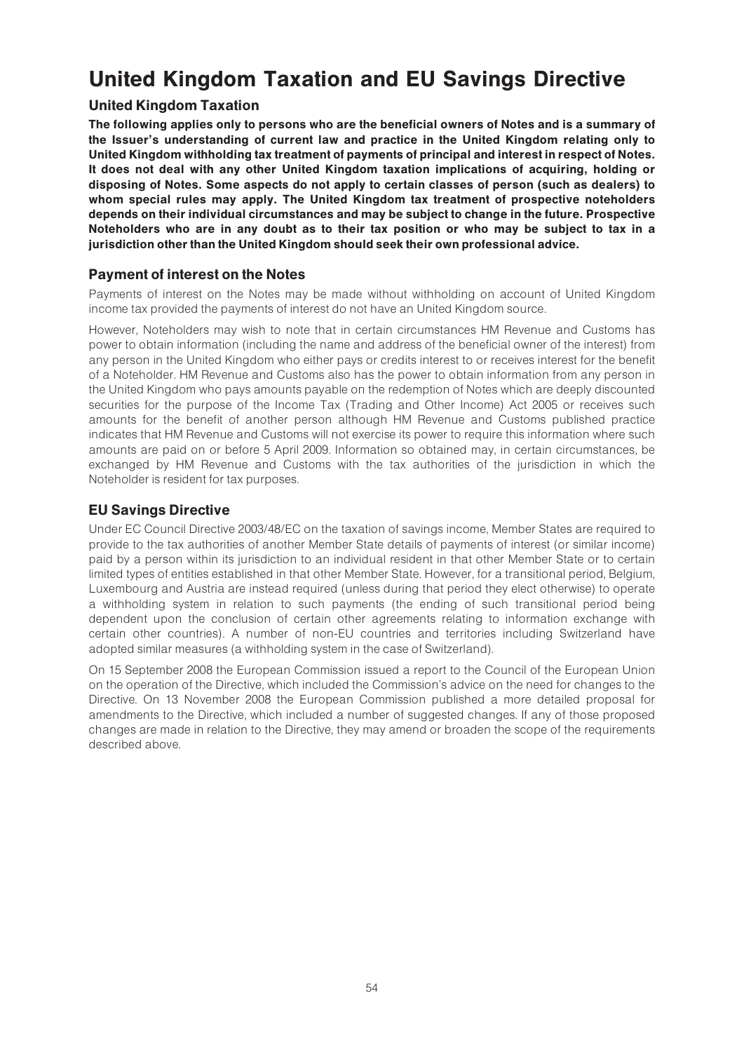# United Kingdom Taxation and EU Savings Directive

## United Kingdom Taxation

**The following applies only to persons who are the beneficial owners of Notes and is a summary of the Issuer's understanding of current law and practice in the United Kingdom relating only to United Kingdom withholding tax treatment of payments of principal and interest in respect of Notes. It does not deal with any other United Kingdom taxation implications of acquiring, holding or disposing of Notes. Some aspects do not apply to certain classes of person (such as dealers) to whom special rules may apply. The United Kingdom tax treatment of prospective noteholders depends on their individual circumstances and may be subject to change in the future. Prospective Noteholders who are in any doubt as to their tax position or who may be subject to tax in a jurisdiction other than the United Kingdom should seek their own professional advice.**

## Payment of interest on the Notes

Payments of interest on the Notes may be made without withholding on account of United Kingdom income tax provided the payments of interest do not have an United Kingdom source.

However, Noteholders may wish to note that in certain circumstances HM Revenue and Customs has power to obtain information (including the name and address of the beneficial owner of the interest) from any person in the United Kingdom who either pays or credits interest to or receives interest for the benefit of a Noteholder. HM Revenue and Customs also has the power to obtain information from any person in the United Kingdom who pays amounts payable on the redemption of Notes which are deeply discounted securities for the purpose of the Income Tax (Trading and Other Income) Act 2005 or receives such amounts for the benefit of another person although HM Revenue and Customs published practice indicates that HM Revenue and Customs will not exercise its power to require this information where such amounts are paid on or before 5 April 2009. Information so obtained may, in certain circumstances, be exchanged by HM Revenue and Customs with the tax authorities of the jurisdiction in which the Noteholder is resident for tax purposes.

## EU Savings Directive

Under EC Council Directive 2003/48/EC on the taxation of savings income, Member States are required to provide to the tax authorities of another Member State details of payments of interest (or similar income) paid by a person within its jurisdiction to an individual resident in that other Member State or to certain limited types of entities established in that other Member State. However, for a transitional period, Belgium, Luxembourg and Austria are instead required (unless during that period they elect otherwise) to operate a withholding system in relation to such payments (the ending of such transitional period being dependent upon the conclusion of certain other agreements relating to information exchange with certain other countries). A number of non-EU countries and territories including Switzerland have adopted similar measures (a withholding system in the case of Switzerland).

On 15 September 2008 the European Commission issued a report to the Council of the European Union on the operation of the Directive, which included the Commission's advice on the need for changes to the Directive. On 13 November 2008 the European Commission published a more detailed proposal for amendments to the Directive, which included a number of suggested changes. If any of those proposed changes are made in relation to the Directive, they may amend or broaden the scope of the requirements described above.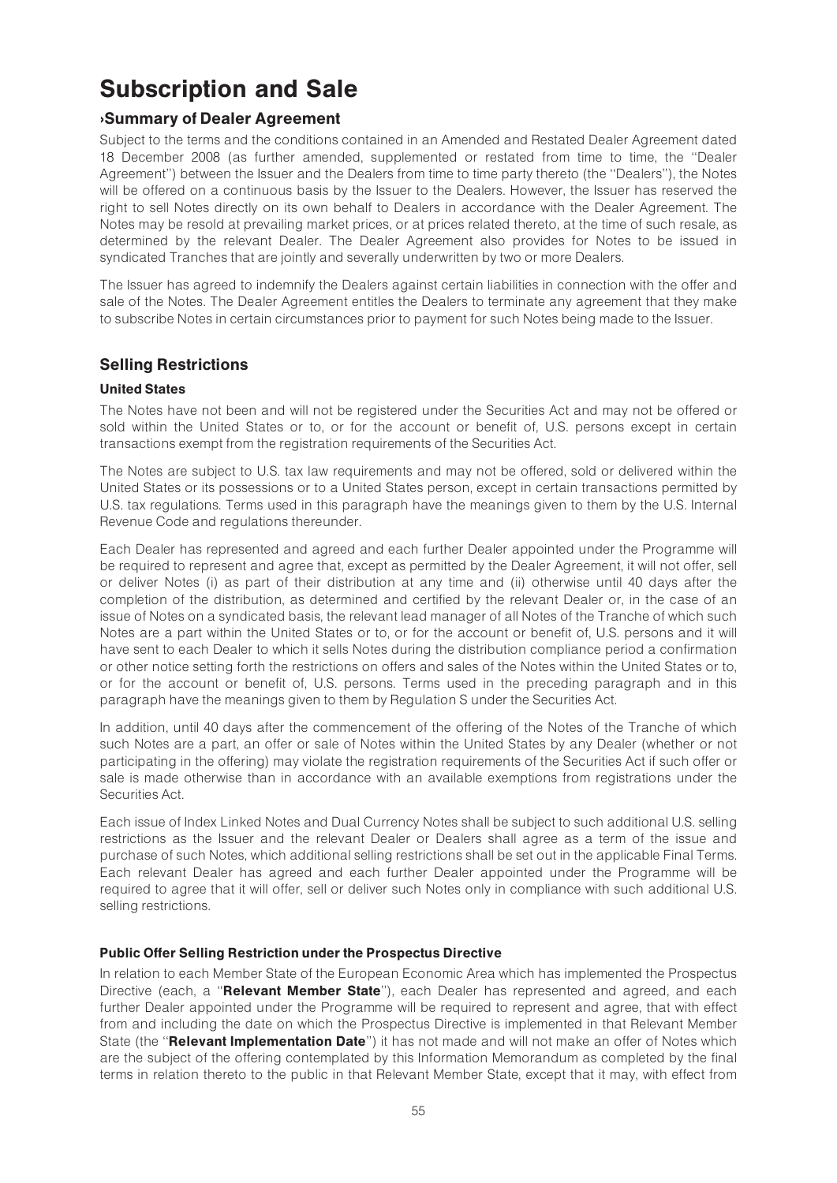# Subscription and Sale

## ›Summary of Dealer Agreement

Subject to the terms and the conditions contained in an Amended and Restated Dealer Agreement dated 18 December 2008 (as further amended, supplemented or restated from time to time, the ''Dealer Agreement'') between the Issuer and the Dealers from time to time party thereto (the ''Dealers''), the Notes will be offered on a continuous basis by the Issuer to the Dealers. However, the Issuer has reserved the right to sell Notes directly on its own behalf to Dealers in accordance with the Dealer Agreement. The Notes may be resold at prevailing market prices, or at prices related thereto, at the time of such resale, as determined by the relevant Dealer. The Dealer Agreement also provides for Notes to be issued in syndicated Tranches that are jointly and severally underwritten by two or more Dealers.

The Issuer has agreed to indemnify the Dealers against certain liabilities in connection with the offer and sale of the Notes. The Dealer Agreement entitles the Dealers to terminate any agreement that they make to subscribe Notes in certain circumstances prior to payment for such Notes being made to the Issuer.

## Selling Restrictions

### United States

The Notes have not been and will not be registered under the Securities Act and may not be offered or sold within the United States or to, or for the account or benefit of, U.S. persons except in certain transactions exempt from the registration requirements of the Securities Act.

The Notes are subject to U.S. tax law requirements and may not be offered, sold or delivered within the United States or its possessions or to a United States person, except in certain transactions permitted by U.S. tax regulations. Terms used in this paragraph have the meanings given to them by the U.S. Internal Revenue Code and regulations thereunder.

Each Dealer has represented and agreed and each further Dealer appointed under the Programme will be required to represent and agree that, except as permitted by the Dealer Agreement, it will not offer, sell or deliver Notes (i) as part of their distribution at any time and (ii) otherwise until 40 days after the completion of the distribution, as determined and certified by the relevant Dealer or, in the case of an issue of Notes on a syndicated basis, the relevant lead manager of all Notes of the Tranche of which such Notes are a part within the United States or to, or for the account or benefit of, U.S. persons and it will have sent to each Dealer to which it sells Notes during the distribution compliance period a confirmation or other notice setting forth the restrictions on offers and sales of the Notes within the United States or to, or for the account or benefit of, U.S. persons. Terms used in the preceding paragraph and in this paragraph have the meanings given to them by Regulation S under the Securities Act.

In addition, until 40 days after the commencement of the offering of the Notes of the Tranche of which such Notes are a part, an offer or sale of Notes within the United States by any Dealer (whether or not participating in the offering) may violate the registration requirements of the Securities Act if such offer or sale is made otherwise than in accordance with an available exemptions from registrations under the Securities Act.

Each issue of Index Linked Notes and Dual Currency Notes shall be subject to such additional U.S. selling restrictions as the Issuer and the relevant Dealer or Dealers shall agree as a term of the issue and purchase of such Notes, which additional selling restrictions shall be set out in the applicable Final Terms. Each relevant Dealer has agreed and each further Dealer appointed under the Programme will be required to agree that it will offer, sell or deliver such Notes only in compliance with such additional U.S. selling restrictions.

### Public Offer Selling Restriction under the Prospectus Directive

In relation to each Member State of the European Economic Area which has implemented the Prospectus Directive (each, a ''**Relevant Member State**''), each Dealer has represented and agreed, and each further Dealer appointed under the Programme will be required to represent and agree, that with effect from and including the date on which the Prospectus Directive is implemented in that Relevant Member State (the ''**Relevant Implementation Date**'') it has not made and will not make an offer of Notes which are the subject of the offering contemplated by this Information Memorandum as completed by the final terms in relation thereto to the public in that Relevant Member State, except that it may, with effect from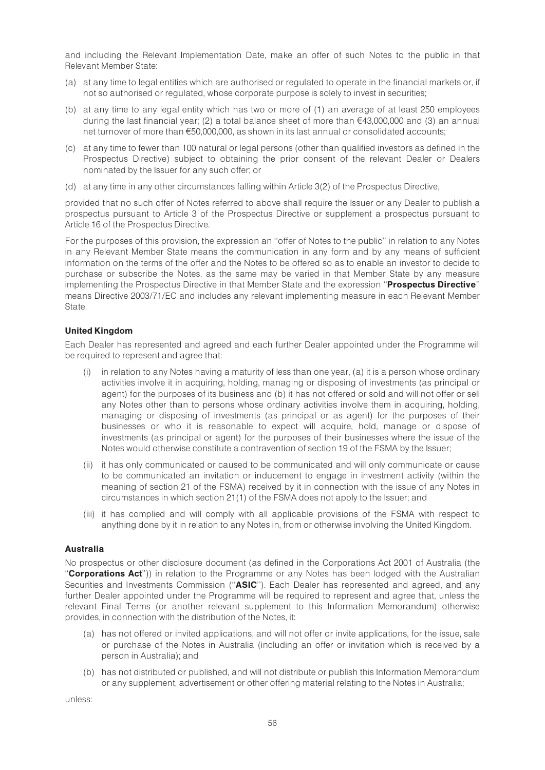and including the Relevant Implementation Date, make an offer of such Notes to the public in that Relevant Member State:

(a) at any time to legal entities which are authorised or regulated to operate in the financial markets or, if not so authorised or regulated, whose corporate purpose is solely to invest in securities;

(b) at any time to any legal entity which has two or more of (1) an average of at least 250 employees during the last financial year; (2) a total balance sheet of more than €43,000,000 and (3) an annual net turnover of more than €50,000,000, as shown in its last annual or consolidated accounts;

(c) at any time to fewer than 100 natural or legal persons (other than qualified investors as defined in the Prospectus Directive) subject to obtaining the prior consent of the relevant Dealer or Dealers nominated by the Issuer for any such offer; or

(d) at any time in any other circumstances falling within Article 3(2) of the Prospectus Directive,

provided that no such offer of Notes referred to above shall require the Issuer or any Dealer to publish a prospectus pursuant to Article 3 of the Prospectus Directive or supplement a prospectus pursuant to Article 16 of the Prospectus Directive.

For the purposes of this provision, the expression an ''offer of Notes to the public'' in relation to any Notes in any Relevant Member State means the communication in any form and by any means of sufficient information on the terms of the offer and the Notes to be offered so as to enable an investor to decide to purchase or subscribe the Notes, as the same may be varied in that Member State by any measure implementing the Prospectus Directive in that Member State and the expression ''**Prospectus Directive**'' means Directive 2003/71/EC and includes any relevant implementing measure in each Relevant Member State.

**United Kingdom**

Each Dealer has represented and agreed and each further Dealer appointed under the Programme will be required to represent and agree that:

(i) in relation to any Notes having a maturity of less than one year, (a) it is a person whose ordinary activities involve it in acquiring, holding, managing or disposing of investments (as principal or agent) for the purposes of its business and (b) it has not offered or sold and will not offer or sell any Notes other than to persons whose ordinary activities involve them in acquiring, holding, managing or disposing of investments (as principal or as agent) for the purposes of their businesses or who it is reasonable to expect will acquire, hold, manage or dispose of investments (as principal or agent) for the purposes of their businesses where the issue of the Notes would otherwise constitute a contravention of section 19 of the FSMA by the Issuer;

(ii) it has only communicated or caused to be communicated and will only communicate or cause to be communicated an invitation or inducement to engage in investment activity (within the meaning of section 21 of the FSMA) received by it in connection with the issue of any Notes in circumstances in which section 21(1) of the FSMA does not apply to the Issuer; and

(iii) it has complied and will comply with all applicable provisions of the FSMA with respect to anything done by it in relation to any Notes in, from or otherwise involving the United Kingdom.

**Australia**

No prospectus or other disclosure document (as defined in the Corporations Act 2001 of Australia (the ''**Corporations Act**'')) in relation to the Programme or any Notes has been lodged with the Australian Securities and Investments Commission (''**ASIC**''). Each Dealer has represented and agreed, and any further Dealer appointed under the Programme will be required to represent and agree that, unless the relevant Final Terms (or another relevant supplement to this Information Memorandum) otherwise provides, in connection with the distribution of the Notes, it:

(a) has not offered or invited applications, and will not offer or invite applications, for the issue, sale or purchase of the Notes in Australia (including an offer or invitation which is received by a person in Australia); and

(b) has not distributed or published, and will not distribute or publish this Information Memorandum or any supplement, advertisement or other offering material relating to the Notes in Australia;

unless: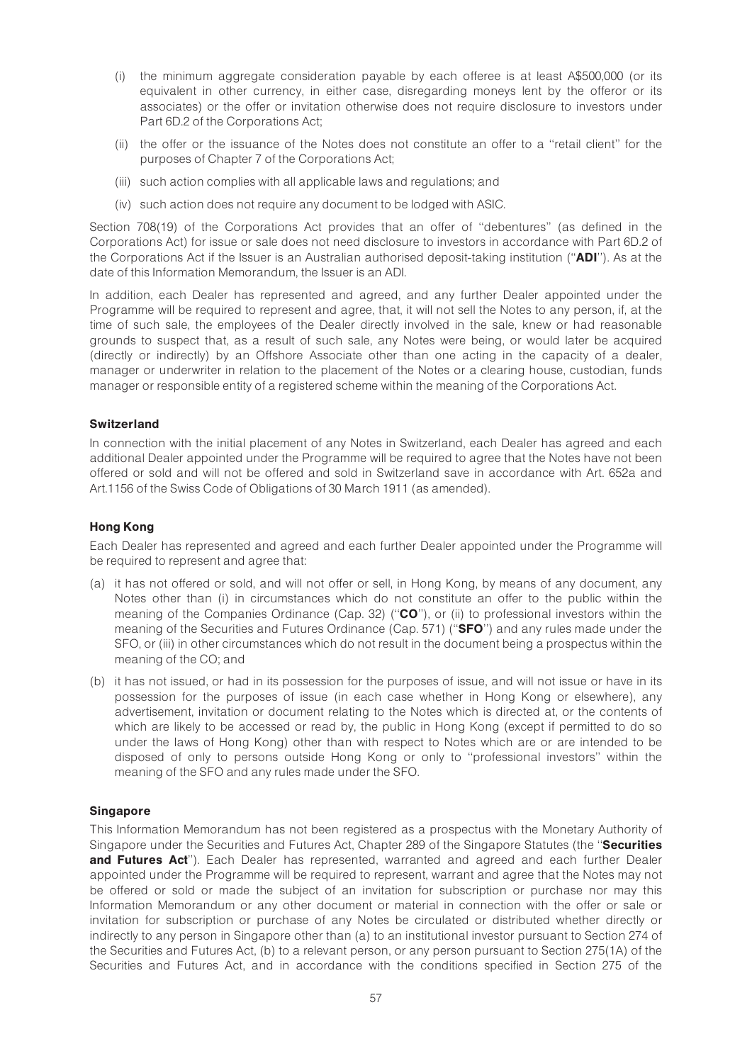(i) the minimum aggregate consideration payable by each offeree is at least A$500,000 (or its equivalent in other currency, in either case, disregarding moneys lent by the offeror or its associates) or the offer or invitation otherwise does not require disclosure to investors under Part 6D.2 of the Corporations Act;

(ii) the offer or the issuance of the Notes does not constitute an offer to a ''retail client'' for the purposes of Chapter 7 of the Corporations Act;

(iii) such action complies with all applicable laws and regulations; and

(iv) such action does not require any document to be lodged with ASIC.

Section 708(19) of the Corporations Act provides that an offer of ''debentures'' (as defined in the Corporations Act) for issue or sale does not need disclosure to investors in accordance with Part 6D.2 of the Corporations Act if the Issuer is an Australian authorised deposit-taking institution (''**ADI**''). As at the date of this Information Memorandum, the Issuer is an ADI.

In addition, each Dealer has represented and agreed, and any further Dealer appointed under the Programme will be required to represent and agree, that, it will not sell the Notes to any person, if, at the time of such sale, the employees of the Dealer directly involved in the sale, knew or had reasonable grounds to suspect that, as a result of such sale, any Notes were being, or would later be acquired (directly or indirectly) by an Offshore Associate other than one acting in the capacity of a dealer, manager or underwriter in relation to the placement of the Notes or a clearing house, custodian, funds manager or responsible entity of a registered scheme within the meaning of the Corporations Act.

**Switzerland**

In connection with the initial placement of any Notes in Switzerland, each Dealer has agreed and each additional Dealer appointed under the Programme will be required to agree that the Notes have not been offered or sold and will not be offered and sold in Switzerland save in accordance with Art. 652a and Art.1156 of the Swiss Code of Obligations of 30 March 1911 (as amended).

**Hong Kong**

Each Dealer has represented and agreed and each further Dealer appointed under the Programme will be required to represent and agree that:

(a) it has not offered or sold, and will not offer or sell, in Hong Kong, by means of any document, any Notes other than (i) in circumstances which do not constitute an offer to the public within the meaning of the Companies Ordinance (Cap. 32) (''**CO**''), or (ii) to professional investors within the meaning of the Securities and Futures Ordinance (Cap. 571) (''**SFO**'') and any rules made under the SFO, or (iii) in other circumstances which do not result in the document being a prospectus within the meaning of the CO; and

(b) it has not issued, or had in its possession for the purposes of issue, and will not issue or have in its possession for the purposes of issue (in each case whether in Hong Kong or elsewhere), any advertisement, invitation or document relating to the Notes which is directed at, or the contents of which are likely to be accessed or read by, the public in Hong Kong (except if permitted to do so under the laws of Hong Kong) other than with respect to Notes which are or are intended to be disposed of only to persons outside Hong Kong or only to ''professional investors'' within the meaning of the SFO and any rules made under the SFO.

**Singapore**

This Information Memorandum has not been registered as a prospectus with the Monetary Authority of Singapore under the Securities and Futures Act, Chapter 289 of the Singapore Statutes (the ''**Securities and Futures Act**''). Each Dealer has represented, warranted and agreed and each further Dealer appointed under the Programme will be required to represent, warrant and agree that the Notes may not be offered or sold or made the subject of an invitation for subscription or purchase nor may this Information Memorandum or any other document or material in connection with the offer or sale or invitation for subscription or purchase of any Notes be circulated or distributed whether directly or indirectly to any person in Singapore other than (a) to an institutional investor pursuant to Section 274 of the Securities and Futures Act, (b) to a relevant person, or any person pursuant to Section 275(1A) of the Securities and Futures Act, and in accordance with the conditions specified in Section 275 of the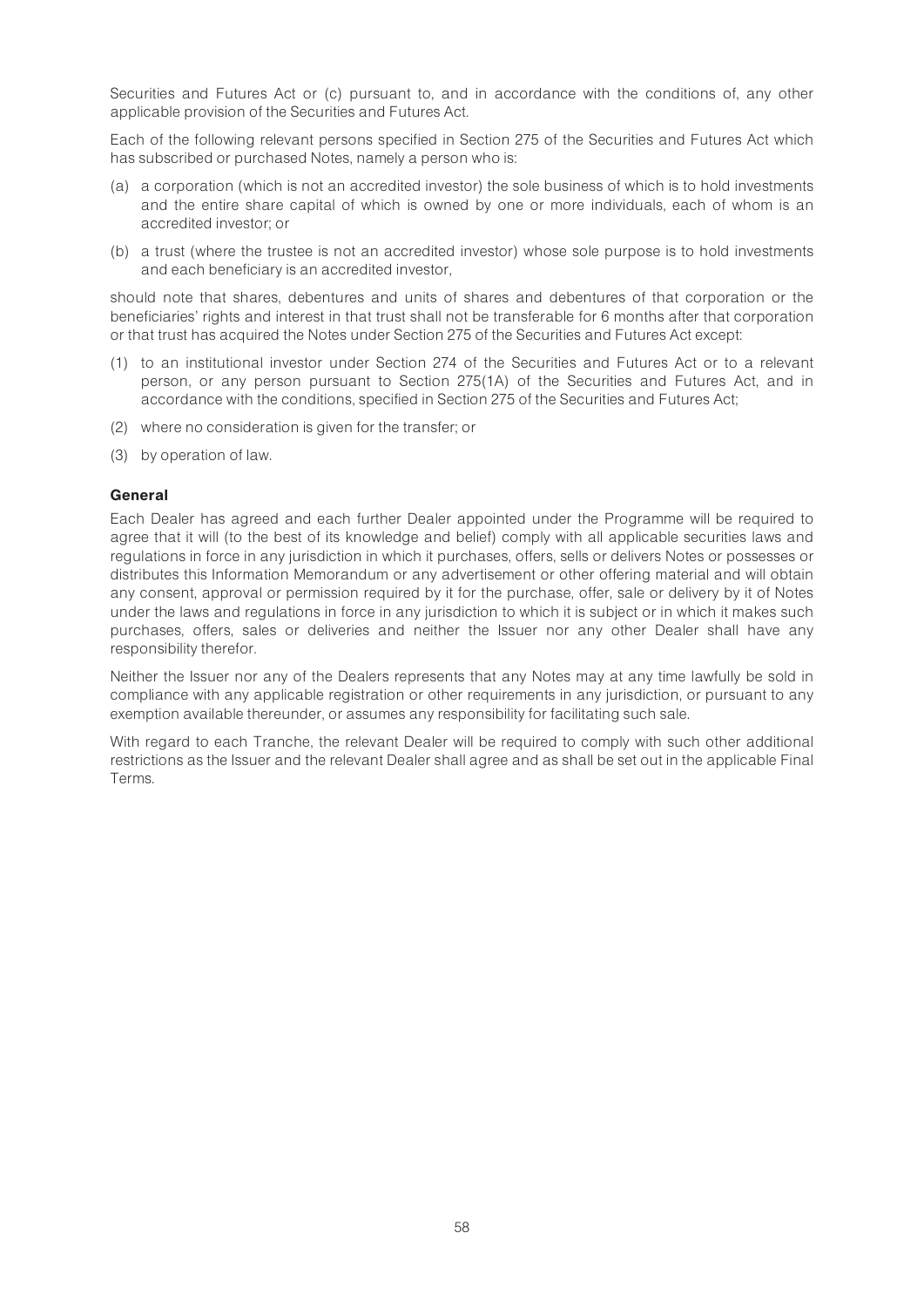Securities and Futures Act or (c) pursuant to, and in accordance with the conditions of, any other applicable provision of the Securities and Futures Act.

Each of the following relevant persons specified in Section 275 of the Securities and Futures Act which has subscribed or purchased Notes, namely a person who is:

(a) a corporation (which is not an accredited investor) the sole business of which is to hold investments and the entire share capital of which is owned by one or more individuals, each of whom is an accredited investor; or

(b) a trust (where the trustee is not an accredited investor) whose sole purpose is to hold investments and each beneficiary is an accredited investor,

should note that shares, debentures and units of shares and debentures of that corporation or the beneficiaries' rights and interest in that trust shall not be transferable for 6 months after that corporation or that trust has acquired the Notes under Section 275 of the Securities and Futures Act except:

(1) to an institutional investor under Section 274 of the Securities and Futures Act or to a relevant person, or any person pursuant to Section 275(1A) of the Securities and Futures Act, and in accordance with the conditions, specified in Section 275 of the Securities and Futures Act;

(2) where no consideration is given for the transfer; or

(3) by operation of law.

**General**

Each Dealer has agreed and each further Dealer appointed under the Programme will be required to agree that it will (to the best of its knowledge and belief) comply with all applicable securities laws and regulations in force in any jurisdiction in which it purchases, offers, sells or delivers Notes or possesses or distributes this Information Memorandum or any advertisement or other offering material and will obtain any consent, approval or permission required by it for the purchase, offer, sale or delivery by it of Notes under the laws and regulations in force in any jurisdiction to which it is subject or in which it makes such purchases, offers, sales or deliveries and neither the Issuer nor any other Dealer shall have any responsibility therefor.

Neither the Issuer nor any of the Dealers represents that any Notes may at any time lawfully be sold in compliance with any applicable registration or other requirements in any jurisdiction, or pursuant to any exemption available thereunder, or assumes any responsibility for facilitating such sale.

With regard to each Tranche, the relevant Dealer will be required to comply with such other additional restrictions as the Issuer and the relevant Dealer shall agree and as shall be set out in the applicable Final Terms.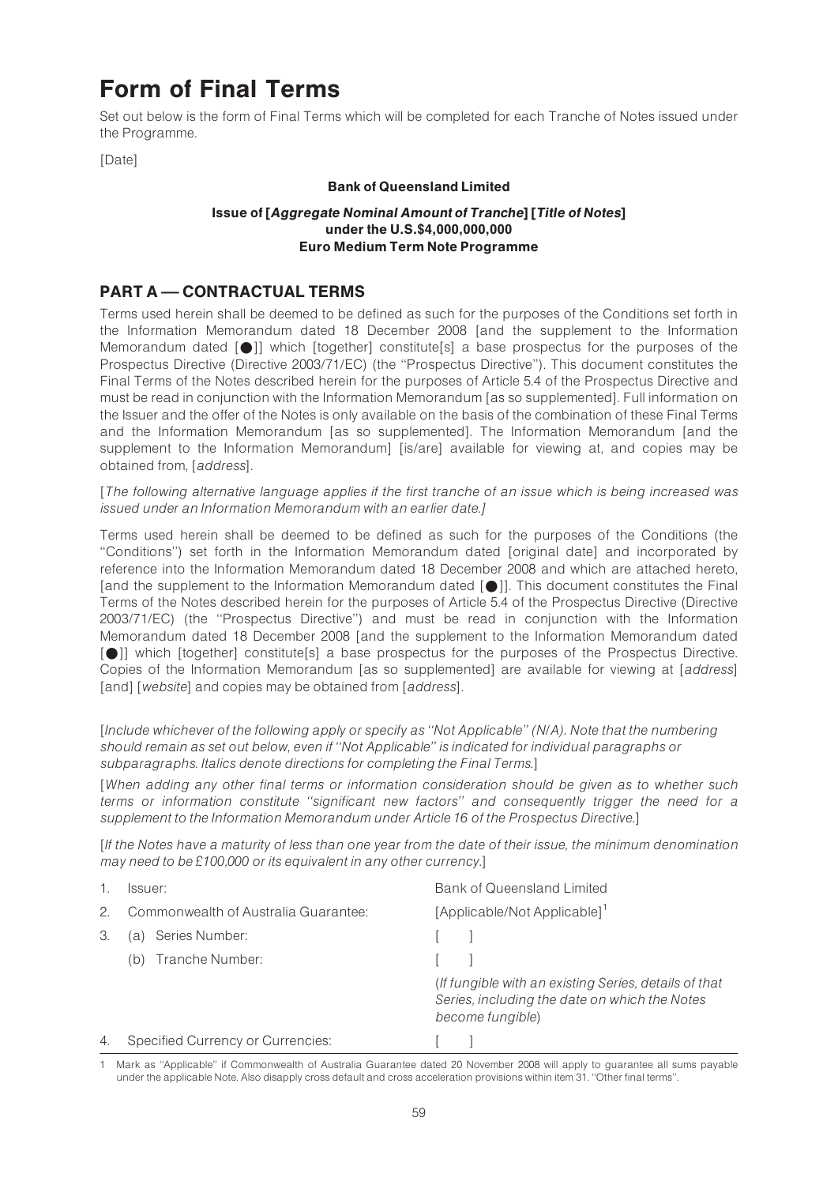# Form of Final Terms

Set out below is the form of Final Terms which will be completed for each Tranche of Notes issued under the Programme.

[Date]

**Bank of Queensland Limited**

**Issue of [*Aggregate Nominal Amount of Tranche*] [*Title of Notes*]**
**under the U.S.$4,000,000,000**
**Euro Medium Term Note Programme**

## PART A — CONTRACTUAL TERMS

Terms used herein shall be deemed to be defined as such for the purposes of the Conditions set forth in the Information Memorandum dated 18 December 2008 [and the supplement to the Information Memorandum dated [●]] which [together] constitute[s] a base prospectus for the purposes of the Prospectus Directive (Directive 2003/71/EC) (the ''Prospectus Directive''). This document constitutes the Final Terms of the Notes described herein for the purposes of Article 5.4 of the Prospectus Directive and must be read in conjunction with the Information Memorandum [as so supplemented]. Full information on the Issuer and the offer of the Notes is only available on the basis of the combination of these Final Terms and the Information Memorandum [as so supplemented]. The Information Memorandum [and the supplement to the Information Memorandum] [is/are] available for viewing at, and copies may be obtained from, [*address*].

[*The following alternative language applies if the first tranche of an issue which is being increased was issued under an Information Memorandum with an earlier date.*]

Terms used herein shall be deemed to be defined as such for the purposes of the Conditions (the ''Conditions'') set forth in the Information Memorandum dated [original date] and incorporated by reference into the Information Memorandum dated 18 December 2008 and which are attached hereto, [and the supplement to the Information Memorandum dated [●]]. This document constitutes the Final Terms of the Notes described herein for the purposes of Article 5.4 of the Prospectus Directive (Directive 2003/71/EC) (the ''Prospectus Directive'') and must be read in conjunction with the Information Memorandum dated 18 December 2008 [and the supplement to the Information Memorandum dated [●]] which [together] constitute[s] a base prospectus for the purposes of the Prospectus Directive. Copies of the Information Memorandum [as so supplemented] are available for viewing at [*address*] [and] [*website*] and copies may be obtained from [*address*].

[*Include whichever of the following apply or specify as ''Not Applicable'' (N/A). Note that the numbering should remain as set out below, even if ''Not Applicable'' is indicated for individual paragraphs or subparagraphs. Italics denote directions for completing the Final Terms.*]

[*When adding any other final terms or information consideration should be given as to whether such terms or information constitute ''significant new factors'' and consequently trigger the need for a supplement to the Information Memorandum under Article 16 of the Prospectus Directive.*]

[*If the Notes have a maturity of less than one year from the date of their issue, the minimum denomination may need to be £100,000 or its equivalent in any other currency.*]

| | | |
|---|---|---|
| 1. | Issuer: | Bank of Queensland Limited |
| 2. | Commonwealth of Australia Guarantee: | [Applicable/Not Applicable][1] |
| 3. | (a) Series Number: | [ ] |
| | (b) Tranche Number: | [ ] |
| | | (*If fungible with an existing Series, details of that Series, including the date on which the Notes become fungible*) |
| 4. | Specified Currency or Currencies: | [ ] |

1 Mark as ''Applicable'' if Commonwealth of Australia Guarantee dated 20 November 2008 will apply to guarantee all sums payable under the applicable Note. Also disapply cross default and cross acceleration provisions within item 31. ''Other final terms''.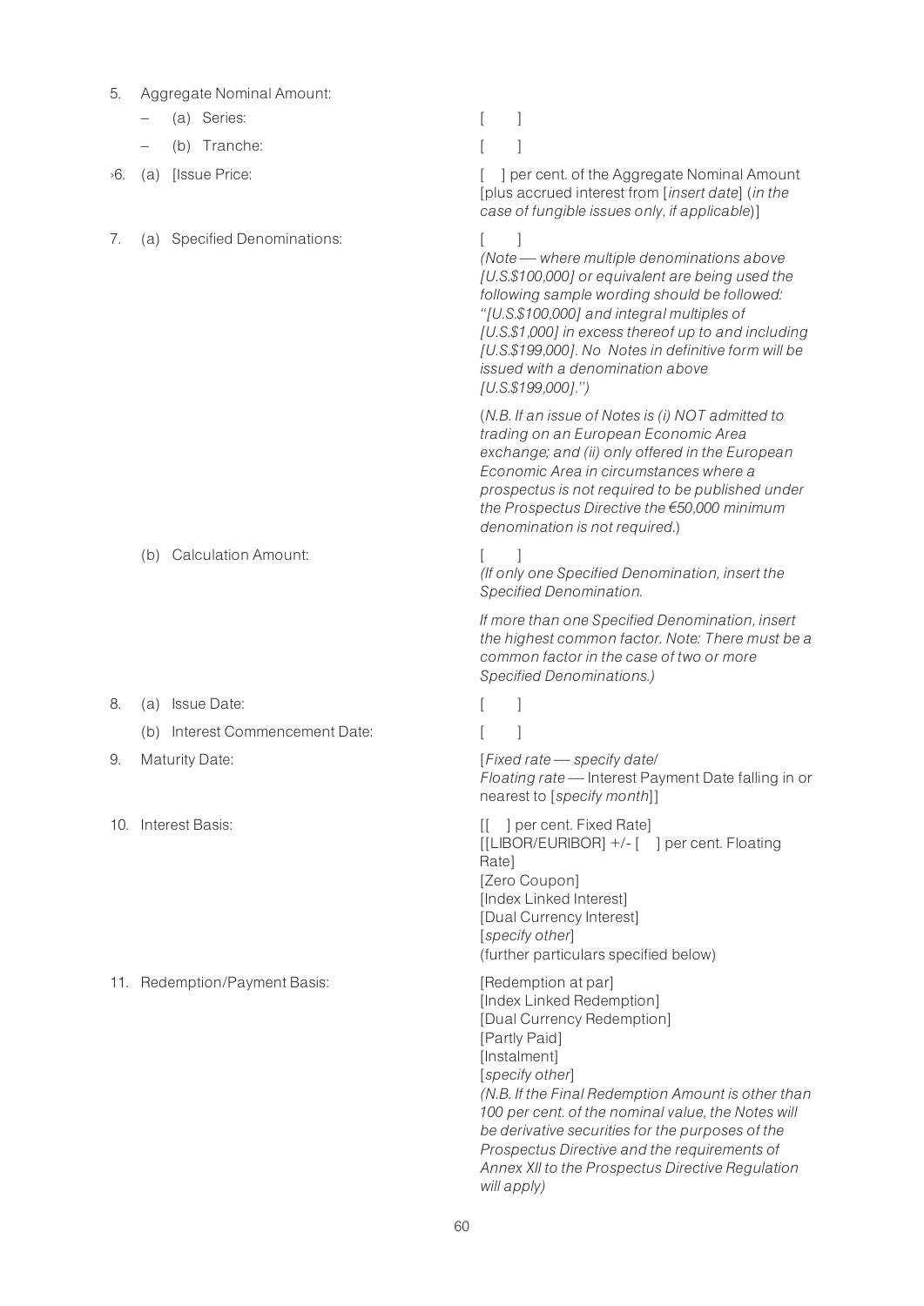| | |
|---|---|
| 5. Aggregate Nominal Amount: | |
| – (a) Series: | [ ] |
| – (b) Tranche: | [ ] |
| ›6. (a) [Issue Price: | [ ] per cent. of the Aggregate Nominal Amount [plus accrued interest from [*insert date*] (*in the case of fungible issues only, if applicable*)] |
| 7. (a) Specified Denominations: | [ ]<br>*(Note — where multiple denominations above [U.S.$100,000] or equivalent are being used the following sample wording should be followed: "[U.S.$100,000] and integral multiples of [U.S.$1,000] in excess thereof up to and including [U.S.$199,000]. No Notes in definitive form will be issued with a denomination above [U.S.$199,000].")*<br><br>(*N.B. If an issue of Notes is (i) NOT admitted to trading on an European Economic Area exchange; and (ii) only offered in the European Economic Area in circumstances where a prospectus is not required to be published under the Prospectus Directive the €50,000 minimum denomination is not required.*) |
| (b) Calculation Amount: | [ ]<br>*(If only one Specified Denomination, insert the Specified Denomination.*<br><br>*If more than one Specified Denomination, insert the highest common factor. Note: There must be a common factor in the case of two or more Specified Denominations.)* |
| 8. (a) Issue Date: | [ ] |
| (b) Interest Commencement Date: | [ ] |
| 9. Maturity Date: | [*Fixed rate — specify date*/<br>*Floating rate* — Interest Payment Date falling in or nearest to [*specify month*]] |
| 10. Interest Basis: | [[ ] per cent. Fixed Rate]<br>[[LIBOR/EURIBOR] +/- [ ] per cent. Floating Rate]<br>[Zero Coupon]<br>[Index Linked Interest]<br>[Dual Currency Interest]<br>[*specify other*]<br>(further particulars specified below) |
| 11. Redemption/Payment Basis: | [Redemption at par]<br>[Index Linked Redemption]<br>[Dual Currency Redemption]<br>[Partly Paid]<br>[Instalment]<br>[*specify other*]<br>*(N.B. If the Final Redemption Amount is other than 100 per cent. of the nominal value, the Notes will be derivative securities for the purposes of the Prospectus Directive and the requirements of Annex XII to the Prospectus Directive Regulation will apply)* |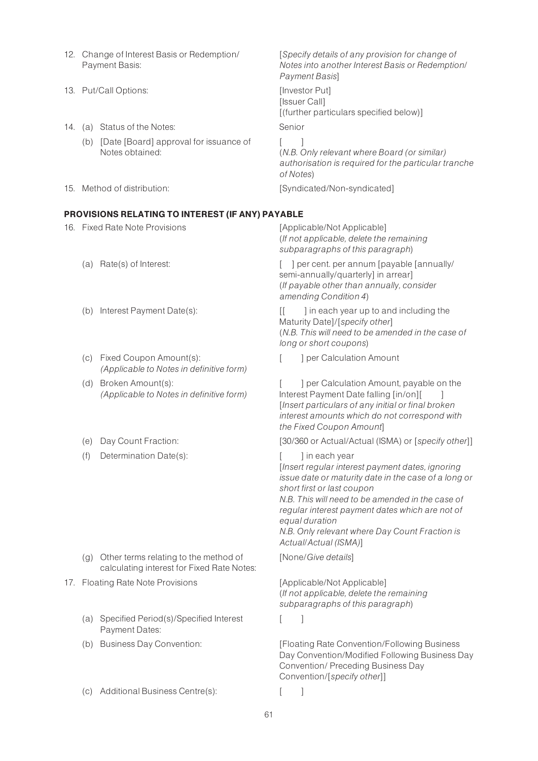| | | |
|---|---|---|
| 12. | Change of Interest Basis or Redemption/ Payment Basis: | [*Specify details of any provision for change of Notes into another Interest Basis or Redemption/ Payment Basis*] |
| 13. | Put/Call Options: | [Investor Put]<br>[Issuer Call]<br>[(further particulars specified below)] |
| 14. | (a) Status of the Notes: | Senior |
| | (b) [Date [Board] approval for issuance of Notes obtained: | [ ]<br>(*N.B. Only relevant where Board (or similar) authorisation is required for the particular tranche of Notes*) |
| 15. | Method of distribution: | [Syndicated/Non-syndicated] |

## PROVISIONS RELATING TO INTEREST (IF ANY) PAYABLE

| | | |
|---|---|---|
| 16. | Fixed Rate Note Provisions | [Applicable/Not Applicable]<br>(*If not applicable, delete the remaining subparagraphs of this paragraph*) |
| | (a) Rate(s) of Interest: | [ ] per cent. per annum [payable [annually/ semi-annually/quarterly] in arrear]<br>(*If payable other than annually, consider amending Condition 4*) |
| | (b) Interest Payment Date(s): | [[ ] in each year up to and including the Maturity Date]/[*specify other*]<br>(*N.B. This will need to be amended in the case of long or short coupons*) |
| | (c) Fixed Coupon Amount(s):<br>*(Applicable to Notes in definitive form)* | [ ] per Calculation Amount |
| | (d) Broken Amount(s):<br>*(Applicable to Notes in definitive form)* | [ ] per Calculation Amount, payable on the Interest Payment Date falling [in/on][ ]<br>[*Insert particulars of any initial or final broken interest amounts which do not correspond with the Fixed Coupon Amount*] |
| | (e) Day Count Fraction: | [30/360 or Actual/Actual (ISMA) or [*specify other*]] |
| | (f) Determination Date(s): | [ ] in each year<br>[*Insert regular interest payment dates, ignoring issue date or maturity date in the case of a long or short first or last coupon*<br>*N.B. This will need to be amended in the case of regular interest payment dates which are not of equal duration*<br>*N.B. Only relevant where Day Count Fraction is Actual/Actual (ISMA)*] |
| | (g) Other terms relating to the method of calculating interest for Fixed Rate Notes: | [None/*Give details*] |
| 17. | Floating Rate Note Provisions | [Applicable/Not Applicable]<br>(*If not applicable, delete the remaining subparagraphs of this paragraph*) |
| | (a) Specified Period(s)/Specified Interest Payment Dates: | [ ] |
| | (b) Business Day Convention: | [Floating Rate Convention/Following Business Day Convention/Modified Following Business Day Convention/ Preceding Business Day Convention/[*specify other*]] |
| | (c) Additional Business Centre(s): | [ ] |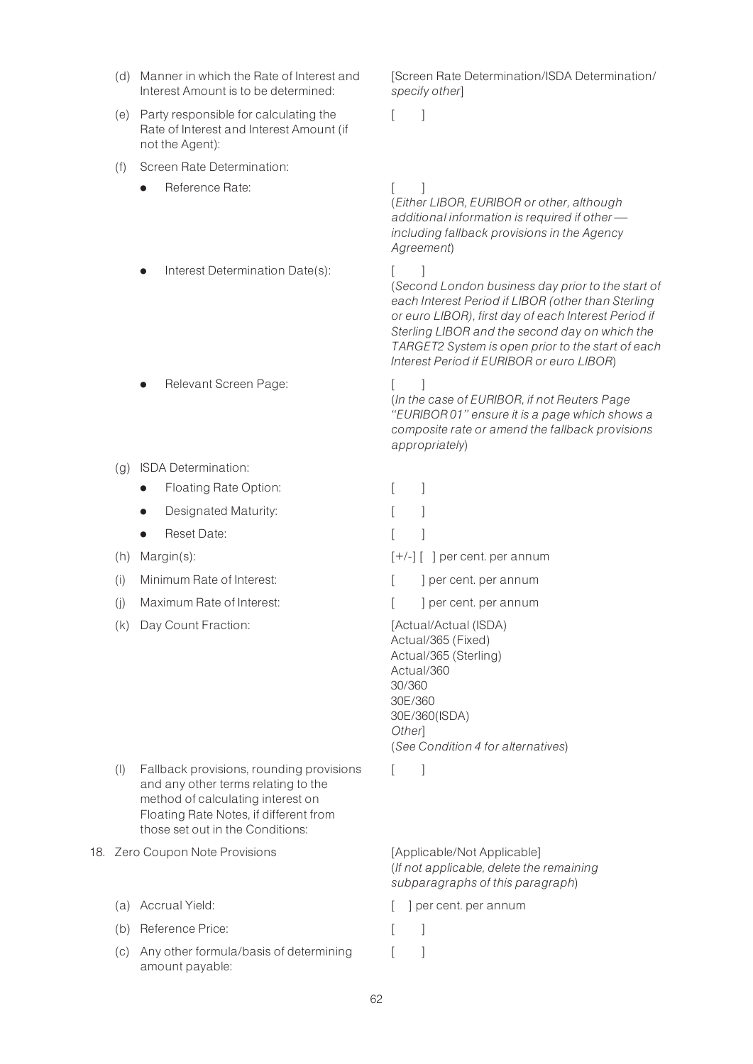| | |
|---|---|
| (d) Manner in which the Rate of Interest and Interest Amount is to be determined: | [Screen Rate Determination/ISDA Determination/ *specify other*] |
| (e) Party responsible for calculating the Rate of Interest and Interest Amount (if not the Agent): | [ ] |
| (f) Screen Rate Determination: | |
| ● Reference Rate: | [ ]<br>(*Either LIBOR, EURIBOR or other, although additional information is required if other — including fallback provisions in the Agency Agreement*) |
| ● Interest Determination Date(s): | [ ]<br>(*Second London business day prior to the start of each Interest Period if LIBOR (other than Sterling or euro LIBOR), first day of each Interest Period if Sterling LIBOR and the second day on which the TARGET2 System is open prior to the start of each Interest Period if EURIBOR or euro LIBOR*) |
| ● Relevant Screen Page: | [ ]<br>(*In the case of EURIBOR, if not Reuters Page ''EURIBOR 01'' ensure it is a page which shows a composite rate or amend the fallback provisions appropriately*) |
| (g) ISDA Determination: | |
| ● Floating Rate Option: | [ ] |
| ● Designated Maturity: | [ ] |
| ● Reset Date: | [ ] |
| (h) Margin(s): | [+/-] [ ] per cent. per annum |
| (i) Minimum Rate of Interest: | [ ] per cent. per annum |
| (j) Maximum Rate of Interest: | [ ] per cent. per annum |
| (k) Day Count Fraction: | [Actual/Actual (ISDA)<br>Actual/365 (Fixed)<br>Actual/365 (Sterling)<br>Actual/360<br>30/360<br>30E/360<br>30E/360(ISDA)<br>*Other*]<br>(*See Condition 4 for alternatives*) |
| (l) Fallback provisions, rounding provisions and any other terms relating to the method of calculating interest on Floating Rate Notes, if different from those set out in the Conditions: | [ ] |
| 18. Zero Coupon Note Provisions | [Applicable/Not Applicable]<br>(*If not applicable, delete the remaining subparagraphs of this paragraph*) |
| (a) Accrual Yield: | [ ] per cent. per annum |
| (b) Reference Price: | [ ] |
| (c) Any other formula/basis of determining amount payable: | [ ] |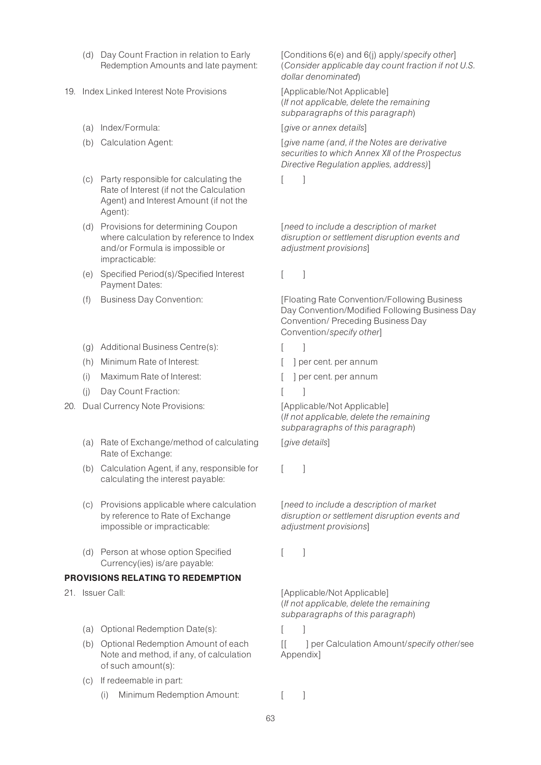| | |
|---|---|
| (d) Day Count Fraction in relation to Early Redemption Amounts and late payment: | [Conditions 6(e) and 6(j) apply/*specify other*] (*Consider applicable day count fraction if not U.S. dollar denominated*) |
| 19. Index Linked Interest Note Provisions | [Applicable/Not Applicable] (*If not applicable, delete the remaining subparagraphs of this paragraph*) |
| (a) Index/Formula: | [*give or annex details*] |
| (b) Calculation Agent: | [*give name (and, if the Notes are derivative securities to which Annex XII of the Prospectus Directive Regulation applies, address)*] |
| (c) Party responsible for calculating the Rate of Interest (if not the Calculation Agent) and Interest Amount (if not the Agent): | [ ] |
| (d) Provisions for determining Coupon where calculation by reference to Index and/or Formula is impossible or impracticable: | [*need to include a description of market disruption or settlement disruption events and adjustment provisions*] |
| (e) Specified Period(s)/Specified Interest Payment Dates: | [ ] |
| (f) Business Day Convention: | [Floating Rate Convention/Following Business Day Convention/Modified Following Business Day Convention/ Preceding Business Day Convention/*specify other*] |
| (g) Additional Business Centre(s): | [ ] |
| (h) Minimum Rate of Interest: | [ ] per cent. per annum |
| (i) Maximum Rate of Interest: | [ ] per cent. per annum |
| (j) Day Count Fraction: | [ ] |
| 20. Dual Currency Note Provisions: | [Applicable/Not Applicable] (*If not applicable, delete the remaining subparagraphs of this paragraph*) |
| (a) Rate of Exchange/method of calculating Rate of Exchange: | [*give details*] |
| (b) Calculation Agent, if any, responsible for calculating the interest payable: | [ ] |
| (c) Provisions applicable where calculation by reference to Rate of Exchange impossible or impracticable: | [*need to include a description of market disruption or settlement disruption events and adjustment provisions*] |
| (d) Person at whose option Specified Currency(ies) is/are payable: | [ ] |

**PROVISIONS RELATING TO REDEMPTION**

| | |
|---|---|
| 21. Issuer Call: | [Applicable/Not Applicable] (*If not applicable, delete the remaining subparagraphs of this paragraph*) |
| (a) Optional Redemption Date(s): | [ ] |
| (b) Optional Redemption Amount of each Note and method, if any, of calculation of such amount(s): | [[ ] per Calculation Amount/*specify other*/see Appendix] |
| (c) If redeemable in part: | |
| (i) Minimum Redemption Amount: | [ ] |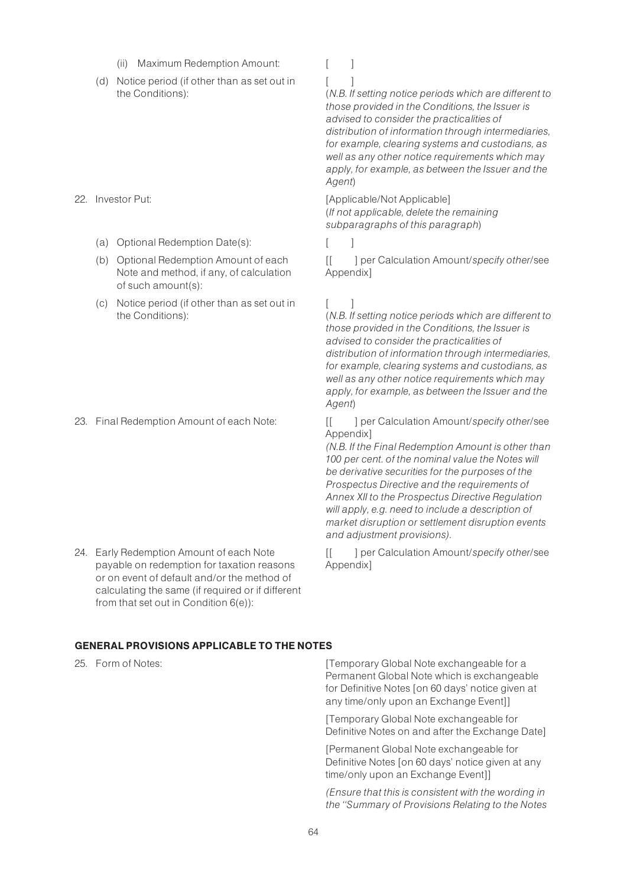| | |
|---|---|
| (ii) Maximum Redemption Amount: | [ ] |
| (d) Notice period (if other than as set out in the Conditions): | [ ]<br>(*N.B. If setting notice periods which are different to those provided in the Conditions, the Issuer is advised to consider the practicalities of distribution of information through intermediaries, for example, clearing systems and custodians, as well as any other notice requirements which may apply, for example, as between the Issuer and the Agent*) |
| 22. Investor Put: | [Applicable/Not Applicable]<br>(*If not applicable, delete the remaining subparagraphs of this paragraph*) |
| (a) Optional Redemption Date(s): | [ ] |
| (b) Optional Redemption Amount of each Note and method, if any, of calculation of such amount(s): | [[ ] per Calculation Amount/*specify other*/see Appendix] |
| (c) Notice period (if other than as set out in the Conditions): | [ ]<br>(*N.B. If setting notice periods which are different to those provided in the Conditions, the Issuer is advised to consider the practicalities of distribution of information through intermediaries, for example, clearing systems and custodians, as well as any other notice requirements which may apply, for example, as between the Issuer and the Agent*) |
| 23. Final Redemption Amount of each Note: | [[ ] per Calculation Amount/*specify other*/see Appendix]<br>*(N.B. If the Final Redemption Amount is other than 100 per cent. of the nominal value the Notes will be derivative securities for the purposes of the Prospectus Directive and the requirements of Annex XII to the Prospectus Directive Regulation will apply, e.g. need to include a description of market disruption or settlement disruption events and adjustment provisions).* |
| 24. Early Redemption Amount of each Note payable on redemption for taxation reasons or on event of default and/or the method of calculating the same (if required or if different from that set out in Condition 6(e)): | [[ ] per Calculation Amount/*specify other*/see Appendix] |

## GENERAL PROVISIONS APPLICABLE TO THE NOTES

| | |
|---|---|
| 25. Form of Notes: | [Temporary Global Note exchangeable for a Permanent Global Note which is exchangeable for Definitive Notes [on 60 days' notice given at any time/only upon an Exchange Event]]<br>[Temporary Global Note exchangeable for Definitive Notes on and after the Exchange Date]<br>[Permanent Global Note exchangeable for Definitive Notes [on 60 days' notice given at any time/only upon an Exchange Event]]<br>*(Ensure that this is consistent with the wording in the "Summary of Provisions Relating to the Notes* |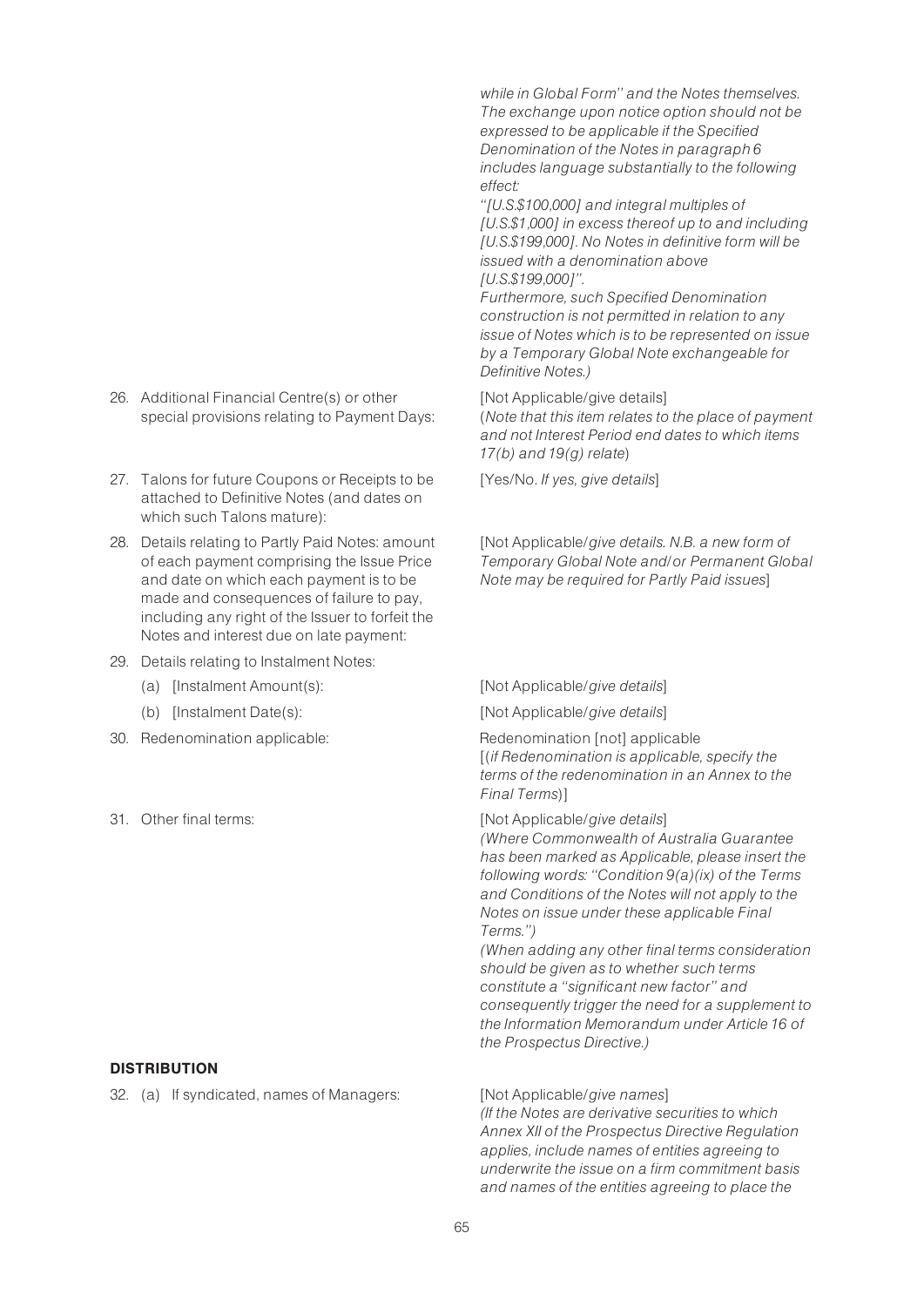*while in Global Form" and the Notes themselves. The exchange upon notice option should not be expressed to be applicable if the Specified Denomination of the Notes in paragraph 6 includes language substantially to the following effect:*

*"[U.S.$100,000] and integral multiples of [U.S.$1,000] in excess thereof up to and including [U.S.$199,000]. No Notes in definitive form will be issued with a denomination above [U.S.$199,000]".*

*Furthermore, such Specified Denomination construction is not permitted in relation to any issue of Notes which is to be represented on issue by a Temporary Global Note exchangeable for Definitive Notes.)*

| | |
|---|---|
| 26. Additional Financial Centre(s) or other special provisions relating to Payment Days: | [Not Applicable/give details] (*Note that this item relates to the place of payment and not Interest Period end dates to which items 17(b) and 19(g) relate*) |
| 27. Talons for future Coupons or Receipts to be attached to Definitive Notes (and dates on which such Talons mature): | [Yes/No. *If yes, give details*] |
| 28. Details relating to Partly Paid Notes: amount of each payment comprising the Issue Price and date on which each payment is to be made and consequences of failure to pay, including any right of the Issuer to forfeit the Notes and interest due on late payment: | [Not Applicable/*give details. N.B. a new form of Temporary Global Note and/or Permanent Global Note may be required for Partly Paid issues*] |
| 29. Details relating to Instalment Notes: | |
| (a) [Instalment Amount(s): | [Not Applicable/*give details*] |
| (b) [Instalment Date(s): | [Not Applicable/*give details*] |
| 30. Redenomination applicable: | Redenomination [not] applicable [(*if Redenomination is applicable, specify the terms of the redenomination in an Annex to the Final Terms*)] |
| 31. Other final terms: | [Not Applicable/*give details*] *(Where Commonwealth of Australia Guarantee has been marked as Applicable, please insert the following words: "Condition 9(a)(ix) of the Terms and Conditions of the Notes will not apply to the Notes on issue under these applicable Final Terms.")* *(When adding any other final terms consideration should be given as to whether such terms constitute a "significant new factor" and consequently trigger the need for a supplement to the Information Memorandum under Article 16 of the Prospectus Directive.)* |

**DISTRIBUTION**

| | |
|---|---|
| 32. (a) If syndicated, names of Managers: | [Not Applicable/*give names*] *(If the Notes are derivative securities to which Annex XII of the Prospectus Directive Regulation applies, include names of entities agreeing to underwrite the issue on a firm commitment basis and names of the entities agreeing to place the* |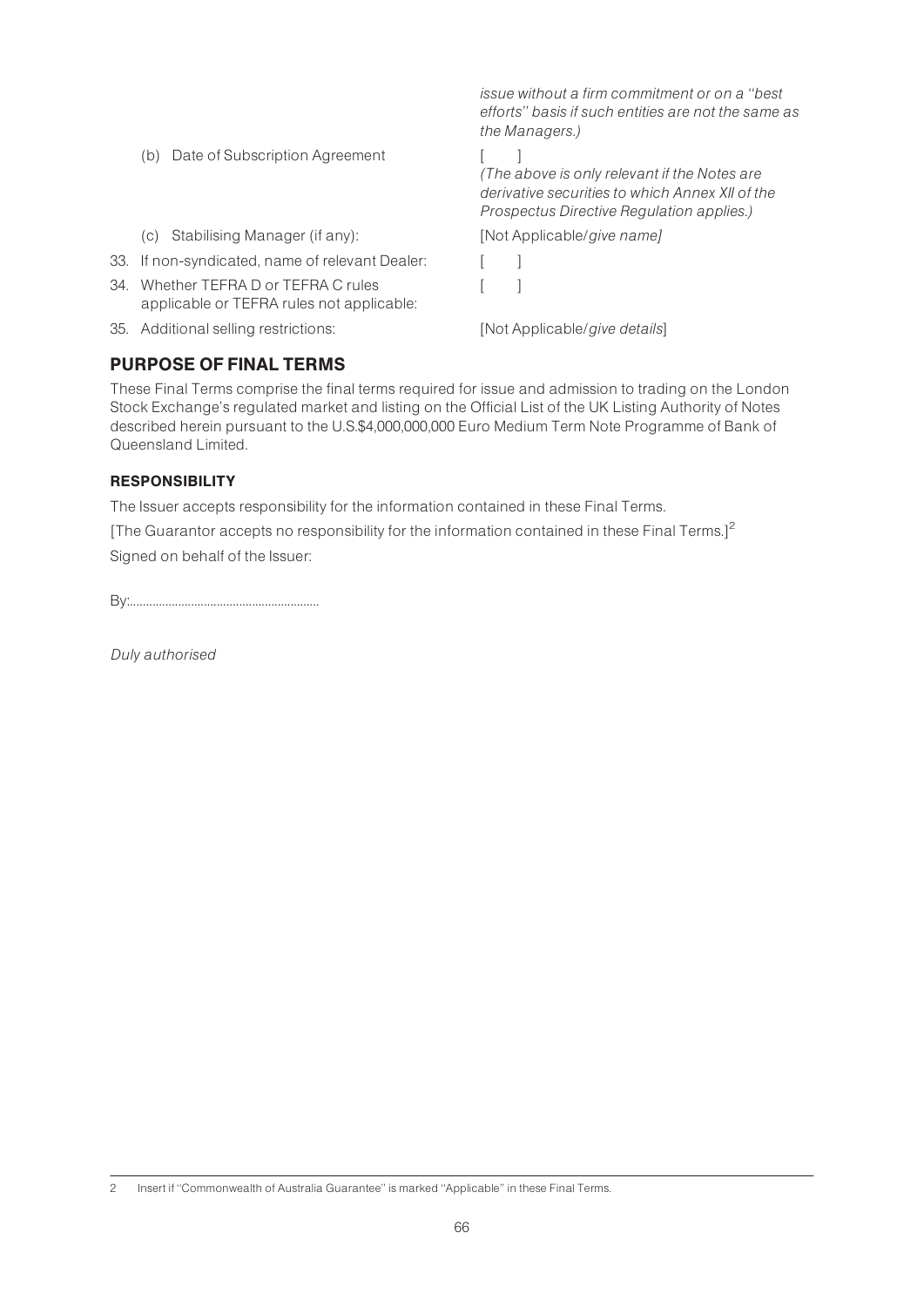| | |
|---|---|
| | *issue without a firm commitment or on a "best efforts" basis if such entities are not the same as the Managers.)* |
| (b) Date of Subscription Agreement | [ ] *(The above is only relevant if the Notes are derivative securities to which Annex XII of the Prospectus Directive Regulation applies.)* |
| (c) Stabilising Manager (if any): | [Not Applicable/*give name]* |
| 33. If non-syndicated, name of relevant Dealer: | [ ] |
| 34. Whether TEFRA D or TEFRA C rules applicable or TEFRA rules not applicable: | [ ] |
| 35. Additional selling restrictions: | [Not Applicable/*give details*] |

## PURPOSE OF FINAL TERMS

These Final Terms comprise the final terms required for issue and admission to trading on the London Stock Exchange's regulated market and listing on the Official List of the UK Listing Authority of Notes described herein pursuant to the U.S.$4,000,000,000 Euro Medium Term Note Programme of Bank of Queensland Limited.

### RESPONSIBILITY

The Issuer accepts responsibility for the information contained in these Final Terms.

[The Guarantor accepts no responsibility for the information contained in these Final Terms.][2]

Signed on behalf of the Issuer:

By:...........................................................

*Duly authorised*

---

2 Insert if "Commonwealth of Australia Guarantee" is marked "Applicable" in these Final Terms.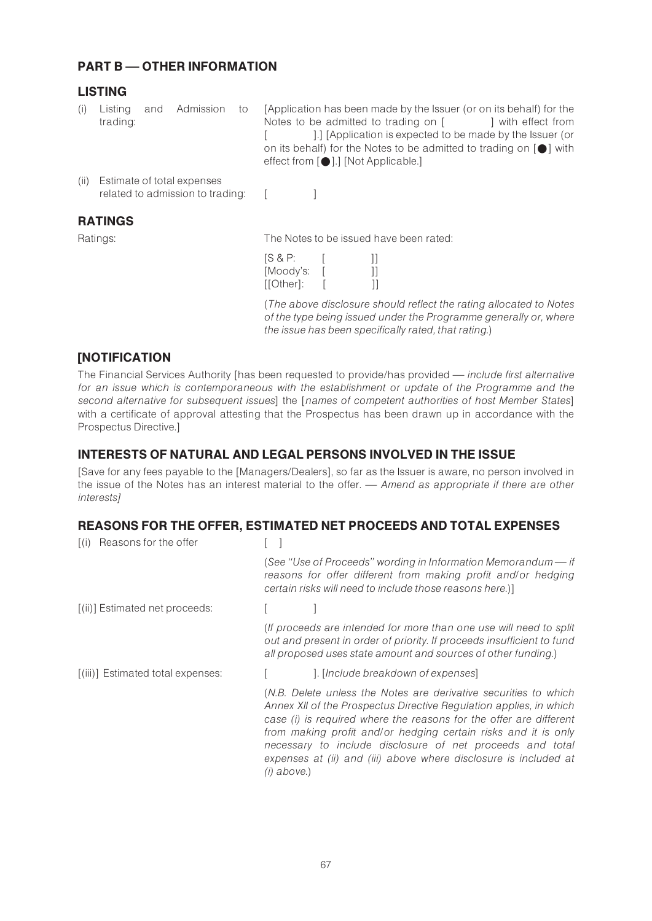## PART B — OTHER INFORMATION

### LISTING

| | |
|---|---|
| (i) Listing and Admission to trading: | [Application has been made by the Issuer (or on its behalf) for the Notes to be admitted to trading on [ ] with effect from [ ].] [Application is expected to be made by the Issuer (or on its behalf) for the Notes to be admitted to trading on [●] with effect from [●].] [Not Applicable.] |
| (ii) Estimate of total expenses related to admission to trading: | [ ] |

### RATINGS

| | |
|---|---|
| Ratings: | The Notes to be issued have been rated: |
| | [S & P: [ ]]<br>[Moody's: [ ]]<br>[[Other]: [ ]] |
| | (*The above disclosure should reflect the rating allocated to Notes of the type being issued under the Programme generally or, where the issue has been specifically rated, that rating.*) |

### [NOTIFICATION

The Financial Services Authority [has been requested to provide/has provided — *include first alternative for an issue which is contemporaneous with the establishment or update of the Programme and the second alternative for subsequent issues*] the [*names of competent authorities of host Member States*] with a certificate of approval attesting that the Prospectus has been drawn up in accordance with the Prospectus Directive.]

### INTERESTS OF NATURAL AND LEGAL PERSONS INVOLVED IN THE ISSUE

[Save for any fees payable to the [Managers/Dealers], so far as the Issuer is aware, no person involved in the issue of the Notes has an interest material to the offer. — *Amend as appropriate if there are other interests]*

### REASONS FOR THE OFFER, ESTIMATED NET PROCEEDS AND TOTAL EXPENSES

| | |
|---|---|
| [(i) Reasons for the offer | [ ] |
| | (*See "Use of Proceeds" wording in Information Memorandum — if reasons for offer different from making profit and/or hedging certain risks will need to include those reasons here.*)] |
| [(ii)] Estimated net proceeds: | [ ] |
| | (*If proceeds are intended for more than one use will need to split out and present in order of priority. If proceeds insufficient to fund all proposed uses state amount and sources of other funding.*) |
| [(iii)] Estimated total expenses: | [ ]. [*Include breakdown of expenses*] |
| | (*N.B. Delete unless the Notes are derivative securities to which Annex XII of the Prospectus Directive Regulation applies, in which case (i) is required where the reasons for the offer are different from making profit and/or hedging certain risks and it is only necessary to include disclosure of net proceeds and total expenses at (ii) and (iii) above where disclosure is included at (i) above.*) |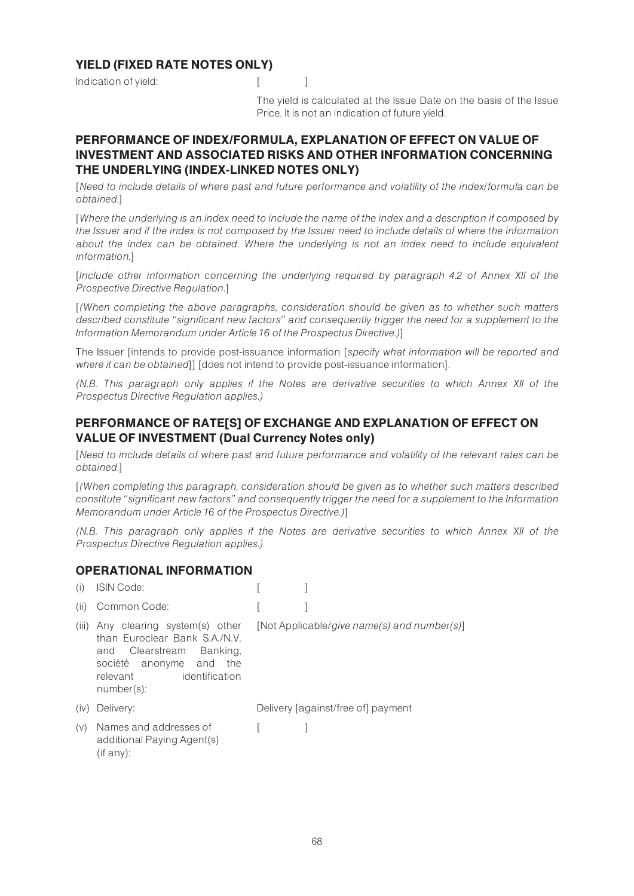## YIELD (FIXED RATE NOTES ONLY)

| | |
|---|---|
| Indication of yield: | [ ] |
| | The yield is calculated at the Issue Date on the basis of the Issue Price. It is not an indication of future yield. |

## PERFORMANCE OF INDEX/FORMULA, EXPLANATION OF EFFECT ON VALUE OF INVESTMENT AND ASSOCIATED RISKS AND OTHER INFORMATION CONCERNING THE UNDERLYING (INDEX-LINKED NOTES ONLY)

[*Need to include details of where past and future performance and volatility of the index/formula can be obtained.*]

[*Where the underlying is an index need to include the name of the index and a description if composed by the Issuer and if the index is not composed by the Issuer need to include details of where the information about the index can be obtained. Where the underlying is not an index need to include equivalent information.*]

[*Include other information concerning the underlying required by paragraph 4.2 of Annex XII of the Prospective Directive Regulation.*]

[*(When completing the above paragraphs, consideration should be given as to whether such matters described constitute "significant new factors" and consequently trigger the need for a supplement to the Information Memorandum under Article 16 of the Prospectus Directive.)*]

The Issuer [intends to provide post-issuance information [*specify what information will be reported and where it can be obtained*]] [does not intend to provide post-issuance information].

*(N.B. This paragraph only applies if the Notes are derivative securities to which Annex XII of the Prospectus Directive Regulation applies.)*

## PERFORMANCE OF RATE[S] OF EXCHANGE AND EXPLANATION OF EFFECT ON VALUE OF INVESTMENT (Dual Currency Notes only)

[*Need to include details of where past and future performance and volatility of the relevant rates can be obtained.*]

[*(When completing this paragraph, consideration should be given as to whether such matters described constitute "significant new factors" and consequently trigger the need for a supplement to the Information Memorandum under Article 16 of the Prospectus Directive.)*]

*(N.B. This paragraph only applies if the Notes are derivative securities to which Annex XII of the Prospectus Directive Regulation applies.)*

## OPERATIONAL INFORMATION

| | | |
|---|---|---|
| (i) | ISIN Code: | [ ] |
| (ii) | Common Code: | [ ] |
| (iii) | Any clearing system(s) other than Euroclear Bank S.A./N.V. and Clearstream Banking, société anonyme and the relevant identification number(s): | [Not Applicable/*give name(s) and number(s)*] |
| (iv) | Delivery: | Delivery [against/free of] payment |
| (v) | Names and addresses of additional Paying Agent(s) (if any): | [ ] |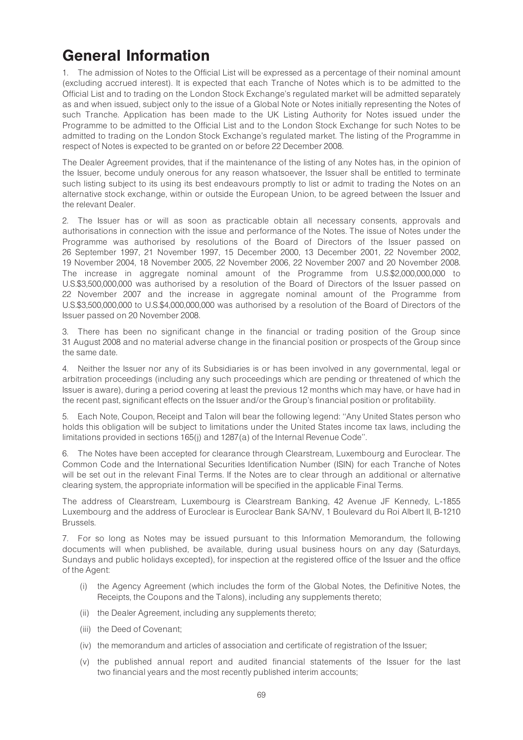# General Information

1. The admission of Notes to the Official List will be expressed as a percentage of their nominal amount (excluding accrued interest). It is expected that each Tranche of Notes which is to be admitted to the Official List and to trading on the London Stock Exchange's regulated market will be admitted separately as and when issued, subject only to the issue of a Global Note or Notes initially representing the Notes of such Tranche. Application has been made to the UK Listing Authority for Notes issued under the Programme to be admitted to the Official List and to the London Stock Exchange for such Notes to be admitted to trading on the London Stock Exchange's regulated market. The listing of the Programme in respect of Notes is expected to be granted on or before 22 December 2008.

The Dealer Agreement provides, that if the maintenance of the listing of any Notes has, in the opinion of the Issuer, become unduly onerous for any reason whatsoever, the Issuer shall be entitled to terminate such listing subject to its using its best endeavours promptly to list or admit to trading the Notes on an alternative stock exchange, within or outside the European Union, to be agreed between the Issuer and the relevant Dealer.

2. The Issuer has or will as soon as practicable obtain all necessary consents, approvals and authorisations in connection with the issue and performance of the Notes. The issue of Notes under the Programme was authorised by resolutions of the Board of Directors of the Issuer passed on 26 September 1997, 21 November 1997, 15 December 2000, 13 December 2001, 22 November 2002, 19 November 2004, 18 November 2005, 22 November 2006, 22 November 2007 and 20 November 2008. The increase in aggregate nominal amount of the Programme from U.S.$2,000,000,000 to U.S.$3,500,000,000 was authorised by a resolution of the Board of Directors of the Issuer passed on 22 November 2007 and the increase in aggregate nominal amount of the Programme from U.S.$3,500,000,000 to U.S.$4,000,000,000 was authorised by a resolution of the Board of Directors of the Issuer passed on 20 November 2008.

3. There has been no significant change in the financial or trading position of the Group since 31 August 2008 and no material adverse change in the financial position or prospects of the Group since the same date.

4. Neither the Issuer nor any of its Subsidiaries is or has been involved in any governmental, legal or arbitration proceedings (including any such proceedings which are pending or threatened of which the Issuer is aware), during a period covering at least the previous 12 months which may have, or have had in the recent past, significant effects on the Issuer and/or the Group's financial position or profitability.

5. Each Note, Coupon, Receipt and Talon will bear the following legend: ''Any United States person who holds this obligation will be subject to limitations under the United States income tax laws, including the limitations provided in sections 165(j) and 1287(a) of the Internal Revenue Code''.

6. The Notes have been accepted for clearance through Clearstream, Luxembourg and Euroclear. The Common Code and the International Securities Identification Number (ISIN) for each Tranche of Notes will be set out in the relevant Final Terms. If the Notes are to clear through an additional or alternative clearing system, the appropriate information will be specified in the applicable Final Terms.

The address of Clearstream, Luxembourg is Clearstream Banking, 42 Avenue JF Kennedy, L-1855 Luxembourg and the address of Euroclear is Euroclear Bank SA/NV, 1 Boulevard du Roi Albert II, B-1210 Brussels.

7. For so long as Notes may be issued pursuant to this Information Memorandum, the following documents will when published, be available, during usual business hours on any day (Saturdays, Sundays and public holidays excepted), for inspection at the registered office of the Issuer and the office of the Agent:

(i) the Agency Agreement (which includes the form of the Global Notes, the Definitive Notes, the Receipts, the Coupons and the Talons), including any supplements thereto;

(ii) the Dealer Agreement, including any supplements thereto;

(iii) the Deed of Covenant;

(iv) the memorandum and articles of association and certificate of registration of the Issuer;

(v) the published annual report and audited financial statements of the Issuer for the last two financial years and the most recently published interim accounts;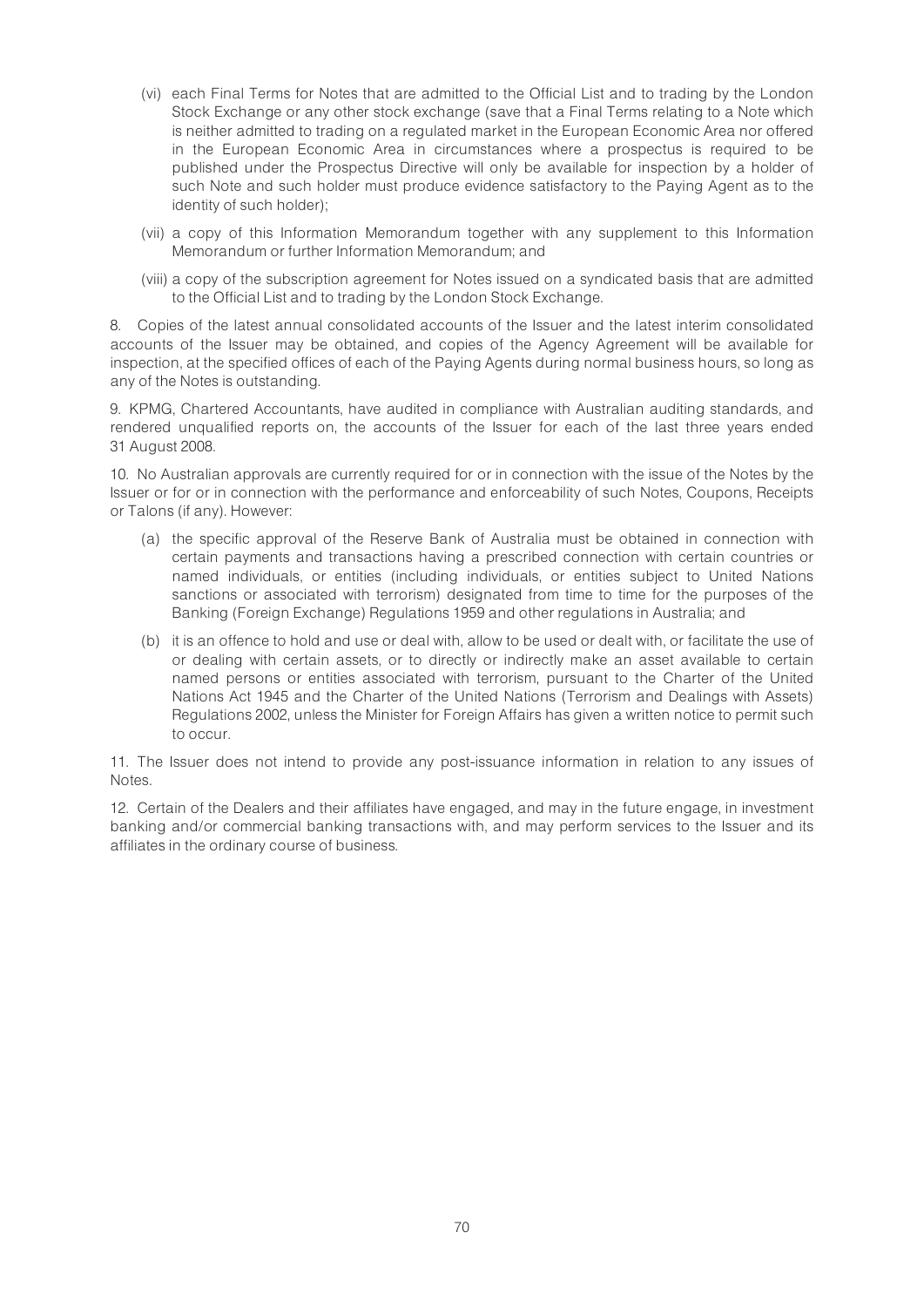(vi) each Final Terms for Notes that are admitted to the Official List and to trading by the London Stock Exchange or any other stock exchange (save that a Final Terms relating to a Note which is neither admitted to trading on a regulated market in the European Economic Area nor offered in the European Economic Area in circumstances where a prospectus is required to be published under the Prospectus Directive will only be available for inspection by a holder of such Note and such holder must produce evidence satisfactory to the Paying Agent as to the identity of such holder);

(vii) a copy of this Information Memorandum together with any supplement to this Information Memorandum or further Information Memorandum; and

(viii) a copy of the subscription agreement for Notes issued on a syndicated basis that are admitted to the Official List and to trading by the London Stock Exchange.

8. Copies of the latest annual consolidated accounts of the Issuer and the latest interim consolidated accounts of the Issuer may be obtained, and copies of the Agency Agreement will be available for inspection, at the specified offices of each of the Paying Agents during normal business hours, so long as any of the Notes is outstanding.

9. KPMG, Chartered Accountants, have audited in compliance with Australian auditing standards, and rendered unqualified reports on, the accounts of the Issuer for each of the last three years ended 31 August 2008.

10. No Australian approvals are currently required for or in connection with the issue of the Notes by the Issuer or for or in connection with the performance and enforceability of such Notes, Coupons, Receipts or Talons (if any). However:

(a) the specific approval of the Reserve Bank of Australia must be obtained in connection with certain payments and transactions having a prescribed connection with certain countries or named individuals, or entities (including individuals, or entities subject to United Nations sanctions or associated with terrorism) designated from time to time for the purposes of the Banking (Foreign Exchange) Regulations 1959 and other regulations in Australia; and

(b) it is an offence to hold and use or deal with, allow to be used or dealt with, or facilitate the use of or dealing with certain assets, or to directly or indirectly make an asset available to certain named persons or entities associated with terrorism, pursuant to the Charter of the United Nations Act 1945 and the Charter of the United Nations (Terrorism and Dealings with Assets) Regulations 2002, unless the Minister for Foreign Affairs has given a written notice to permit such to occur.

11. The Issuer does not intend to provide any post-issuance information in relation to any issues of Notes.

12. Certain of the Dealers and their affiliates have engaged, and may in the future engage, in investment banking and/or commercial banking transactions with, and may perform services to the Issuer and its affiliates in the ordinary course of business.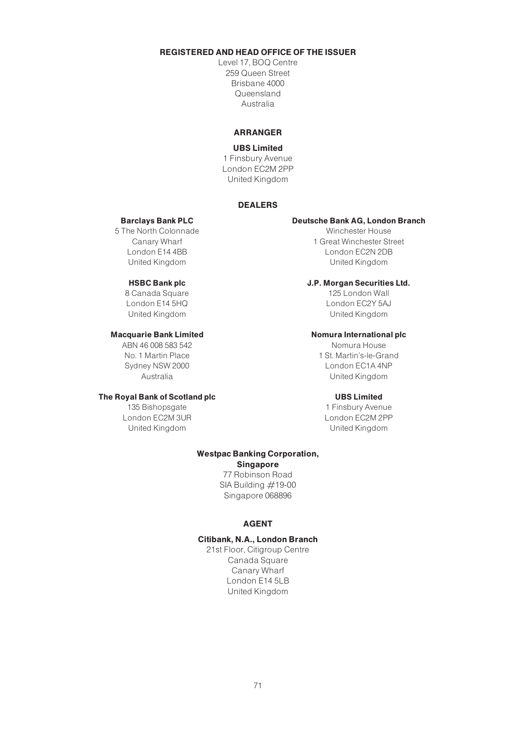**REGISTERED AND HEAD OFFICE OF THE ISSUER**

Level 17, BOQ Centre
259 Queen Street
Brisbane 4000
Queensland
Australia

**ARRANGER**

**UBS Limited**
1 Finsbury Avenue
London EC2M 2PP
United Kingdom

**DEALERS**

**Barclays Bank PLC**
5 The North Colonnade
Canary Wharf
London E14 4BB
United Kingdom

**Deutsche Bank AG, London Branch**
Winchester House
1 Great Winchester Street
London EC2N 2DB
United Kingdom

**HSBC Bank plc**
8 Canada Square
London E14 5HQ
United Kingdom

**J.P. Morgan Securities Ltd.**
125 London Wall
London EC2Y 5AJ
United Kingdom

**Macquarie Bank Limited**
ABN 46 008 583 542
No. 1 Martin Place
Sydney NSW 2000
Australia

**Nomura International plc**
Nomura House
1 St. Martin's-le-Grand
London EC1A 4NP
United Kingdom

**The Royal Bank of Scotland plc**
135 Bishopsgate
London EC2M 3UR
United Kingdom

**UBS Limited**
1 Finsbury Avenue
London EC2M 2PP
United Kingdom

**Westpac Banking Corporation, Singapore**
77 Robinson Road
SIA Building #19-00
Singapore 068896

**AGENT**

**Citibank, N.A., London Branch**
21st Floor, Citigroup Centre
Canada Square
Canary Wharf
London E14 5LB
United Kingdom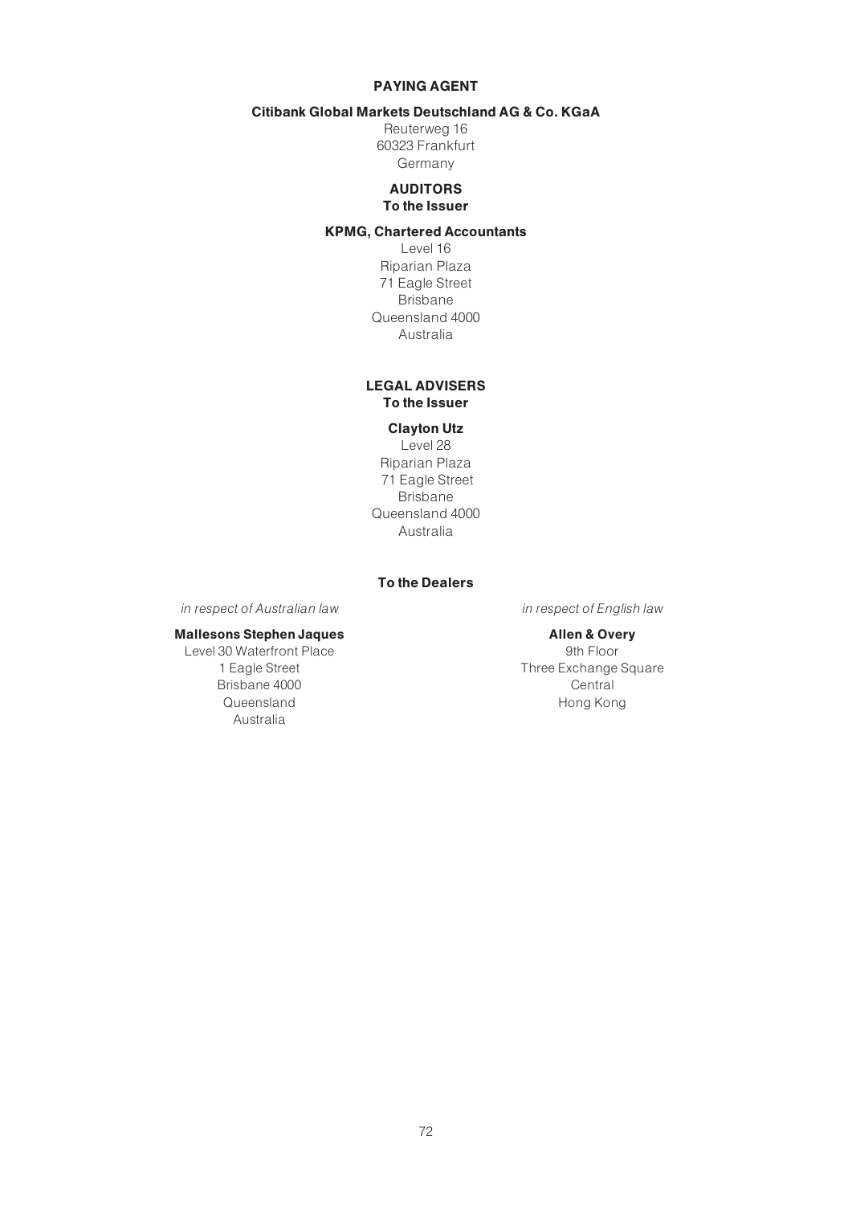**PAYING AGENT**

**Citibank Global Markets Deutschland AG & Co. KGaA**

Reuterweg 16
60323 Frankfurt
Germany

**AUDITORS**
**To the Issuer**

**KPMG, Chartered Accountants**

Level 16
Riparian Plaza
71 Eagle Street
Brisbane
Queensland 4000
Australia

**LEGAL ADVISERS**
**To the Issuer**

**Clayton Utz**

Level 28
Riparian Plaza
71 Eagle Street
Brisbane
Queensland 4000
Australia

**To the Dealers**

*in respect of Australian law*

**Mallesons Stephen Jaques**

Level 30 Waterfront Place
1 Eagle Street
Brisbane 4000
Queensland
Australia

*in respect of English law*

**Allen & Overy**

9th Floor
Three Exchange Square
Central
Hong Kong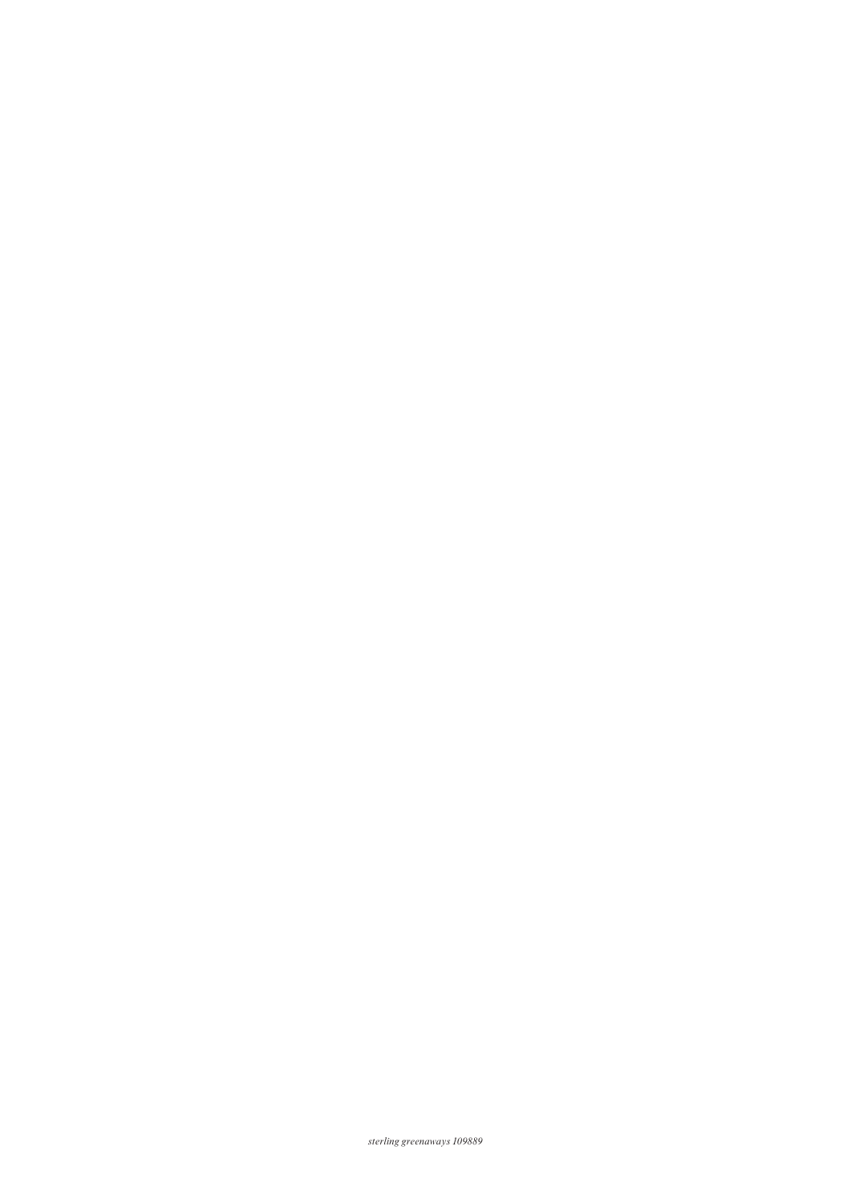*sterling greenaways 109889*